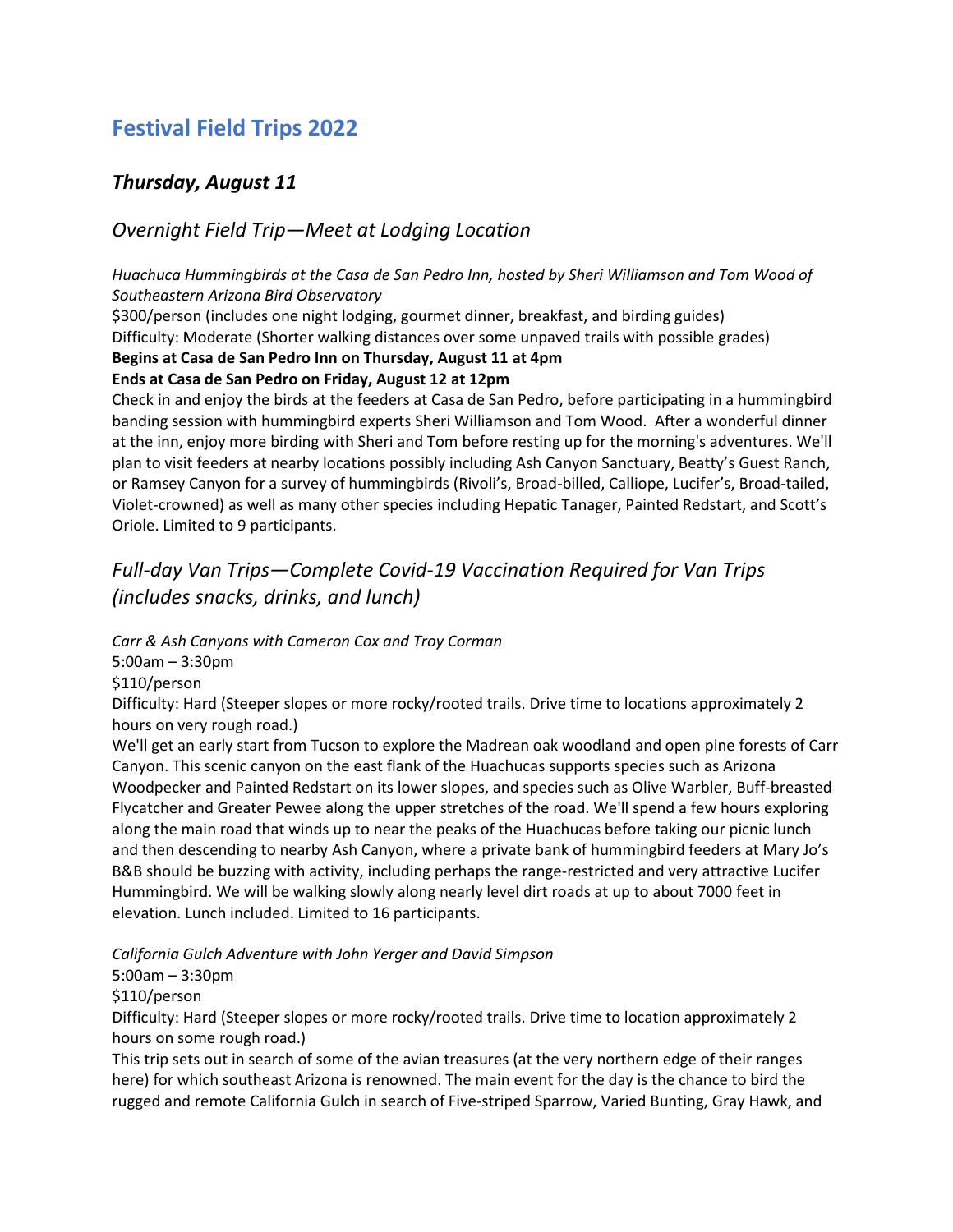# Festival Field Trips 2022

## *Thursday, August 11*

### *Overnight Field Trip—Meet at Lodging Location*

*Huachuca Hummingbirds at the Casa de San Pedro Inn, hosted by Sheri Williamson and Tom Wood of Southeastern Arizona Bird Observatory*
$300/person (includes one night lodging, gourmet dinner, breakfast, and birding guides)
Difficulty: Moderate (Shorter walking distances over some unpaved trails with possible grades)
**Begins at Casa de San Pedro Inn on Thursday, August 11 at 4pm**
**Ends at Casa de San Pedro on Friday, August 12 at 12pm**
Check in and enjoy the birds at the feeders at Casa de San Pedro, before participating in a hummingbird banding session with hummingbird experts Sheri Williamson and Tom Wood. After a wonderful dinner at the inn, enjoy more birding with Sheri and Tom before resting up for the morning's adventures. We'll plan to visit feeders at nearby locations possibly including Ash Canyon Sanctuary, Beatty's Guest Ranch, or Ramsey Canyon for a survey of hummingbirds (Rivoli's, Broad-billed, Calliope, Lucifer's, Broad-tailed, Violet-crowned) as well as many other species including Hepatic Tanager, Painted Redstart, and Scott's Oriole. Limited to 9 participants.

### *Full-day Van Trips—Complete Covid-19 Vaccination Required for Van Trips (includes snacks, drinks, and lunch)*

*Carr & Ash Canyons with Cameron Cox and Troy Corman*
5:00am – 3:30pm
$110/person
Difficulty: Hard (Steeper slopes or more rocky/rooted trails. Drive time to locations approximately 2 hours on very rough road.)
We'll get an early start from Tucson to explore the Madrean oak woodland and open pine forests of Carr Canyon. This scenic canyon on the east flank of the Huachucas supports species such as Arizona Woodpecker and Painted Redstart on its lower slopes, and species such as Olive Warbler, Buff-breasted Flycatcher and Greater Pewee along the upper stretches of the road. We'll spend a few hours exploring along the main road that winds up to near the peaks of the Huachucas before taking our picnic lunch and then descending to nearby Ash Canyon, where a private bank of hummingbird feeders at Mary Jo's B&B should be buzzing with activity, including perhaps the range-restricted and very attractive Lucifer Hummingbird. We will be walking slowly along nearly level dirt roads at up to about 7000 feet in elevation. Lunch included. Limited to 16 participants.

*California Gulch Adventure with John Yerger and David Simpson*
5:00am – 3:30pm
$110/person
Difficulty: Hard (Steeper slopes or more rocky/rooted trails. Drive time to location approximately 2 hours on some rough road.)
This trip sets out in search of some of the avian treasures (at the very northern edge of their ranges here) for which southeast Arizona is renowned. The main event for the day is the chance to bird the rugged and remote California Gulch in search of Five-striped Sparrow, Varied Bunting, Gray Hawk, and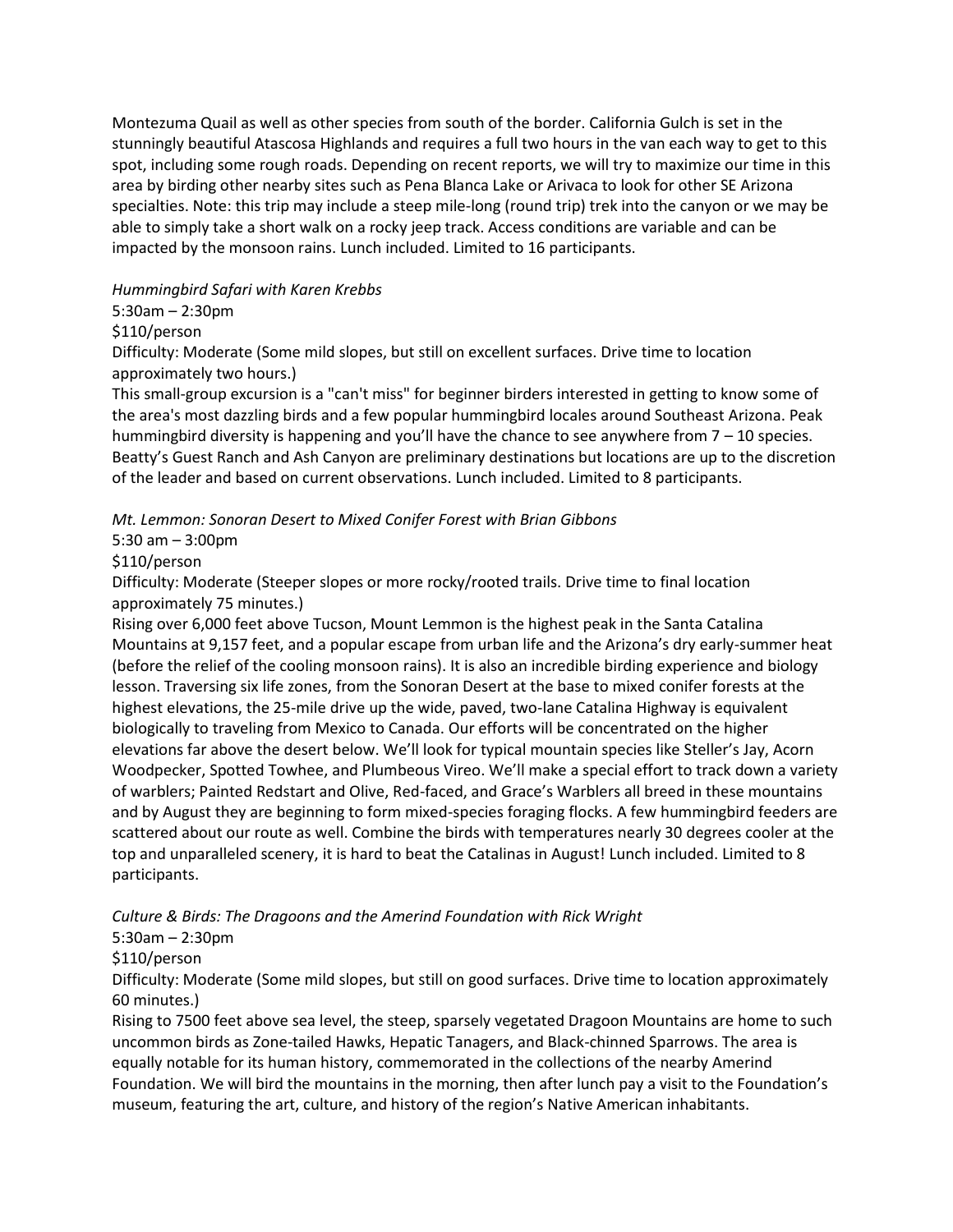Montezuma Quail as well as other species from south of the border. California Gulch is set in the stunningly beautiful Atascosa Highlands and requires a full two hours in the van each way to get to this spot, including some rough roads. Depending on recent reports, we will try to maximize our time in this area by birding other nearby sites such as Pena Blanca Lake or Arivaca to look for other SE Arizona specialties. Note: this trip may include a steep mile-long (round trip) trek into the canyon or we may be able to simply take a short walk on a rocky jeep track. Access conditions are variable and can be impacted by the monsoon rains. Lunch included. Limited to 16 participants.

*Hummingbird Safari with Karen Krebbs*

5:30am – 2:30pm

$110/person

Difficulty: Moderate (Some mild slopes, but still on excellent surfaces. Drive time to location approximately two hours.)

This small-group excursion is a "can't miss" for beginner birders interested in getting to know some of the area's most dazzling birds and a few popular hummingbird locales around Southeast Arizona. Peak hummingbird diversity is happening and you'll have the chance to see anywhere from 7 – 10 species. Beatty's Guest Ranch and Ash Canyon are preliminary destinations but locations are up to the discretion of the leader and based on current observations. Lunch included. Limited to 8 participants.

*Mt. Lemmon: Sonoran Desert to Mixed Conifer Forest with Brian Gibbons*

5:30 am – 3:00pm

$110/person

Difficulty: Moderate (Steeper slopes or more rocky/rooted trails. Drive time to final location approximately 75 minutes.)

Rising over 6,000 feet above Tucson, Mount Lemmon is the highest peak in the Santa Catalina Mountains at 9,157 feet, and a popular escape from urban life and the Arizona's dry early-summer heat (before the relief of the cooling monsoon rains). It is also an incredible birding experience and biology lesson. Traversing six life zones, from the Sonoran Desert at the base to mixed conifer forests at the highest elevations, the 25-mile drive up the wide, paved, two-lane Catalina Highway is equivalent biologically to traveling from Mexico to Canada. Our efforts will be concentrated on the higher elevations far above the desert below. We'll look for typical mountain species like Steller's Jay, Acorn Woodpecker, Spotted Towhee, and Plumbeous Vireo. We'll make a special effort to track down a variety of warblers; Painted Redstart and Olive, Red-faced, and Grace's Warblers all breed in these mountains and by August they are beginning to form mixed-species foraging flocks. A few hummingbird feeders are scattered about our route as well. Combine the birds with temperatures nearly 30 degrees cooler at the top and unparalleled scenery, it is hard to beat the Catalinas in August! Lunch included. Limited to 8 participants.

*Culture & Birds: The Dragoons and the Amerind Foundation with Rick Wright*

5:30am – 2:30pm

$110/person

Difficulty: Moderate (Some mild slopes, but still on good surfaces. Drive time to location approximately 60 minutes.)

Rising to 7500 feet above sea level, the steep, sparsely vegetated Dragoon Mountains are home to such uncommon birds as Zone-tailed Hawks, Hepatic Tanagers, and Black-chinned Sparrows. The area is equally notable for its human history, commemorated in the collections of the nearby Amerind Foundation. We will bird the mountains in the morning, then after lunch pay a visit to the Foundation's museum, featuring the art, culture, and history of the region's Native American inhabitants.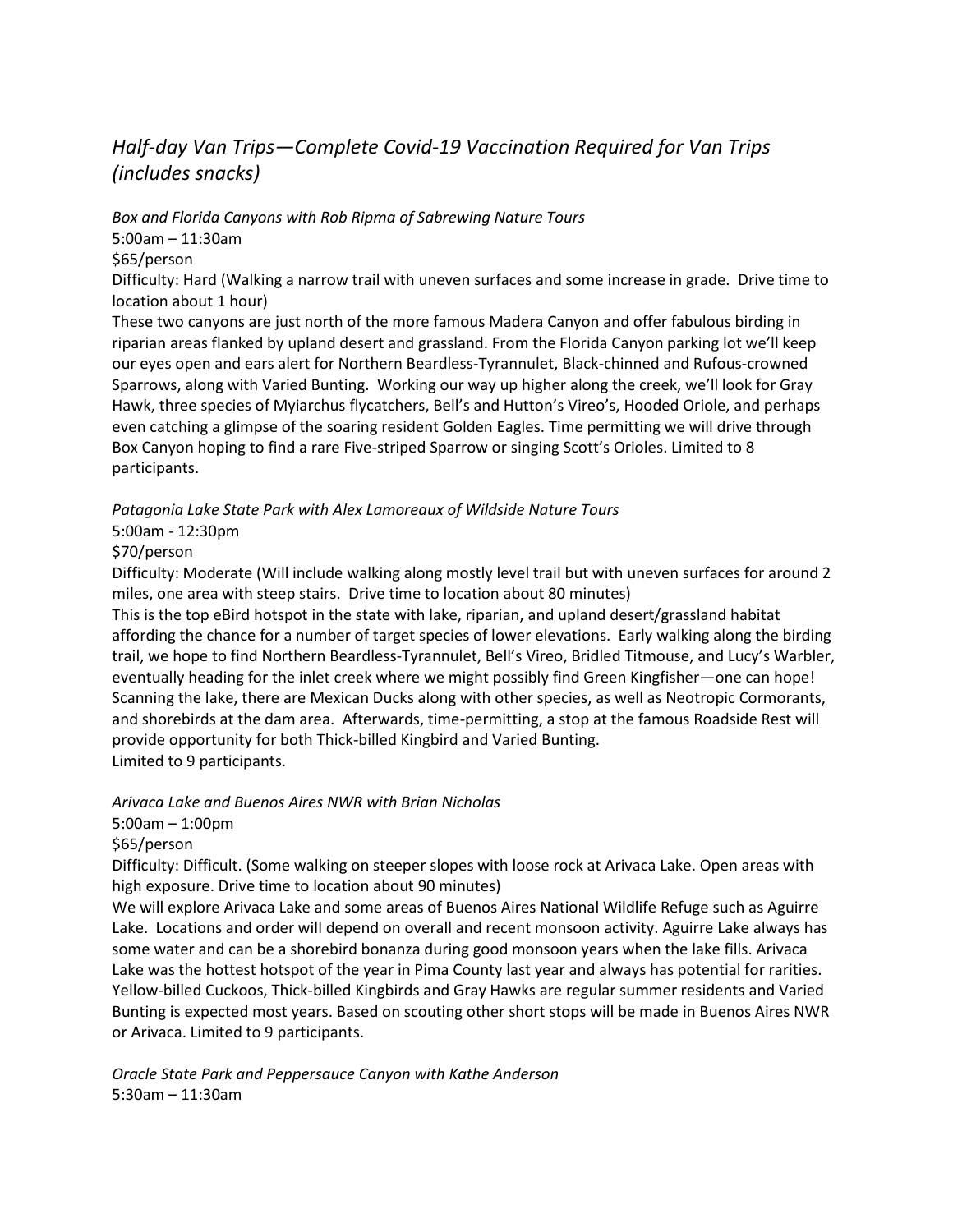## *Half-day Van Trips—Complete Covid-19 Vaccination Required for Van Trips (includes snacks)*

*Box and Florida Canyons with Rob Ripma of Sabrewing Nature Tours*

5:00am – 11:30am

$65/person

Difficulty: Hard (Walking a narrow trail with uneven surfaces and some increase in grade. Drive time to location about 1 hour)

These two canyons are just north of the more famous Madera Canyon and offer fabulous birding in riparian areas flanked by upland desert and grassland. From the Florida Canyon parking lot we'll keep our eyes open and ears alert for Northern Beardless-Tyrannulet, Black-chinned and Rufous-crowned Sparrows, along with Varied Bunting. Working our way up higher along the creek, we'll look for Gray Hawk, three species of Myiarchus flycatchers, Bell's and Hutton's Vireo's, Hooded Oriole, and perhaps even catching a glimpse of the soaring resident Golden Eagles. Time permitting we will drive through Box Canyon hoping to find a rare Five-striped Sparrow or singing Scott's Orioles. Limited to 8 participants.

*Patagonia Lake State Park with Alex Lamoreaux of Wildside Nature Tours*

5:00am - 12:30pm

$70/person

Difficulty: Moderate (Will include walking along mostly level trail but with uneven surfaces for around 2 miles, one area with steep stairs. Drive time to location about 80 minutes)

This is the top eBird hotspot in the state with lake, riparian, and upland desert/grassland habitat affording the chance for a number of target species of lower elevations. Early walking along the birding trail, we hope to find Northern Beardless-Tyrannulet, Bell's Vireo, Bridled Titmouse, and Lucy's Warbler, eventually heading for the inlet creek where we might possibly find Green Kingfisher—one can hope! Scanning the lake, there are Mexican Ducks along with other species, as well as Neotropic Cormorants, and shorebirds at the dam area. Afterwards, time-permitting, a stop at the famous Roadside Rest will provide opportunity for both Thick-billed Kingbird and Varied Bunting.
Limited to 9 participants.

*Arivaca Lake and Buenos Aires NWR with Brian Nicholas*

5:00am – 1:00pm

$65/person

Difficulty: Difficult. (Some walking on steeper slopes with loose rock at Arivaca Lake. Open areas with high exposure. Drive time to location about 90 minutes)

We will explore Arivaca Lake and some areas of Buenos Aires National Wildlife Refuge such as Aguirre Lake. Locations and order will depend on overall and recent monsoon activity. Aguirre Lake always has some water and can be a shorebird bonanza during good monsoon years when the lake fills. Arivaca Lake was the hottest hotspot of the year in Pima County last year and always has potential for rarities. Yellow-billed Cuckoos, Thick-billed Kingbirds and Gray Hawks are regular summer residents and Varied Bunting is expected most years. Based on scouting other short stops will be made in Buenos Aires NWR or Arivaca. Limited to 9 participants.

*Oracle State Park and Peppersauce Canyon with Kathe Anderson*

5:30am – 11:30am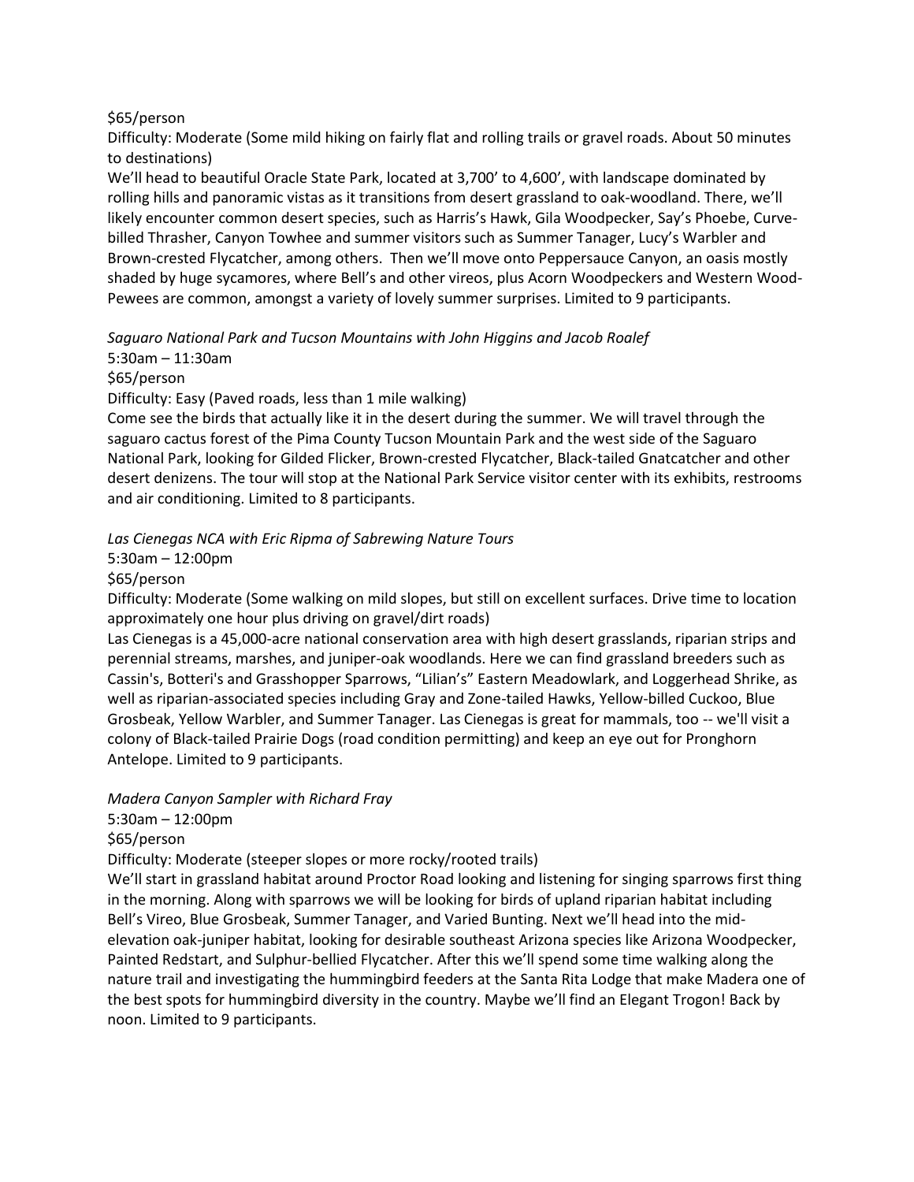$65/person

Difficulty: Moderate (Some mild hiking on fairly flat and rolling trails or gravel roads. About 50 minutes to destinations)

We'll head to beautiful Oracle State Park, located at 3,700' to 4,600', with landscape dominated by rolling hills and panoramic vistas as it transitions from desert grassland to oak-woodland. There, we'll likely encounter common desert species, such as Harris's Hawk, Gila Woodpecker, Say's Phoebe, Curve-billed Thrasher, Canyon Towhee and summer visitors such as Summer Tanager, Lucy's Warbler and Brown-crested Flycatcher, among others. Then we'll move onto Peppersauce Canyon, an oasis mostly shaded by huge sycamores, where Bell's and other vireos, plus Acorn Woodpeckers and Western Wood-Pewees are common, amongst a variety of lovely summer surprises. Limited to 9 participants.

*Saguaro National Park and Tucson Mountains with John Higgins and Jacob Roalef*

5:30am – 11:30am

$65/person

Difficulty: Easy (Paved roads, less than 1 mile walking)

Come see the birds that actually like it in the desert during the summer. We will travel through the saguaro cactus forest of the Pima County Tucson Mountain Park and the west side of the Saguaro National Park, looking for Gilded Flicker, Brown-crested Flycatcher, Black-tailed Gnatcatcher and other desert denizens. The tour will stop at the National Park Service visitor center with its exhibits, restrooms and air conditioning. Limited to 8 participants.

*Las Cienegas NCA with Eric Ripma of Sabrewing Nature Tours*

5:30am – 12:00pm

$65/person

Difficulty: Moderate (Some walking on mild slopes, but still on excellent surfaces. Drive time to location approximately one hour plus driving on gravel/dirt roads)

Las Cienegas is a 45,000-acre national conservation area with high desert grasslands, riparian strips and perennial streams, marshes, and juniper-oak woodlands. Here we can find grassland breeders such as Cassin's, Botteri's and Grasshopper Sparrows, "Lilian's" Eastern Meadowlark, and Loggerhead Shrike, as well as riparian-associated species including Gray and Zone-tailed Hawks, Yellow-billed Cuckoo, Blue Grosbeak, Yellow Warbler, and Summer Tanager. Las Cienegas is great for mammals, too -- we'll visit a colony of Black-tailed Prairie Dogs (road condition permitting) and keep an eye out for Pronghorn Antelope. Limited to 9 participants.

*Madera Canyon Sampler with Richard Fray*

5:30am – 12:00pm

$65/person

Difficulty: Moderate (steeper slopes or more rocky/rooted trails)

We'll start in grassland habitat around Proctor Road looking and listening for singing sparrows first thing in the morning. Along with sparrows we will be looking for birds of upland riparian habitat including Bell's Vireo, Blue Grosbeak, Summer Tanager, and Varied Bunting. Next we'll head into the mid-elevation oak-juniper habitat, looking for desirable southeast Arizona species like Arizona Woodpecker, Painted Redstart, and Sulphur-bellied Flycatcher. After this we'll spend some time walking along the nature trail and investigating the hummingbird feeders at the Santa Rita Lodge that make Madera one of the best spots for hummingbird diversity in the country. Maybe we'll find an Elegant Trogon! Back by noon. Limited to 9 participants.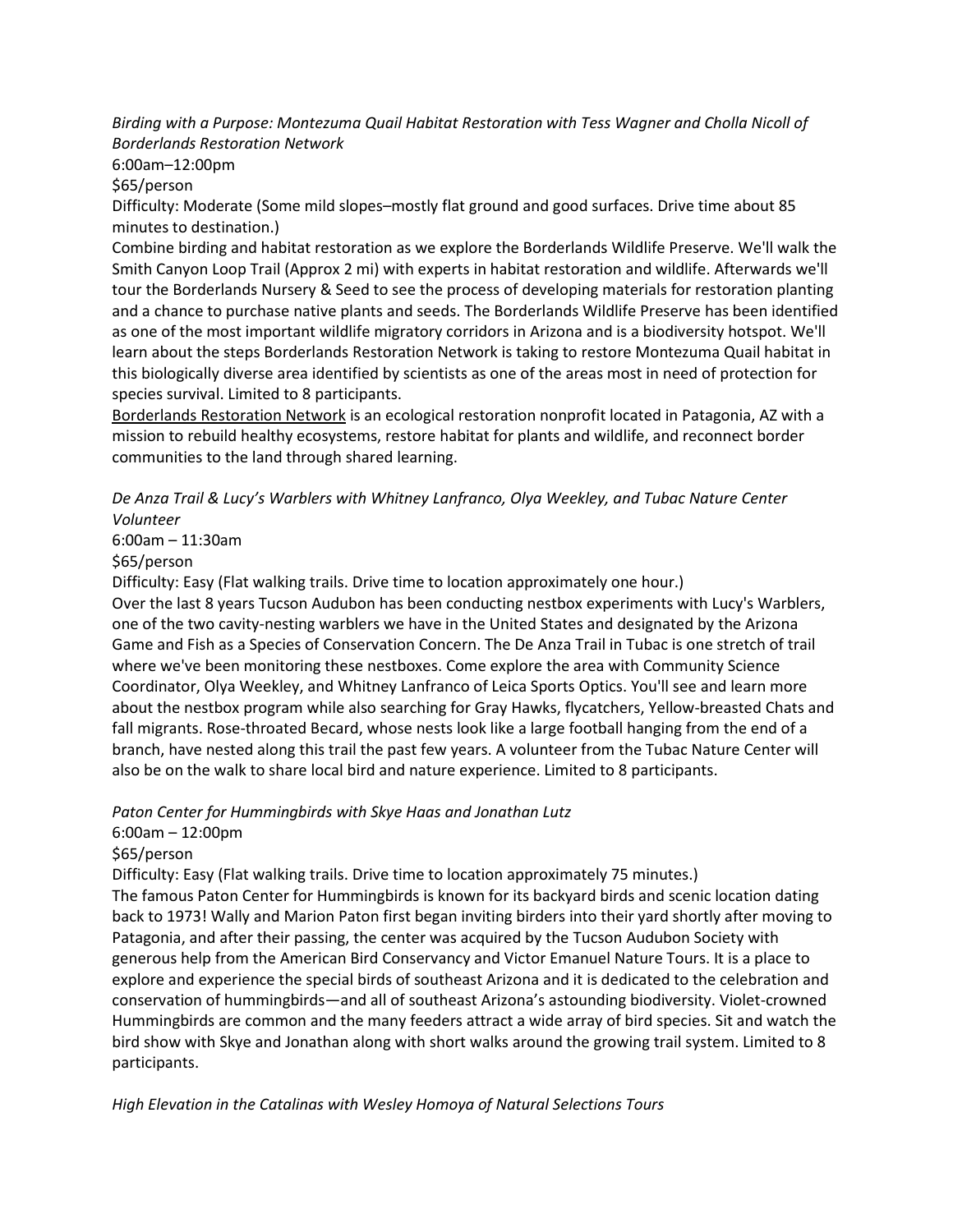*Birding with a Purpose: Montezuma Quail Habitat Restoration with Tess Wagner and Cholla Nicoll of Borderlands Restoration Network*

6:00am–12:00pm

$65/person

Difficulty: Moderate (Some mild slopes–mostly flat ground and good surfaces. Drive time about 85 minutes to destination.)

Combine birding and habitat restoration as we explore the Borderlands Wildlife Preserve. We'll walk the Smith Canyon Loop Trail (Approx 2 mi) with experts in habitat restoration and wildlife. Afterwards we'll tour the Borderlands Nursery & Seed to see the process of developing materials for restoration planting and a chance to purchase native plants and seeds. The Borderlands Wildlife Preserve has been identified as one of the most important wildlife migratory corridors in Arizona and is a biodiversity hotspot. We'll learn about the steps Borderlands Restoration Network is taking to restore Montezuma Quail habitat in this biologically diverse area identified by scientists as one of the areas most in need of protection for species survival. Limited to 8 participants.

Borderlands Restoration Network is an ecological restoration nonprofit located in Patagonia, AZ with a mission to rebuild healthy ecosystems, restore habitat for plants and wildlife, and reconnect border communities to the land through shared learning.

*De Anza Trail & Lucy's Warblers with Whitney Lanfranco, Olya Weekley, and Tubac Nature Center Volunteer*

6:00am – 11:30am

$65/person

Difficulty: Easy (Flat walking trails. Drive time to location approximately one hour.)

Over the last 8 years Tucson Audubon has been conducting nestbox experiments with Lucy's Warblers, one of the two cavity-nesting warblers we have in the United States and designated by the Arizona Game and Fish as a Species of Conservation Concern. The De Anza Trail in Tubac is one stretch of trail where we've been monitoring these nestboxes. Come explore the area with Community Science Coordinator, Olya Weekley, and Whitney Lanfranco of Leica Sports Optics. You'll see and learn more about the nestbox program while also searching for Gray Hawks, flycatchers, Yellow-breasted Chats and fall migrants. Rose-throated Becard, whose nests look like a large football hanging from the end of a branch, have nested along this trail the past few years. A volunteer from the Tubac Nature Center will also be on the walk to share local bird and nature experience. Limited to 8 participants.

*Paton Center for Hummingbirds with Skye Haas and Jonathan Lutz*

6:00am – 12:00pm

$65/person

Difficulty: Easy (Flat walking trails. Drive time to location approximately 75 minutes.)

The famous Paton Center for Hummingbirds is known for its backyard birds and scenic location dating back to 1973! Wally and Marion Paton first began inviting birders into their yard shortly after moving to Patagonia, and after their passing, the center was acquired by the Tucson Audubon Society with generous help from the American Bird Conservancy and Victor Emanuel Nature Tours. It is a place to explore and experience the special birds of southeast Arizona and it is dedicated to the celebration and conservation of hummingbirds—and all of southeast Arizona's astounding biodiversity. Violet-crowned Hummingbirds are common and the many feeders attract a wide array of bird species. Sit and watch the bird show with Skye and Jonathan along with short walks around the growing trail system. Limited to 8 participants.

*High Elevation in the Catalinas with Wesley Homoya of Natural Selections Tours*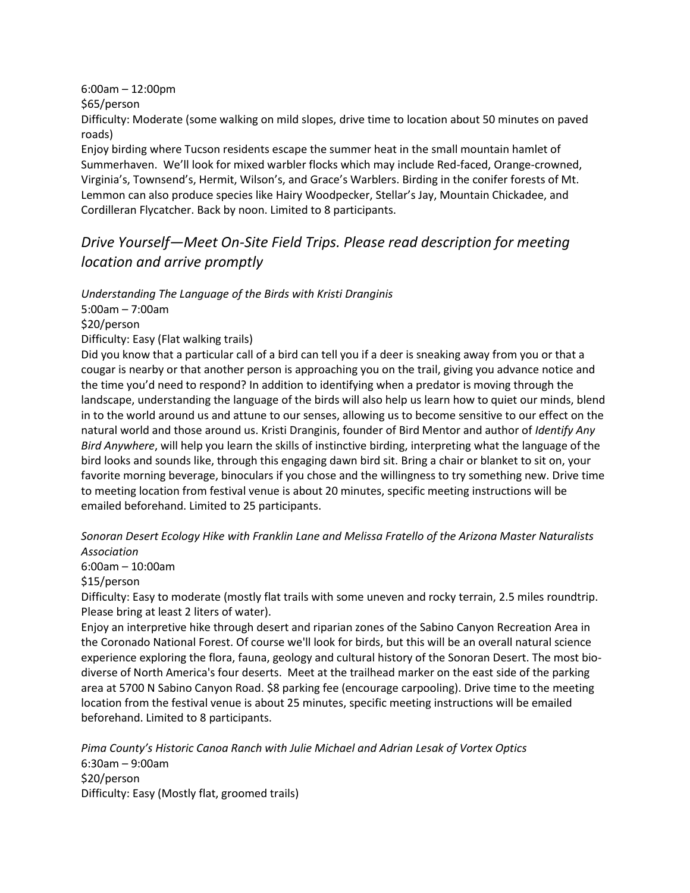6:00am – 12:00pm
$65/person
Difficulty: Moderate (some walking on mild slopes, drive time to location about 50 minutes on paved roads)
Enjoy birding where Tucson residents escape the summer heat in the small mountain hamlet of Summerhaven. We'll look for mixed warbler flocks which may include Red-faced, Orange-crowned, Virginia's, Townsend's, Hermit, Wilson's, and Grace's Warblers. Birding in the conifer forests of Mt. Lemmon can also produce species like Hairy Woodpecker, Stellar's Jay, Mountain Chickadee, and Cordilleran Flycatcher. Back by noon. Limited to 8 participants.

## *Drive Yourself—Meet On-Site Field Trips. Please read description for meeting location and arrive promptly*

*Understanding The Language of the Birds with Kristi Dranginis*
5:00am – 7:00am
$20/person
Difficulty: Easy (Flat walking trails)
Did you know that a particular call of a bird can tell you if a deer is sneaking away from you or that a cougar is nearby or that another person is approaching you on the trail, giving you advance notice and the time you'd need to respond? In addition to identifying when a predator is moving through the landscape, understanding the language of the birds will also help us learn how to quiet our minds, blend in to the world around us and attune to our senses, allowing us to become sensitive to our effect on the natural world and those around us. Kristi Dranginis, founder of Bird Mentor and author of *Identify Any Bird Anywhere*, will help you learn the skills of instinctive birding, interpreting what the language of the bird looks and sounds like, through this engaging dawn bird sit. Bring a chair or blanket to sit on, your favorite morning beverage, binoculars if you chose and the willingness to try something new. Drive time to meeting location from festival venue is about 20 minutes, specific meeting instructions will be emailed beforehand. Limited to 25 participants.

*Sonoran Desert Ecology Hike with Franklin Lane and Melissa Fratello of the Arizona Master Naturalists Association*
6:00am – 10:00am
$15/person
Difficulty: Easy to moderate (mostly flat trails with some uneven and rocky terrain, 2.5 miles roundtrip. Please bring at least 2 liters of water).
Enjoy an interpretive hike through desert and riparian zones of the Sabino Canyon Recreation Area in the Coronado National Forest. Of course we'll look for birds, but this will be an overall natural science experience exploring the flora, fauna, geology and cultural history of the Sonoran Desert. The most bio-diverse of North America's four deserts. Meet at the trailhead marker on the east side of the parking area at 5700 N Sabino Canyon Road. $8 parking fee (encourage carpooling). Drive time to the meeting location from the festival venue is about 25 minutes, specific meeting instructions will be emailed beforehand. Limited to 8 participants.

*Pima County's Historic Canoa Ranch with Julie Michael and Adrian Lesak of Vortex Optics*
6:30am – 9:00am
$20/person
Difficulty: Easy (Mostly flat, groomed trails)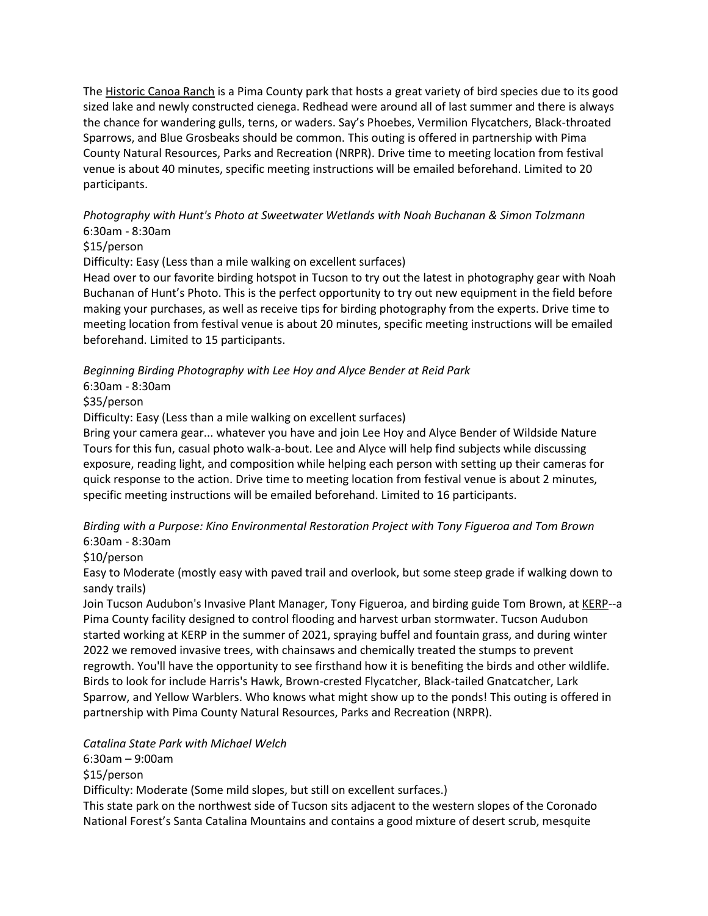The Historic Canoa Ranch is a Pima County park that hosts a great variety of bird species due to its good sized lake and newly constructed cienega. Redhead were around all of last summer and there is always the chance for wandering gulls, terns, or waders. Say's Phoebes, Vermilion Flycatchers, Black-throated Sparrows, and Blue Grosbeaks should be common. This outing is offered in partnership with Pima County Natural Resources, Parks and Recreation (NRPR). Drive time to meeting location from festival venue is about 40 minutes, specific meeting instructions will be emailed beforehand. Limited to 20 participants.

*Photography with Hunt's Photo at Sweetwater Wetlands with Noah Buchanan & Simon Tolzmann*
6:30am - 8:30am
$15/person
Difficulty: Easy (Less than a mile walking on excellent surfaces)
Head over to our favorite birding hotspot in Tucson to try out the latest in photography gear with Noah Buchanan of Hunt's Photo. This is the perfect opportunity to try out new equipment in the field before making your purchases, as well as receive tips for birding photography from the experts. Drive time to meeting location from festival venue is about 20 minutes, specific meeting instructions will be emailed beforehand. Limited to 15 participants.

*Beginning Birding Photography with Lee Hoy and Alyce Bender at Reid Park*
6:30am - 8:30am
$35/person
Difficulty: Easy (Less than a mile walking on excellent surfaces)
Bring your camera gear... whatever you have and join Lee Hoy and Alyce Bender of Wildside Nature Tours for this fun, casual photo walk-a-bout. Lee and Alyce will help find subjects while discussing exposure, reading light, and composition while helping each person with setting up their cameras for quick response to the action. Drive time to meeting location from festival venue is about 2 minutes, specific meeting instructions will be emailed beforehand. Limited to 16 participants.

*Birding with a Purpose: Kino Environmental Restoration Project with Tony Figueroa and Tom Brown*
6:30am - 8:30am
$10/person
Easy to Moderate (mostly easy with paved trail and overlook, but some steep grade if walking down to sandy trails)
Join Tucson Audubon's Invasive Plant Manager, Tony Figueroa, and birding guide Tom Brown, at KERP--a Pima County facility designed to control flooding and harvest urban stormwater. Tucson Audubon started working at KERP in the summer of 2021, spraying buffel and fountain grass, and during winter 2022 we removed invasive trees, with chainsaws and chemically treated the stumps to prevent regrowth. You'll have the opportunity to see firsthand how it is benefiting the birds and other wildlife. Birds to look for include Harris's Hawk, Brown-crested Flycatcher, Black-tailed Gnatcatcher, Lark Sparrow, and Yellow Warblers. Who knows what might show up to the ponds! This outing is offered in partnership with Pima County Natural Resources, Parks and Recreation (NRPR).

*Catalina State Park with Michael Welch*
6:30am – 9:00am
$15/person
Difficulty: Moderate (Some mild slopes, but still on excellent surfaces.)
This state park on the northwest side of Tucson sits adjacent to the western slopes of the Coronado National Forest's Santa Catalina Mountains and contains a good mixture of desert scrub, mesquite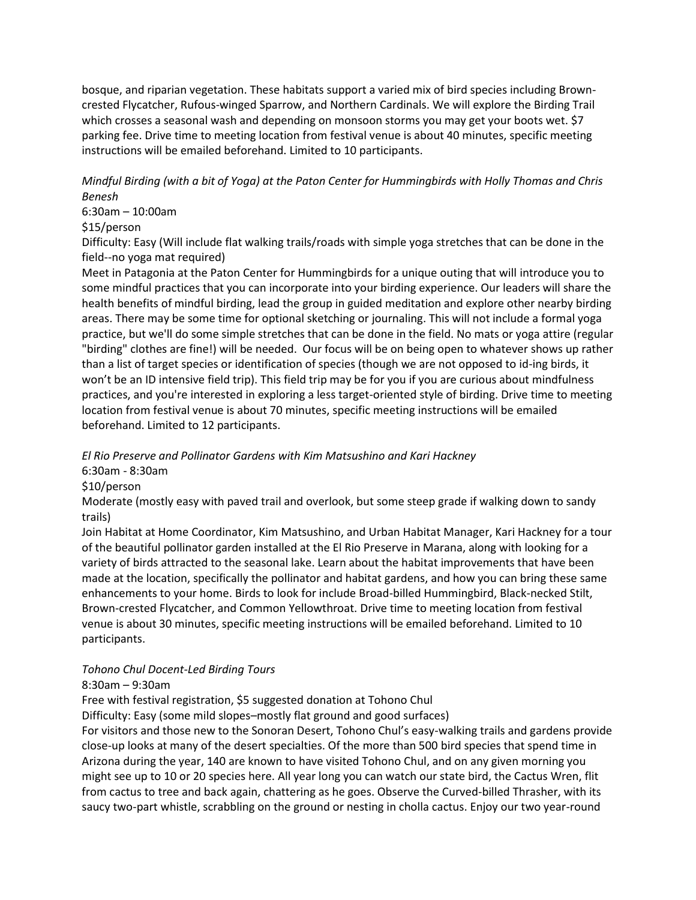bosque, and riparian vegetation. These habitats support a varied mix of bird species including Brown-crested Flycatcher, Rufous-winged Sparrow, and Northern Cardinals. We will explore the Birding Trail which crosses a seasonal wash and depending on monsoon storms you may get your boots wet. $7 parking fee. Drive time to meeting location from festival venue is about 40 minutes, specific meeting instructions will be emailed beforehand. Limited to 10 participants.

*Mindful Birding (with a bit of Yoga) at the Paton Center for Hummingbirds with Holly Thomas and Chris Benesh*

6:30am – 10:00am

$15/person

Difficulty: Easy (Will include flat walking trails/roads with simple yoga stretches that can be done in the field--no yoga mat required)

Meet in Patagonia at the Paton Center for Hummingbirds for a unique outing that will introduce you to some mindful practices that you can incorporate into your birding experience. Our leaders will share the health benefits of mindful birding, lead the group in guided meditation and explore other nearby birding areas. There may be some time for optional sketching or journaling. This will not include a formal yoga practice, but we'll do some simple stretches that can be done in the field. No mats or yoga attire (regular "birding" clothes are fine!) will be needed. Our focus will be on being open to whatever shows up rather than a list of target species or identification of species (though we are not opposed to id-ing birds, it won't be an ID intensive field trip). This field trip may be for you if you are curious about mindfulness practices, and you're interested in exploring a less target-oriented style of birding. Drive time to meeting location from festival venue is about 70 minutes, specific meeting instructions will be emailed beforehand. Limited to 12 participants.

*El Rio Preserve and Pollinator Gardens with Kim Matsushino and Kari Hackney*

6:30am - 8:30am

$10/person

Moderate (mostly easy with paved trail and overlook, but some steep grade if walking down to sandy trails)

Join Habitat at Home Coordinator, Kim Matsushino, and Urban Habitat Manager, Kari Hackney for a tour of the beautiful pollinator garden installed at the El Rio Preserve in Marana, along with looking for a variety of birds attracted to the seasonal lake. Learn about the habitat improvements that have been made at the location, specifically the pollinator and habitat gardens, and how you can bring these same enhancements to your home. Birds to look for include Broad-billed Hummingbird, Black-necked Stilt, Brown-crested Flycatcher, and Common Yellowthroat. Drive time to meeting location from festival venue is about 30 minutes, specific meeting instructions will be emailed beforehand. Limited to 10 participants.

*Tohono Chul Docent-Led Birding Tours*

8:30am – 9:30am

Free with festival registration, $5 suggested donation at Tohono Chul

Difficulty: Easy (some mild slopes–mostly flat ground and good surfaces)

For visitors and those new to the Sonoran Desert, Tohono Chul's easy-walking trails and gardens provide close-up looks at many of the desert specialties. Of the more than 500 bird species that spend time in Arizona during the year, 140 are known to have visited Tohono Chul, and on any given morning you might see up to 10 or 20 species here. All year long you can watch our state bird, the Cactus Wren, flit from cactus to tree and back again, chattering as he goes. Observe the Curved-billed Thrasher, with its saucy two-part whistle, scrabbling on the ground or nesting in cholla cactus. Enjoy our two year-round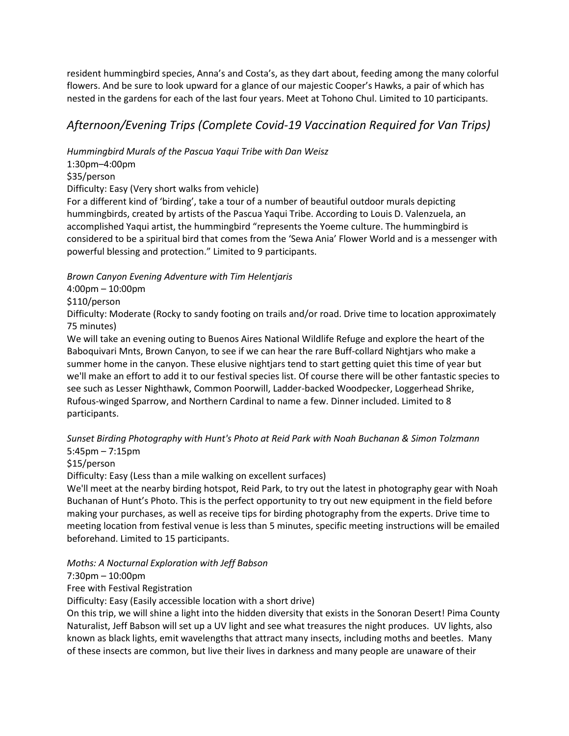resident hummingbird species, Anna's and Costa's, as they dart about, feeding among the many colorful flowers. And be sure to look upward for a glance of our majestic Cooper's Hawks, a pair of which has nested in the gardens for each of the last four years. Meet at Tohono Chul. Limited to 10 participants.

## *Afternoon/Evening Trips (Complete Covid-19 Vaccination Required for Van Trips)*

*Hummingbird Murals of the Pascua Yaqui Tribe with Dan Weisz*
1:30pm–4:00pm
$35/person
Difficulty: Easy (Very short walks from vehicle)
For a different kind of 'birding', take a tour of a number of beautiful outdoor murals depicting hummingbirds, created by artists of the Pascua Yaqui Tribe. According to Louis D. Valenzuela, an accomplished Yaqui artist, the hummingbird "represents the Yoeme culture. The hummingbird is considered to be a spiritual bird that comes from the 'Sewa Ania' Flower World and is a messenger with powerful blessing and protection." Limited to 9 participants.

*Brown Canyon Evening Adventure with Tim Helentjaris*
4:00pm – 10:00pm
$110/person
Difficulty: Moderate (Rocky to sandy footing on trails and/or road. Drive time to location approximately 75 minutes)
We will take an evening outing to Buenos Aires National Wildlife Refuge and explore the heart of the Baboquivari Mnts, Brown Canyon, to see if we can hear the rare Buff-collard Nightjars who make a summer home in the canyon. These elusive nightjars tend to start getting quiet this time of year but we'll make an effort to add it to our festival species list. Of course there will be other fantastic species to see such as Lesser Nighthawk, Common Poorwill, Ladder-backed Woodpecker, Loggerhead Shrike, Rufous-winged Sparrow, and Northern Cardinal to name a few. Dinner included. Limited to 8 participants.

*Sunset Birding Photography with Hunt's Photo at Reid Park with Noah Buchanan & Simon Tolzmann*
5:45pm – 7:15pm
$15/person
Difficulty: Easy (Less than a mile walking on excellent surfaces)
We'll meet at the nearby birding hotspot, Reid Park, to try out the latest in photography gear with Noah Buchanan of Hunt's Photo. This is the perfect opportunity to try out new equipment in the field before making your purchases, as well as receive tips for birding photography from the experts. Drive time to meeting location from festival venue is less than 5 minutes, specific meeting instructions will be emailed beforehand. Limited to 15 participants.

*Moths: A Nocturnal Exploration with Jeff Babson*
7:30pm – 10:00pm
Free with Festival Registration
Difficulty: Easy (Easily accessible location with a short drive)
On this trip, we will shine a light into the hidden diversity that exists in the Sonoran Desert! Pima County Naturalist, Jeff Babson will set up a UV light and see what treasures the night produces. UV lights, also known as black lights, emit wavelengths that attract many insects, including moths and beetles. Many of these insects are common, but live their lives in darkness and many people are unaware of their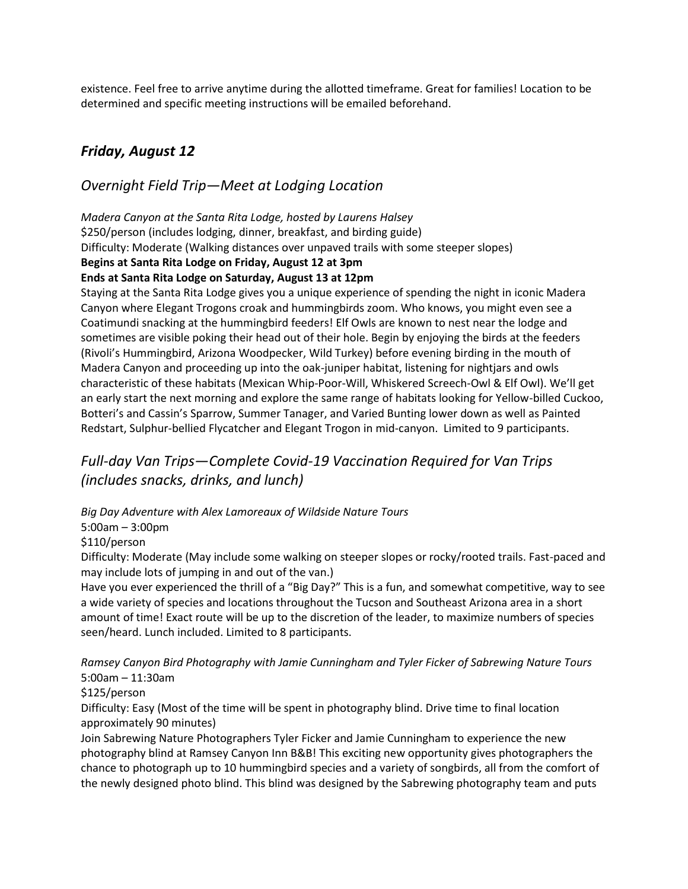existence. Feel free to arrive anytime during the allotted timeframe. Great for families! Location to be determined and specific meeting instructions will be emailed beforehand.

## *Friday, August 12*

### *Overnight Field Trip—Meet at Lodging Location*

*Madera Canyon at the Santa Rita Lodge, hosted by Laurens Halsey*
$250/person (includes lodging, dinner, breakfast, and birding guide)
Difficulty: Moderate (Walking distances over unpaved trails with some steeper slopes)
**Begins at Santa Rita Lodge on Friday, August 12 at 3pm**
**Ends at Santa Rita Lodge on Saturday, August 13 at 12pm**
Staying at the Santa Rita Lodge gives you a unique experience of spending the night in iconic Madera Canyon where Elegant Trogons croak and hummingbirds zoom. Who knows, you might even see a Coatimundi snacking at the hummingbird feeders! Elf Owls are known to nest near the lodge and sometimes are visible poking their head out of their hole. Begin by enjoying the birds at the feeders (Rivoli's Hummingbird, Arizona Woodpecker, Wild Turkey) before evening birding in the mouth of Madera Canyon and proceeding up into the oak-juniper habitat, listening for nightjars and owls characteristic of these habitats (Mexican Whip-Poor-Will, Whiskered Screech-Owl & Elf Owl). We'll get an early start the next morning and explore the same range of habitats looking for Yellow-billed Cuckoo, Botteri's and Cassin's Sparrow, Summer Tanager, and Varied Bunting lower down as well as Painted Redstart, Sulphur-bellied Flycatcher and Elegant Trogon in mid-canyon. Limited to 9 participants.

### *Full-day Van Trips—Complete Covid-19 Vaccination Required for Van Trips (includes snacks, drinks, and lunch)*

*Big Day Adventure with Alex Lamoreaux of Wildside Nature Tours*
5:00am – 3:00pm
$110/person
Difficulty: Moderate (May include some walking on steeper slopes or rocky/rooted trails. Fast-paced and may include lots of jumping in and out of the van.)
Have you ever experienced the thrill of a "Big Day?" This is a fun, and somewhat competitive, way to see a wide variety of species and locations throughout the Tucson and Southeast Arizona area in a short amount of time! Exact route will be up to the discretion of the leader, to maximize numbers of species seen/heard. Lunch included. Limited to 8 participants.

*Ramsey Canyon Bird Photography with Jamie Cunningham and Tyler Ficker of Sabrewing Nature Tours*
5:00am – 11:30am
$125/person
Difficulty: Easy (Most of the time will be spent in photography blind. Drive time to final location approximately 90 minutes)
Join Sabrewing Nature Photographers Tyler Ficker and Jamie Cunningham to experience the new photography blind at Ramsey Canyon Inn B&B! This exciting new opportunity gives photographers the chance to photograph up to 10 hummingbird species and a variety of songbirds, all from the comfort of the newly designed photo blind. This blind was designed by the Sabrewing photography team and puts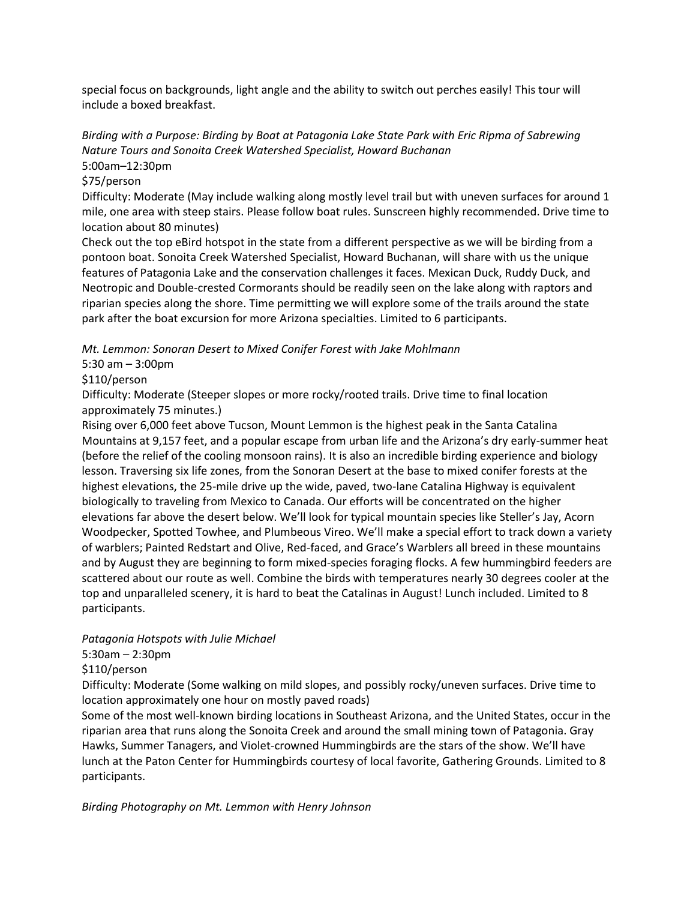special focus on backgrounds, light angle and the ability to switch out perches easily! This tour will include a boxed breakfast.

*Birding with a Purpose: Birding by Boat at Patagonia Lake State Park with Eric Ripma of Sabrewing Nature Tours and Sonoita Creek Watershed Specialist, Howard Buchanan*

5:00am–12:30pm

$75/person

Difficulty: Moderate (May include walking along mostly level trail but with uneven surfaces for around 1 mile, one area with steep stairs. Please follow boat rules. Sunscreen highly recommended. Drive time to location about 80 minutes)

Check out the top eBird hotspot in the state from a different perspective as we will be birding from a pontoon boat. Sonoita Creek Watershed Specialist, Howard Buchanan, will share with us the unique features of Patagonia Lake and the conservation challenges it faces. Mexican Duck, Ruddy Duck, and Neotropic and Double-crested Cormorants should be readily seen on the lake along with raptors and riparian species along the shore. Time permitting we will explore some of the trails around the state park after the boat excursion for more Arizona specialties. Limited to 6 participants.

*Mt. Lemmon: Sonoran Desert to Mixed Conifer Forest with Jake Mohlmann*

5:30 am – 3:00pm

$110/person

Difficulty: Moderate (Steeper slopes or more rocky/rooted trails. Drive time to final location approximately 75 minutes.)

Rising over 6,000 feet above Tucson, Mount Lemmon is the highest peak in the Santa Catalina Mountains at 9,157 feet, and a popular escape from urban life and the Arizona's dry early-summer heat (before the relief of the cooling monsoon rains). It is also an incredible birding experience and biology lesson. Traversing six life zones, from the Sonoran Desert at the base to mixed conifer forests at the highest elevations, the 25-mile drive up the wide, paved, two-lane Catalina Highway is equivalent biologically to traveling from Mexico to Canada. Our efforts will be concentrated on the higher elevations far above the desert below. We'll look for typical mountain species like Steller's Jay, Acorn Woodpecker, Spotted Towhee, and Plumbeous Vireo. We'll make a special effort to track down a variety of warblers; Painted Redstart and Olive, Red-faced, and Grace's Warblers all breed in these mountains and by August they are beginning to form mixed-species foraging flocks. A few hummingbird feeders are scattered about our route as well. Combine the birds with temperatures nearly 30 degrees cooler at the top and unparalleled scenery, it is hard to beat the Catalinas in August! Lunch included. Limited to 8 participants.

*Patagonia Hotspots with Julie Michael*

5:30am – 2:30pm

$110/person

Difficulty: Moderate (Some walking on mild slopes, and possibly rocky/uneven surfaces. Drive time to location approximately one hour on mostly paved roads)

Some of the most well-known birding locations in Southeast Arizona, and the United States, occur in the riparian area that runs along the Sonoita Creek and around the small mining town of Patagonia. Gray Hawks, Summer Tanagers, and Violet-crowned Hummingbirds are the stars of the show. We'll have lunch at the Paton Center for Hummingbirds courtesy of local favorite, Gathering Grounds. Limited to 8 participants.

*Birding Photography on Mt. Lemmon with Henry Johnson*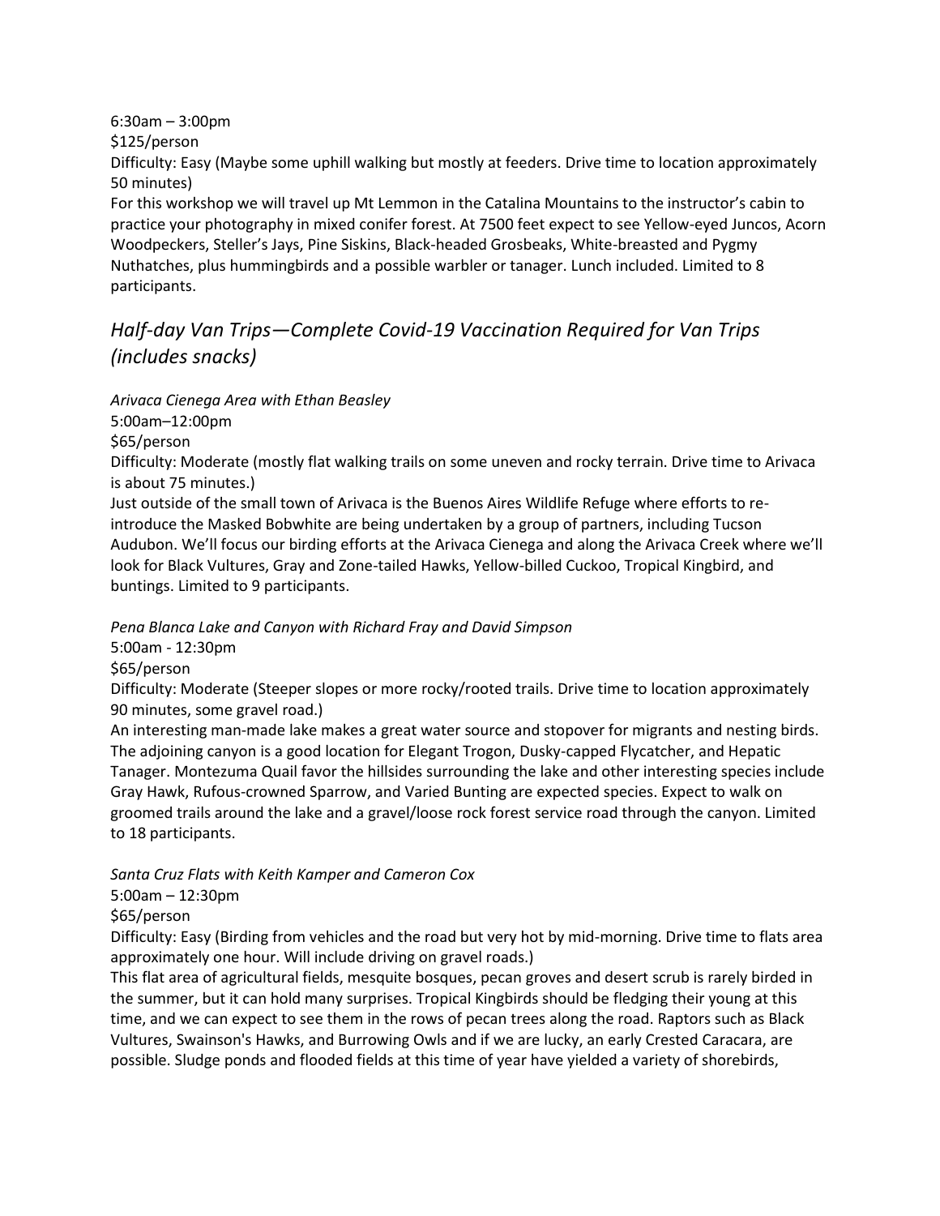6:30am – 3:00pm
$125/person
Difficulty: Easy (Maybe some uphill walking but mostly at feeders. Drive time to location approximately 50 minutes)
For this workshop we will travel up Mt Lemmon in the Catalina Mountains to the instructor's cabin to practice your photography in mixed conifer forest. At 7500 feet expect to see Yellow-eyed Juncos, Acorn Woodpeckers, Steller's Jays, Pine Siskins, Black-headed Grosbeaks, White-breasted and Pygmy Nuthatches, plus hummingbirds and a possible warbler or tanager. Lunch included. Limited to 8 participants.

## *Half-day Van Trips—Complete Covid-19 Vaccination Required for Van Trips (includes snacks)*

*Arivaca Cienega Area with Ethan Beasley*
5:00am–12:00pm
$65/person
Difficulty: Moderate (mostly flat walking trails on some uneven and rocky terrain. Drive time to Arivaca is about 75 minutes.)
Just outside of the small town of Arivaca is the Buenos Aires Wildlife Refuge where efforts to re-introduce the Masked Bobwhite are being undertaken by a group of partners, including Tucson Audubon. We'll focus our birding efforts at the Arivaca Cienega and along the Arivaca Creek where we'll look for Black Vultures, Gray and Zone-tailed Hawks, Yellow-billed Cuckoo, Tropical Kingbird, and buntings. Limited to 9 participants.

*Pena Blanca Lake and Canyon with Richard Fray and David Simpson*
5:00am - 12:30pm
$65/person
Difficulty: Moderate (Steeper slopes or more rocky/rooted trails. Drive time to location approximately 90 minutes, some gravel road.)
An interesting man-made lake makes a great water source and stopover for migrants and nesting birds. The adjoining canyon is a good location for Elegant Trogon, Dusky-capped Flycatcher, and Hepatic Tanager. Montezuma Quail favor the hillsides surrounding the lake and other interesting species include Gray Hawk, Rufous-crowned Sparrow, and Varied Bunting are expected species. Expect to walk on groomed trails around the lake and a gravel/loose rock forest service road through the canyon. Limited to 18 participants.

*Santa Cruz Flats with Keith Kamper and Cameron Cox*
5:00am – 12:30pm
$65/person
Difficulty: Easy (Birding from vehicles and the road but very hot by mid-morning. Drive time to flats area approximately one hour. Will include driving on gravel roads.)
This flat area of agricultural fields, mesquite bosques, pecan groves and desert scrub is rarely birded in the summer, but it can hold many surprises. Tropical Kingbirds should be fledging their young at this time, and we can expect to see them in the rows of pecan trees along the road. Raptors such as Black Vultures, Swainson's Hawks, and Burrowing Owls and if we are lucky, an early Crested Caracara, are possible. Sludge ponds and flooded fields at this time of year have yielded a variety of shorebirds,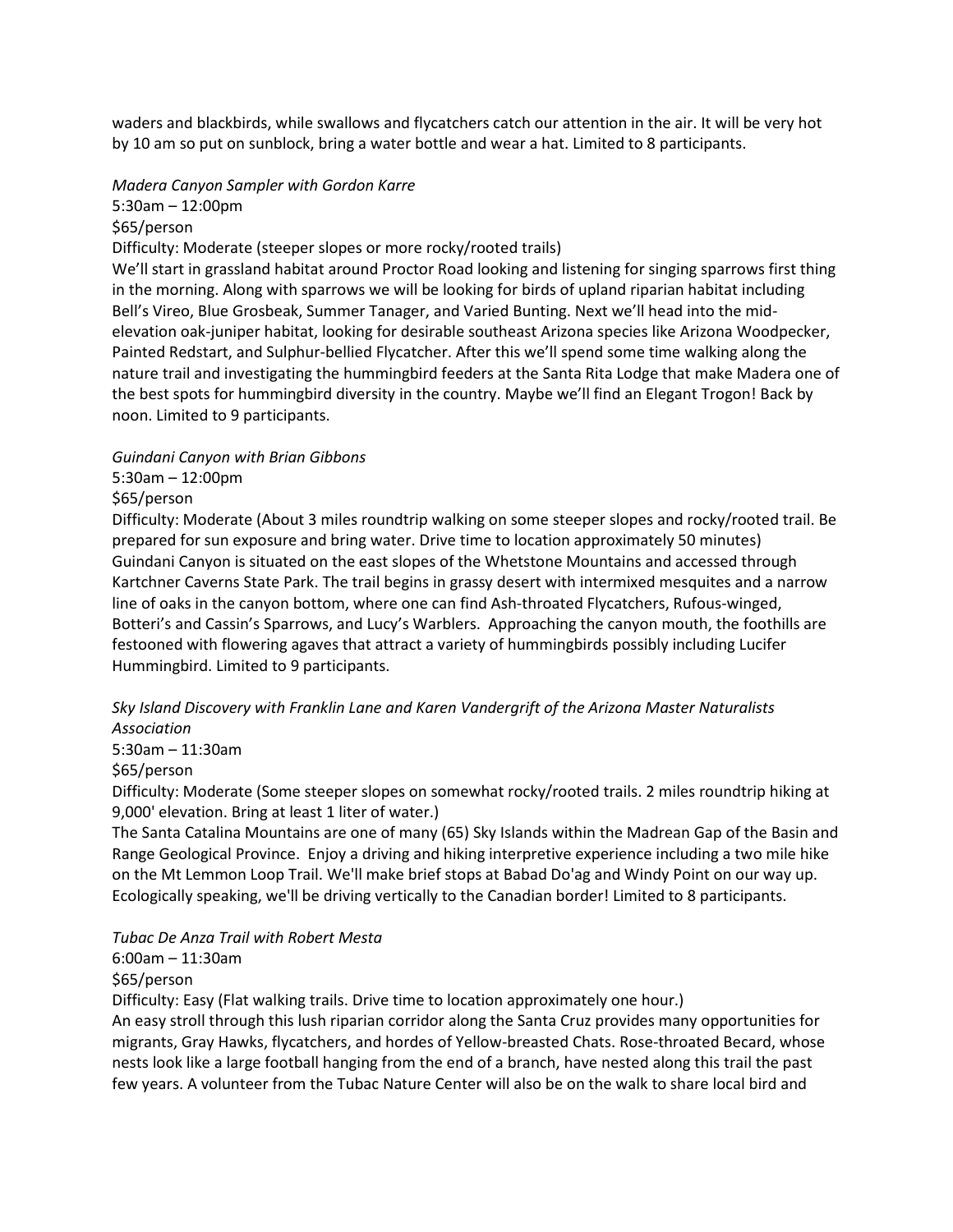waders and blackbirds, while swallows and flycatchers catch our attention in the air. It will be very hot by 10 am so put on sunblock, bring a water bottle and wear a hat. Limited to 8 participants.

*Madera Canyon Sampler with Gordon Karre*

5:30am – 12:00pm

$65/person

Difficulty: Moderate (steeper slopes or more rocky/rooted trails)

We'll start in grassland habitat around Proctor Road looking and listening for singing sparrows first thing in the morning. Along with sparrows we will be looking for birds of upland riparian habitat including Bell's Vireo, Blue Grosbeak, Summer Tanager, and Varied Bunting. Next we'll head into the mid-elevation oak-juniper habitat, looking for desirable southeast Arizona species like Arizona Woodpecker, Painted Redstart, and Sulphur-bellied Flycatcher. After this we'll spend some time walking along the nature trail and investigating the hummingbird feeders at the Santa Rita Lodge that make Madera one of the best spots for hummingbird diversity in the country. Maybe we'll find an Elegant Trogon! Back by noon. Limited to 9 participants.

*Guindani Canyon with Brian Gibbons*

5:30am – 12:00pm

$65/person

Difficulty: Moderate (About 3 miles roundtrip walking on some steeper slopes and rocky/rooted trail. Be prepared for sun exposure and bring water. Drive time to location approximately 50 minutes)

Guindani Canyon is situated on the east slopes of the Whetstone Mountains and accessed through Kartchner Caverns State Park. The trail begins in grassy desert with intermixed mesquites and a narrow line of oaks in the canyon bottom, where one can find Ash-throated Flycatchers, Rufous-winged, Botteri's and Cassin's Sparrows, and Lucy's Warblers. Approaching the canyon mouth, the foothills are festooned with flowering agaves that attract a variety of hummingbirds possibly including Lucifer Hummingbird. Limited to 9 participants.

*Sky Island Discovery with Franklin Lane and Karen Vandergrift of the Arizona Master Naturalists Association*

5:30am – 11:30am

$65/person

Difficulty: Moderate (Some steeper slopes on somewhat rocky/rooted trails. 2 miles roundtrip hiking at 9,000' elevation. Bring at least 1 liter of water.)

The Santa Catalina Mountains are one of many (65) Sky Islands within the Madrean Gap of the Basin and Range Geological Province. Enjoy a driving and hiking interpretive experience including a two mile hike on the Mt Lemmon Loop Trail. We'll make brief stops at Babad Do'ag and Windy Point on our way up. Ecologically speaking, we'll be driving vertically to the Canadian border! Limited to 8 participants.

*Tubac De Anza Trail with Robert Mesta*

6:00am – 11:30am

$65/person

Difficulty: Easy (Flat walking trails. Drive time to location approximately one hour.)

An easy stroll through this lush riparian corridor along the Santa Cruz provides many opportunities for migrants, Gray Hawks, flycatchers, and hordes of Yellow-breasted Chats. Rose-throated Becard, whose nests look like a large football hanging from the end of a branch, have nested along this trail the past few years. A volunteer from the Tubac Nature Center will also be on the walk to share local bird and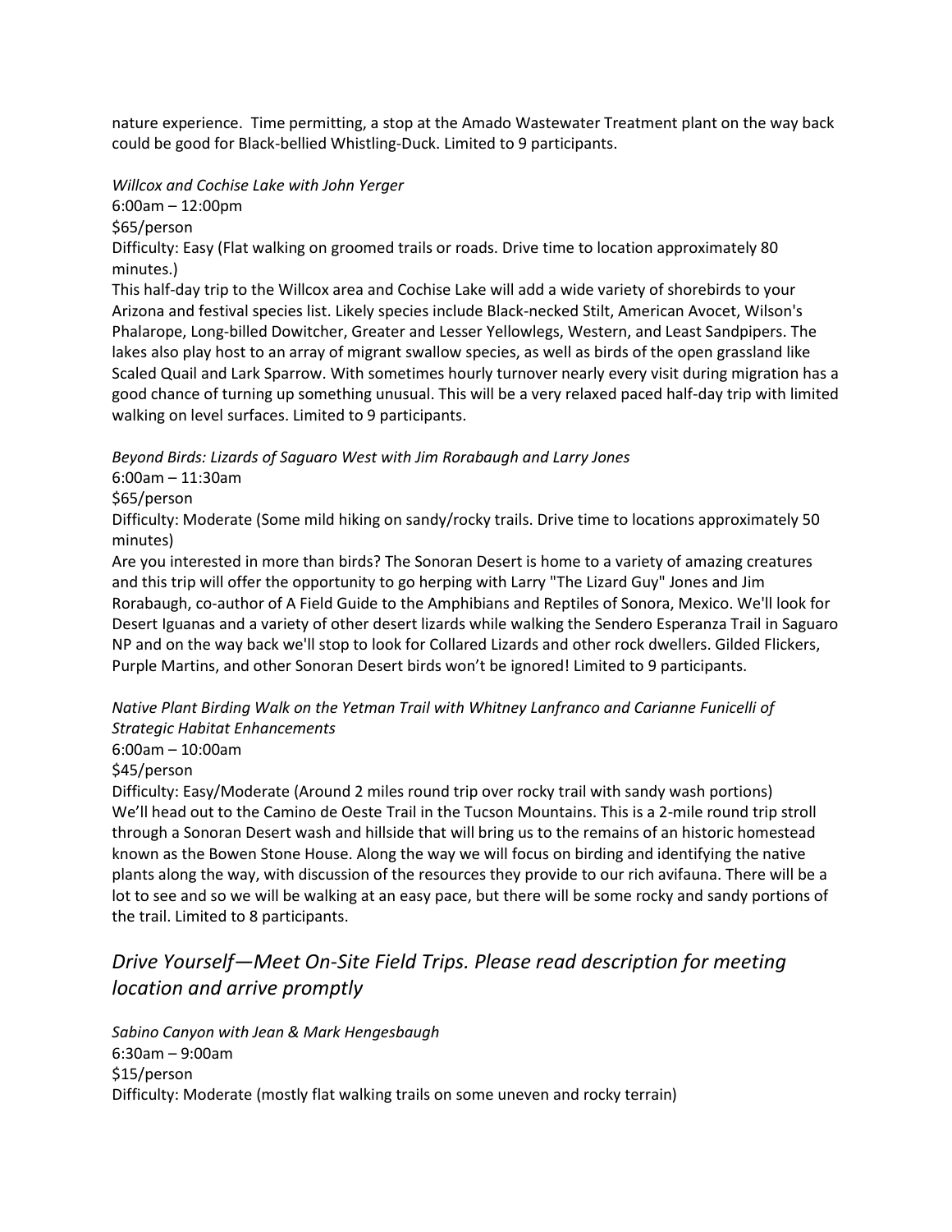nature experience. Time permitting, a stop at the Amado Wastewater Treatment plant on the way back could be good for Black-bellied Whistling-Duck. Limited to 9 participants.

*Willcox and Cochise Lake with John Yerger*

6:00am – 12:00pm

$65/person

Difficulty: Easy (Flat walking on groomed trails or roads. Drive time to location approximately 80 minutes.)

This half-day trip to the Willcox area and Cochise Lake will add a wide variety of shorebirds to your Arizona and festival species list. Likely species include Black-necked Stilt, American Avocet, Wilson's Phalarope, Long-billed Dowitcher, Greater and Lesser Yellowlegs, Western, and Least Sandpipers. The lakes also play host to an array of migrant swallow species, as well as birds of the open grassland like Scaled Quail and Lark Sparrow. With sometimes hourly turnover nearly every visit during migration has a good chance of turning up something unusual. This will be a very relaxed paced half-day trip with limited walking on level surfaces. Limited to 9 participants.

*Beyond Birds: Lizards of Saguaro West with Jim Rorabaugh and Larry Jones*

6:00am – 11:30am

$65/person

Difficulty: Moderate (Some mild hiking on sandy/rocky trails. Drive time to locations approximately 50 minutes)

Are you interested in more than birds? The Sonoran Desert is home to a variety of amazing creatures and this trip will offer the opportunity to go herping with Larry "The Lizard Guy" Jones and Jim Rorabaugh, co-author of A Field Guide to the Amphibians and Reptiles of Sonora, Mexico. We'll look for Desert Iguanas and a variety of other desert lizards while walking the Sendero Esperanza Trail in Saguaro NP and on the way back we'll stop to look for Collared Lizards and other rock dwellers. Gilded Flickers, Purple Martins, and other Sonoran Desert birds won't be ignored! Limited to 9 participants.

*Native Plant Birding Walk on the Yetman Trail with Whitney Lanfranco and Carianne Funicelli of Strategic Habitat Enhancements*

6:00am – 10:00am

$45/person

Difficulty: Easy/Moderate (Around 2 miles round trip over rocky trail with sandy wash portions)

We'll head out to the Camino de Oeste Trail in the Tucson Mountains. This is a 2-mile round trip stroll through a Sonoran Desert wash and hillside that will bring us to the remains of an historic homestead known as the Bowen Stone House. Along the way we will focus on birding and identifying the native plants along the way, with discussion of the resources they provide to our rich avifauna. There will be a lot to see and so we will be walking at an easy pace, but there will be some rocky and sandy portions of the trail. Limited to 8 participants.

## *Drive Yourself—Meet On-Site Field Trips. Please read description for meeting location and arrive promptly*

*Sabino Canyon with Jean & Mark Hengesbaugh*

6:30am – 9:00am

$15/person

Difficulty: Moderate (mostly flat walking trails on some uneven and rocky terrain)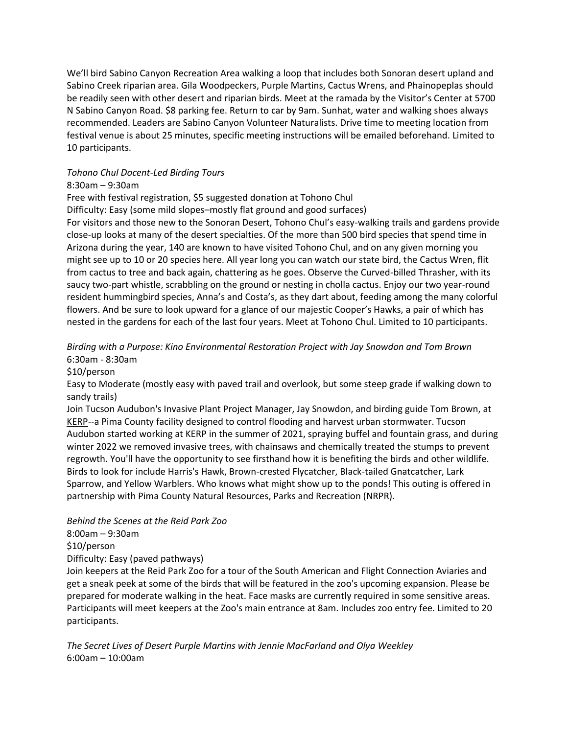We'll bird Sabino Canyon Recreation Area walking a loop that includes both Sonoran desert upland and Sabino Creek riparian area. Gila Woodpeckers, Purple Martins, Cactus Wrens, and Phainopeplas should be readily seen with other desert and riparian birds. Meet at the ramada by the Visitor's Center at 5700 N Sabino Canyon Road. $8 parking fee. Return to car by 9am. Sunhat, water and walking shoes always recommended. Leaders are Sabino Canyon Volunteer Naturalists. Drive time to meeting location from festival venue is about 25 minutes, specific meeting instructions will be emailed beforehand. Limited to 10 participants.

*Tohono Chul Docent-Led Birding Tours*

8:30am – 9:30am

Free with festival registration, $5 suggested donation at Tohono Chul

Difficulty: Easy (some mild slopes–mostly flat ground and good surfaces)

For visitors and those new to the Sonoran Desert, Tohono Chul's easy-walking trails and gardens provide close-up looks at many of the desert specialties. Of the more than 500 bird species that spend time in Arizona during the year, 140 are known to have visited Tohono Chul, and on any given morning you might see up to 10 or 20 species here. All year long you can watch our state bird, the Cactus Wren, flit from cactus to tree and back again, chattering as he goes. Observe the Curved-billed Thrasher, with its saucy two-part whistle, scrabbling on the ground or nesting in cholla cactus. Enjoy our two year-round resident hummingbird species, Anna's and Costa's, as they dart about, feeding among the many colorful flowers. And be sure to look upward for a glance of our majestic Cooper's Hawks, a pair of which has nested in the gardens for each of the last four years. Meet at Tohono Chul. Limited to 10 participants.

*Birding with a Purpose: Kino Environmental Restoration Project with Jay Snowdon and Tom Brown*

6:30am - 8:30am

$10/person

Easy to Moderate (mostly easy with paved trail and overlook, but some steep grade if walking down to sandy trails)

Join Tucson Audubon's Invasive Plant Project Manager, Jay Snowdon, and birding guide Tom Brown, at KERP--a Pima County facility designed to control flooding and harvest urban stormwater. Tucson Audubon started working at KERP in the summer of 2021, spraying buffel and fountain grass, and during winter 2022 we removed invasive trees, with chainsaws and chemically treated the stumps to prevent regrowth. You'll have the opportunity to see firsthand how it is benefiting the birds and other wildlife. Birds to look for include Harris's Hawk, Brown-crested Flycatcher, Black-tailed Gnatcatcher, Lark Sparrow, and Yellow Warblers. Who knows what might show up to the ponds! This outing is offered in partnership with Pima County Natural Resources, Parks and Recreation (NRPR).

*Behind the Scenes at the Reid Park Zoo*

8:00am – 9:30am

$10/person

Difficulty: Easy (paved pathways)

Join keepers at the Reid Park Zoo for a tour of the South American and Flight Connection Aviaries and get a sneak peek at some of the birds that will be featured in the zoo's upcoming expansion. Please be prepared for moderate walking in the heat. Face masks are currently required in some sensitive areas. Participants will meet keepers at the Zoo's main entrance at 8am. Includes zoo entry fee. Limited to 20 participants.

*The Secret Lives of Desert Purple Martins with Jennie MacFarland and Olya Weekley*

6:00am – 10:00am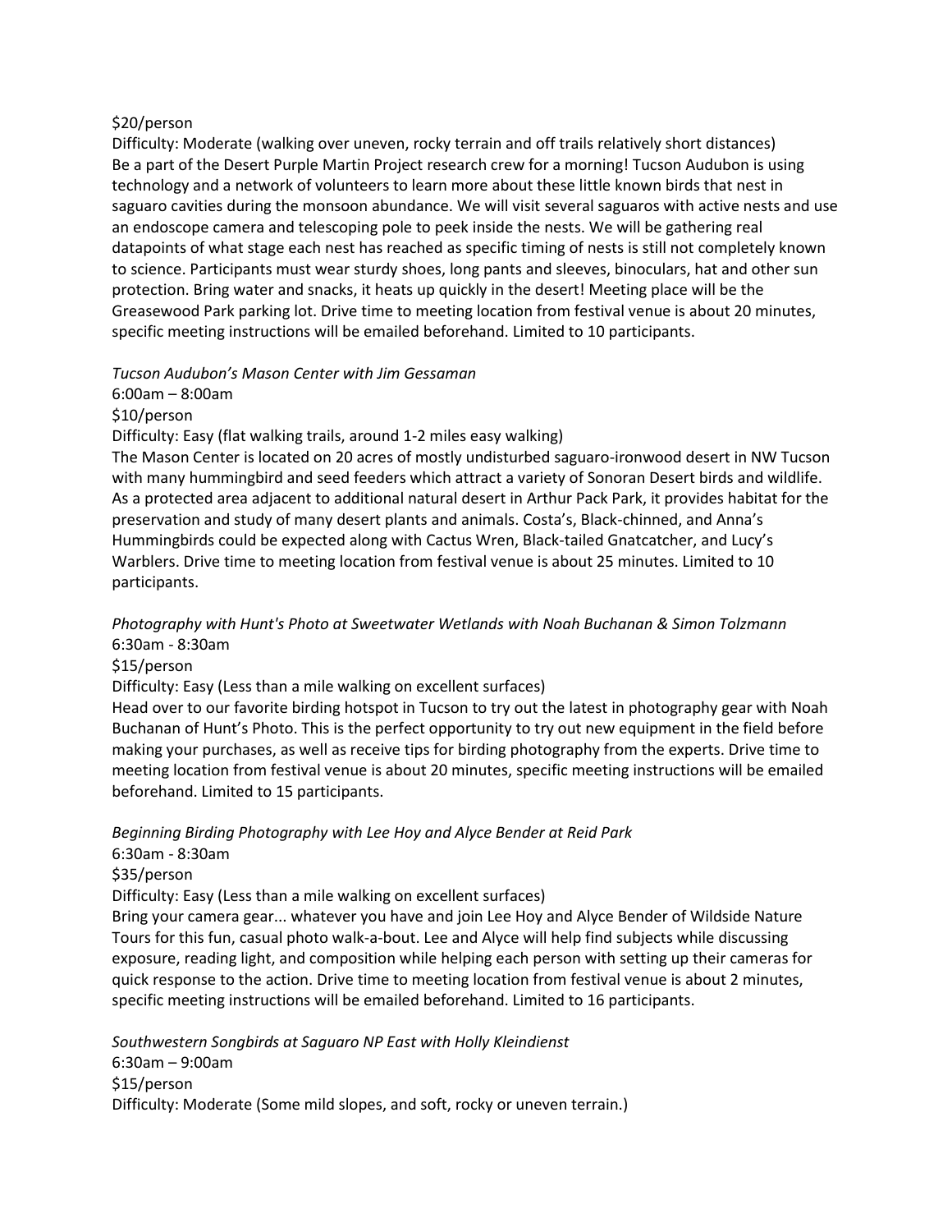$20/person

Difficulty: Moderate (walking over uneven, rocky terrain and off trails relatively short distances)

Be a part of the Desert Purple Martin Project research crew for a morning! Tucson Audubon is using technology and a network of volunteers to learn more about these little known birds that nest in saguaro cavities during the monsoon abundance. We will visit several saguaros with active nests and use an endoscope camera and telescoping pole to peek inside the nests. We will be gathering real datapoints of what stage each nest has reached as specific timing of nests is still not completely known to science. Participants must wear sturdy shoes, long pants and sleeves, binoculars, hat and other sun protection. Bring water and snacks, it heats up quickly in the desert! Meeting place will be the Greasewood Park parking lot. Drive time to meeting location from festival venue is about 20 minutes, specific meeting instructions will be emailed beforehand. Limited to 10 participants.

*Tucson Audubon's Mason Center with Jim Gessaman*

6:00am – 8:00am

$10/person

Difficulty: Easy (flat walking trails, around 1-2 miles easy walking)

The Mason Center is located on 20 acres of mostly undisturbed saguaro-ironwood desert in NW Tucson with many hummingbird and seed feeders which attract a variety of Sonoran Desert birds and wildlife. As a protected area adjacent to additional natural desert in Arthur Pack Park, it provides habitat for the preservation and study of many desert plants and animals. Costa's, Black-chinned, and Anna's Hummingbirds could be expected along with Cactus Wren, Black-tailed Gnatcatcher, and Lucy's Warblers. Drive time to meeting location from festival venue is about 25 minutes. Limited to 10 participants.

*Photography with Hunt's Photo at Sweetwater Wetlands with Noah Buchanan & Simon Tolzmann*

6:30am - 8:30am

$15/person

Difficulty: Easy (Less than a mile walking on excellent surfaces)

Head over to our favorite birding hotspot in Tucson to try out the latest in photography gear with Noah Buchanan of Hunt's Photo. This is the perfect opportunity to try out new equipment in the field before making your purchases, as well as receive tips for birding photography from the experts. Drive time to meeting location from festival venue is about 20 minutes, specific meeting instructions will be emailed beforehand. Limited to 15 participants.

*Beginning Birding Photography with Lee Hoy and Alyce Bender at Reid Park*

6:30am - 8:30am

$35/person

Difficulty: Easy (Less than a mile walking on excellent surfaces)

Bring your camera gear... whatever you have and join Lee Hoy and Alyce Bender of Wildside Nature Tours for this fun, casual photo walk-a-bout. Lee and Alyce will help find subjects while discussing exposure, reading light, and composition while helping each person with setting up their cameras for quick response to the action. Drive time to meeting location from festival venue is about 2 minutes, specific meeting instructions will be emailed beforehand. Limited to 16 participants.

*Southwestern Songbirds at Saguaro NP East with Holly Kleindienst*

6:30am – 9:00am

$15/person

Difficulty: Moderate (Some mild slopes, and soft, rocky or uneven terrain.)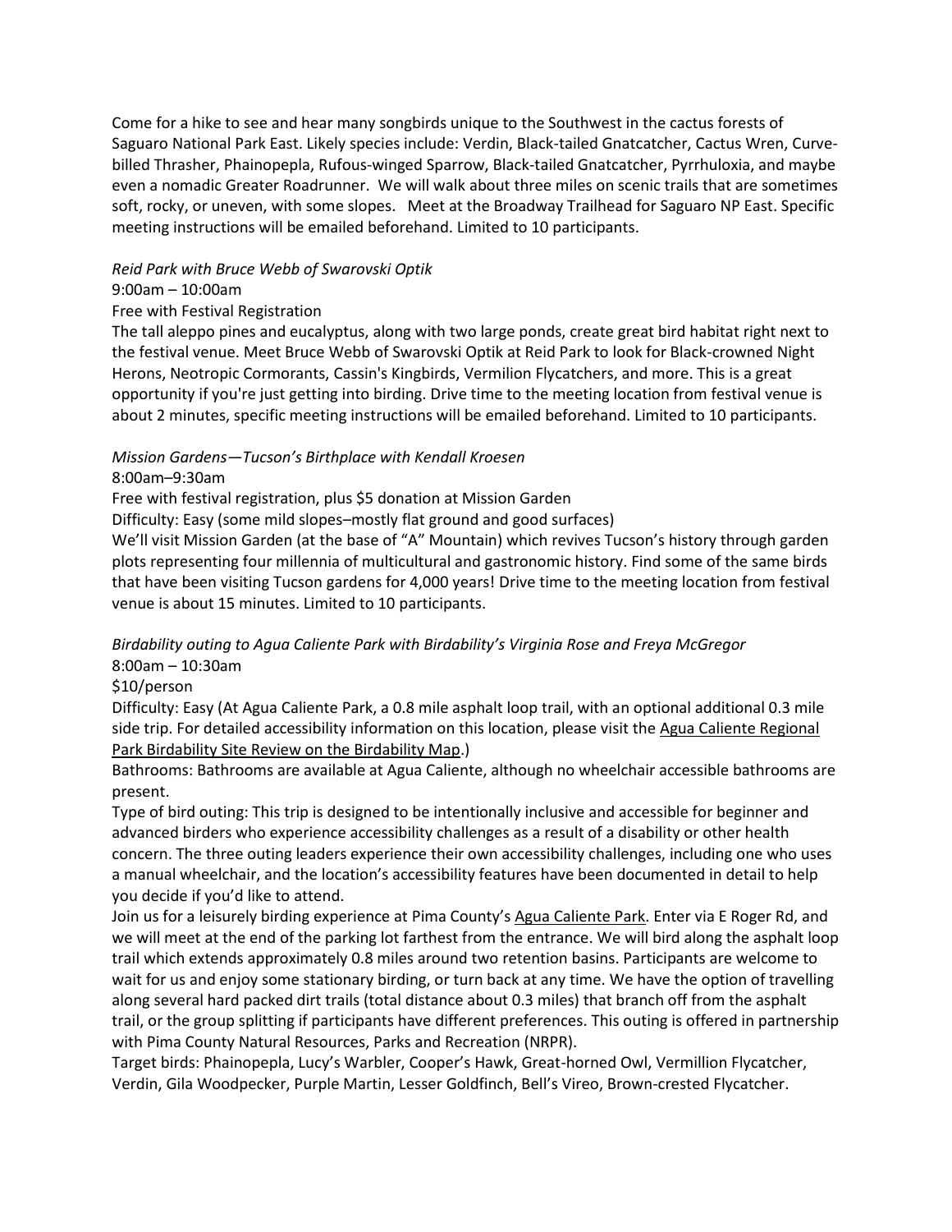Come for a hike to see and hear many songbirds unique to the Southwest in the cactus forests of Saguaro National Park East. Likely species include: Verdin, Black-tailed Gnatcatcher, Cactus Wren, Curve-billed Thrasher, Phainopepla, Rufous-winged Sparrow, Black-tailed Gnatcatcher, Pyrrhuloxia, and maybe even a nomadic Greater Roadrunner. We will walk about three miles on scenic trails that are sometimes soft, rocky, or uneven, with some slopes. Meet at the Broadway Trailhead for Saguaro NP East. Specific meeting instructions will be emailed beforehand. Limited to 10 participants.

*Reid Park with Bruce Webb of Swarovski Optik*

9:00am – 10:00am

Free with Festival Registration

The tall aleppo pines and eucalyptus, along with two large ponds, create great bird habitat right next to the festival venue. Meet Bruce Webb of Swarovski Optik at Reid Park to look for Black-crowned Night Herons, Neotropic Cormorants, Cassin's Kingbirds, Vermilion Flycatchers, and more. This is a great opportunity if you're just getting into birding. Drive time to the meeting location from festival venue is about 2 minutes, specific meeting instructions will be emailed beforehand. Limited to 10 participants.

*Mission Gardens—Tucson's Birthplace with Kendall Kroesen*

8:00am–9:30am

Free with festival registration, plus $5 donation at Mission Garden

Difficulty: Easy (some mild slopes–mostly flat ground and good surfaces)

We'll visit Mission Garden (at the base of "A" Mountain) which revives Tucson's history through garden plots representing four millennia of multicultural and gastronomic history. Find some of the same birds that have been visiting Tucson gardens for 4,000 years! Drive time to the meeting location from festival venue is about 15 minutes. Limited to 10 participants.

*Birdability outing to Agua Caliente Park with Birdability's Virginia Rose and Freya McGregor*

8:00am – 10:30am

$10/person

Difficulty: Easy (At Agua Caliente Park, a 0.8 mile asphalt loop trail, with an optional additional 0.3 mile side trip. For detailed accessibility information on this location, please visit the Agua Caliente Regional Park Birdability Site Review on the Birdability Map.)

Bathrooms: Bathrooms are available at Agua Caliente, although no wheelchair accessible bathrooms are present.

Type of bird outing: This trip is designed to be intentionally inclusive and accessible for beginner and advanced birders who experience accessibility challenges as a result of a disability or other health concern. The three outing leaders experience their own accessibility challenges, including one who uses a manual wheelchair, and the location's accessibility features have been documented in detail to help you decide if you'd like to attend.

Join us for a leisurely birding experience at Pima County's Agua Caliente Park. Enter via E Roger Rd, and we will meet at the end of the parking lot farthest from the entrance. We will bird along the asphalt loop trail which extends approximately 0.8 miles around two retention basins. Participants are welcome to wait for us and enjoy some stationary birding, or turn back at any time. We have the option of travelling along several hard packed dirt trails (total distance about 0.3 miles) that branch off from the asphalt trail, or the group splitting if participants have different preferences. This outing is offered in partnership with Pima County Natural Resources, Parks and Recreation (NRPR).

Target birds: Phainopepla, Lucy's Warbler, Cooper's Hawk, Great-horned Owl, Vermillion Flycatcher, Verdin, Gila Woodpecker, Purple Martin, Lesser Goldfinch, Bell's Vireo, Brown-crested Flycatcher.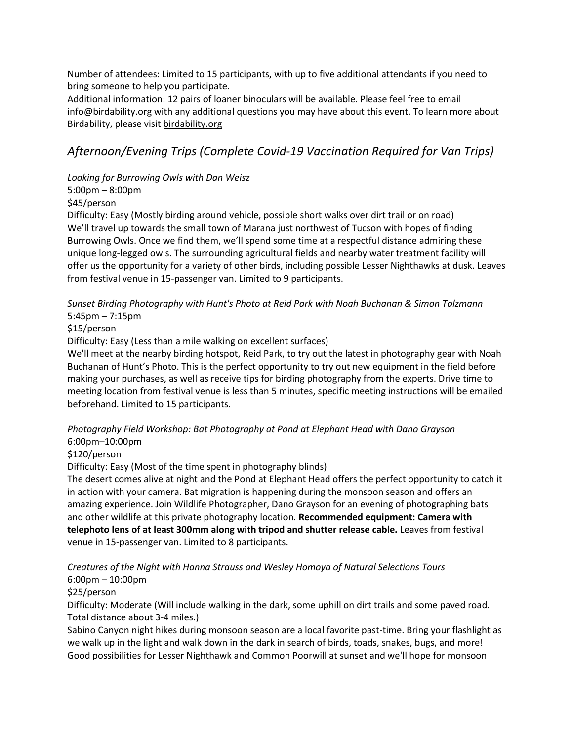Number of attendees: Limited to 15 participants, with up to five additional attendants if you need to bring someone to help you participate.
Additional information: 12 pairs of loaner binoculars will be available. Please feel free to email info@birdability.org with any additional questions you may have about this event. To learn more about Birdability, please visit birdability.org

## *Afternoon/Evening Trips (Complete Covid-19 Vaccination Required for Van Trips)*

*Looking for Burrowing Owls with Dan Weisz*
5:00pm – 8:00pm
$45/person
Difficulty: Easy (Mostly birding around vehicle, possible short walks over dirt trail or on road)
We'll travel up towards the small town of Marana just northwest of Tucson with hopes of finding Burrowing Owls. Once we find them, we'll spend some time at a respectful distance admiring these unique long-legged owls. The surrounding agricultural fields and nearby water treatment facility will offer us the opportunity for a variety of other birds, including possible Lesser Nighthawks at dusk. Leaves from festival venue in 15-passenger van. Limited to 9 participants.

*Sunset Birding Photography with Hunt's Photo at Reid Park with Noah Buchanan & Simon Tolzmann*
5:45pm – 7:15pm
$15/person
Difficulty: Easy (Less than a mile walking on excellent surfaces)
We'll meet at the nearby birding hotspot, Reid Park, to try out the latest in photography gear with Noah Buchanan of Hunt's Photo. This is the perfect opportunity to try out new equipment in the field before making your purchases, as well as receive tips for birding photography from the experts. Drive time to meeting location from festival venue is less than 5 minutes, specific meeting instructions will be emailed beforehand. Limited to 15 participants.

*Photography Field Workshop: Bat Photography at Pond at Elephant Head with Dano Grayson*
6:00pm–10:00pm
$120/person
Difficulty: Easy (Most of the time spent in photography blinds)
The desert comes alive at night and the Pond at Elephant Head offers the perfect opportunity to catch it in action with your camera. Bat migration is happening during the monsoon season and offers an amazing experience. Join Wildlife Photographer, Dano Grayson for an evening of photographing bats and other wildlife at this private photography location. **Recommended equipment: Camera with telephoto lens of at least 300mm along with tripod and shutter release cable.** Leaves from festival venue in 15-passenger van. Limited to 8 participants.

*Creatures of the Night with Hanna Strauss and Wesley Homoya of Natural Selections Tours*
6:00pm – 10:00pm
$25/person
Difficulty: Moderate (Will include walking in the dark, some uphill on dirt trails and some paved road. Total distance about 3-4 miles.)
Sabino Canyon night hikes during monsoon season are a local favorite past-time. Bring your flashlight as we walk up in the light and walk down in the dark in search of birds, toads, snakes, bugs, and more! Good possibilities for Lesser Nighthawk and Common Poorwill at sunset and we'll hope for monsoon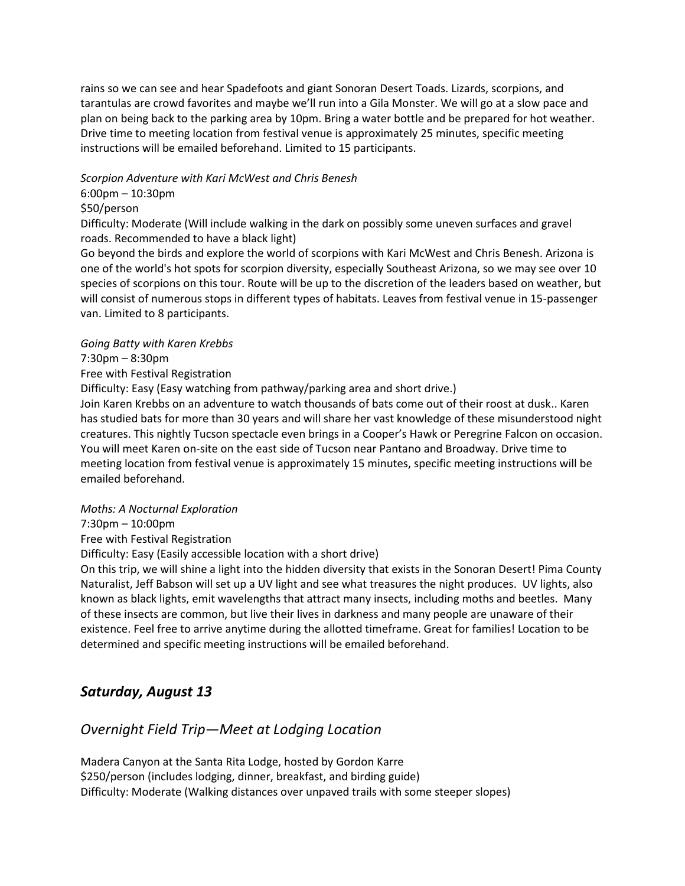rains so we can see and hear Spadefoots and giant Sonoran Desert Toads. Lizards, scorpions, and tarantulas are crowd favorites and maybe we'll run into a Gila Monster. We will go at a slow pace and plan on being back to the parking area by 10pm. Bring a water bottle and be prepared for hot weather. Drive time to meeting location from festival venue is approximately 25 minutes, specific meeting instructions will be emailed beforehand. Limited to 15 participants.

*Scorpion Adventure with Kari McWest and Chris Benesh*
6:00pm – 10:30pm
$50/person
Difficulty: Moderate (Will include walking in the dark on possibly some uneven surfaces and gravel roads. Recommended to have a black light)
Go beyond the birds and explore the world of scorpions with Kari McWest and Chris Benesh. Arizona is one of the world's hot spots for scorpion diversity, especially Southeast Arizona, so we may see over 10 species of scorpions on this tour. Route will be up to the discretion of the leaders based on weather, but will consist of numerous stops in different types of habitats. Leaves from festival venue in 15-passenger van. Limited to 8 participants.

*Going Batty with Karen Krebbs*
7:30pm – 8:30pm
Free with Festival Registration
Difficulty: Easy (Easy watching from pathway/parking area and short drive.)
Join Karen Krebbs on an adventure to watch thousands of bats come out of their roost at dusk.. Karen has studied bats for more than 30 years and will share her vast knowledge of these misunderstood night creatures. This nightly Tucson spectacle even brings in a Cooper's Hawk or Peregrine Falcon on occasion. You will meet Karen on-site on the east side of Tucson near Pantano and Broadway. Drive time to meeting location from festival venue is approximately 15 minutes, specific meeting instructions will be emailed beforehand.

*Moths: A Nocturnal Exploration*
7:30pm – 10:00pm
Free with Festival Registration
Difficulty: Easy (Easily accessible location with a short drive)
On this trip, we will shine a light into the hidden diversity that exists in the Sonoran Desert! Pima County Naturalist, Jeff Babson will set up a UV light and see what treasures the night produces. UV lights, also known as black lights, emit wavelengths that attract many insects, including moths and beetles. Many of these insects are common, but live their lives in darkness and many people are unaware of their existence. Feel free to arrive anytime during the allotted timeframe. Great for families! Location to be determined and specific meeting instructions will be emailed beforehand.

## *Saturday, August 13*

### *Overnight Field Trip—Meet at Lodging Location*

Madera Canyon at the Santa Rita Lodge, hosted by Gordon Karre
$250/person (includes lodging, dinner, breakfast, and birding guide)
Difficulty: Moderate (Walking distances over unpaved trails with some steeper slopes)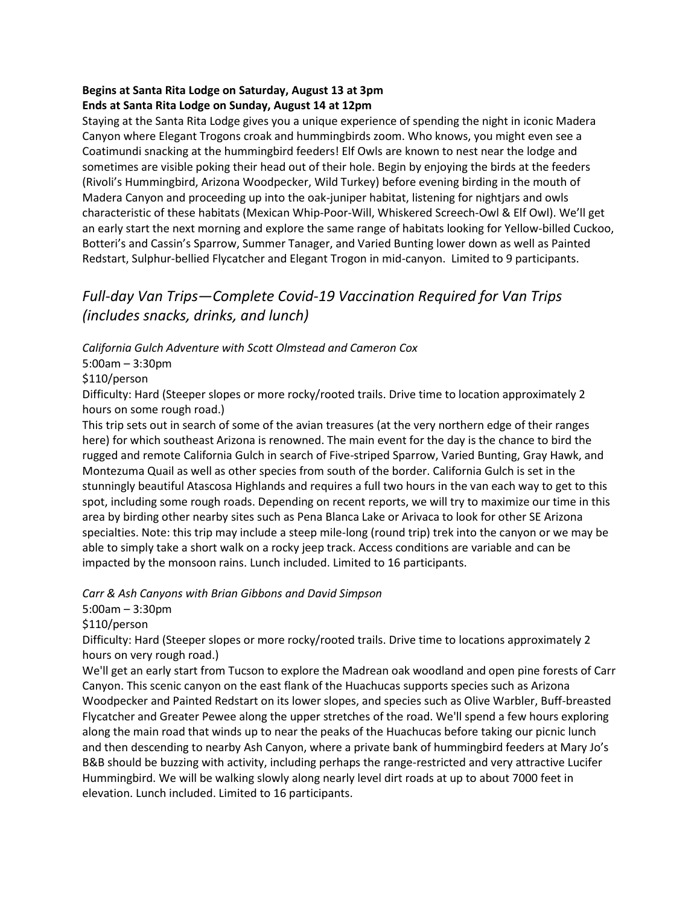**Begins at Santa Rita Lodge on Saturday, August 13 at 3pm**
**Ends at Santa Rita Lodge on Sunday, August 14 at 12pm**

Staying at the Santa Rita Lodge gives you a unique experience of spending the night in iconic Madera Canyon where Elegant Trogons croak and hummingbirds zoom. Who knows, you might even see a Coatimundi snacking at the hummingbird feeders! Elf Owls are known to nest near the lodge and sometimes are visible poking their head out of their hole. Begin by enjoying the birds at the feeders (Rivoli's Hummingbird, Arizona Woodpecker, Wild Turkey) before evening birding in the mouth of Madera Canyon and proceeding up into the oak-juniper habitat, listening for nightjars and owls characteristic of these habitats (Mexican Whip-Poor-Will, Whiskered Screech-Owl & Elf Owl). We'll get an early start the next morning and explore the same range of habitats looking for Yellow-billed Cuckoo, Botteri's and Cassin's Sparrow, Summer Tanager, and Varied Bunting lower down as well as Painted Redstart, Sulphur-bellied Flycatcher and Elegant Trogon in mid-canyon. Limited to 9 participants.

## *Full-day Van Trips—Complete Covid-19 Vaccination Required for Van Trips (includes snacks, drinks, and lunch)*

*California Gulch Adventure with Scott Olmstead and Cameron Cox*

5:00am – 3:30pm

$110/person

Difficulty: Hard (Steeper slopes or more rocky/rooted trails. Drive time to location approximately 2 hours on some rough road.)

This trip sets out in search of some of the avian treasures (at the very northern edge of their ranges here) for which southeast Arizona is renowned. The main event for the day is the chance to bird the rugged and remote California Gulch in search of Five-striped Sparrow, Varied Bunting, Gray Hawk, and Montezuma Quail as well as other species from south of the border. California Gulch is set in the stunningly beautiful Atascosa Highlands and requires a full two hours in the van each way to get to this spot, including some rough roads. Depending on recent reports, we will try to maximize our time in this area by birding other nearby sites such as Pena Blanca Lake or Arivaca to look for other SE Arizona specialties. Note: this trip may include a steep mile-long (round trip) trek into the canyon or we may be able to simply take a short walk on a rocky jeep track. Access conditions are variable and can be impacted by the monsoon rains. Lunch included. Limited to 16 participants.

*Carr & Ash Canyons with Brian Gibbons and David Simpson*

5:00am – 3:30pm

$110/person

Difficulty: Hard (Steeper slopes or more rocky/rooted trails. Drive time to locations approximately 2 hours on very rough road.)

We'll get an early start from Tucson to explore the Madrean oak woodland and open pine forests of Carr Canyon. This scenic canyon on the east flank of the Huachucas supports species such as Arizona Woodpecker and Painted Redstart on its lower slopes, and species such as Olive Warbler, Buff-breasted Flycatcher and Greater Pewee along the upper stretches of the road. We'll spend a few hours exploring along the main road that winds up to near the peaks of the Huachucas before taking our picnic lunch and then descending to nearby Ash Canyon, where a private bank of hummingbird feeders at Mary Jo's B&B should be buzzing with activity, including perhaps the range-restricted and very attractive Lucifer Hummingbird. We will be walking slowly along nearly level dirt roads at up to about 7000 feet in elevation. Lunch included. Limited to 16 participants.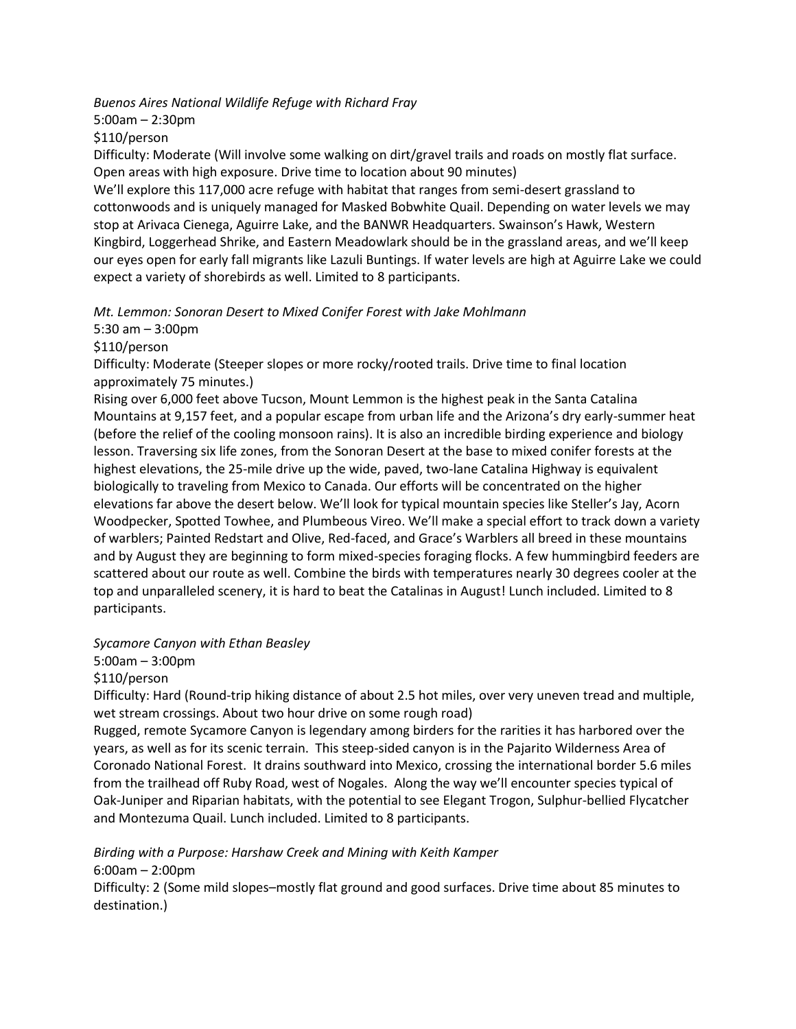*Buenos Aires National Wildlife Refuge with Richard Fray*
5:00am – 2:30pm
$110/person
Difficulty: Moderate (Will involve some walking on dirt/gravel trails and roads on mostly flat surface. Open areas with high exposure. Drive time to location about 90 minutes)
We'll explore this 117,000 acre refuge with habitat that ranges from semi-desert grassland to cottonwoods and is uniquely managed for Masked Bobwhite Quail. Depending on water levels we may stop at Arivaca Cienega, Aguirre Lake, and the BANWR Headquarters. Swainson's Hawk, Western Kingbird, Loggerhead Shrike, and Eastern Meadowlark should be in the grassland areas, and we'll keep our eyes open for early fall migrants like Lazuli Buntings. If water levels are high at Aguirre Lake we could expect a variety of shorebirds as well. Limited to 8 participants.

*Mt. Lemmon: Sonoran Desert to Mixed Conifer Forest with Jake Mohlmann*
5:30 am – 3:00pm
$110/person
Difficulty: Moderate (Steeper slopes or more rocky/rooted trails. Drive time to final location approximately 75 minutes.)
Rising over 6,000 feet above Tucson, Mount Lemmon is the highest peak in the Santa Catalina Mountains at 9,157 feet, and a popular escape from urban life and the Arizona's dry early-summer heat (before the relief of the cooling monsoon rains). It is also an incredible birding experience and biology lesson. Traversing six life zones, from the Sonoran Desert at the base to mixed conifer forests at the highest elevations, the 25-mile drive up the wide, paved, two-lane Catalina Highway is equivalent biologically to traveling from Mexico to Canada. Our efforts will be concentrated on the higher elevations far above the desert below. We'll look for typical mountain species like Steller's Jay, Acorn Woodpecker, Spotted Towhee, and Plumbeous Vireo. We'll make a special effort to track down a variety of warblers; Painted Redstart and Olive, Red-faced, and Grace's Warblers all breed in these mountains and by August they are beginning to form mixed-species foraging flocks. A few hummingbird feeders are scattered about our route as well. Combine the birds with temperatures nearly 30 degrees cooler at the top and unparalleled scenery, it is hard to beat the Catalinas in August! Lunch included. Limited to 8 participants.

*Sycamore Canyon with Ethan Beasley*
5:00am – 3:00pm
$110/person
Difficulty: Hard (Round-trip hiking distance of about 2.5 hot miles, over very uneven tread and multiple, wet stream crossings. About two hour drive on some rough road)
Rugged, remote Sycamore Canyon is legendary among birders for the rarities it has harbored over the years, as well as for its scenic terrain. This steep-sided canyon is in the Pajarito Wilderness Area of Coronado National Forest. It drains southward into Mexico, crossing the international border 5.6 miles from the trailhead off Ruby Road, west of Nogales. Along the way we'll encounter species typical of Oak-Juniper and Riparian habitats, with the potential to see Elegant Trogon, Sulphur-bellied Flycatcher and Montezuma Quail. Lunch included. Limited to 8 participants.

*Birding with a Purpose: Harshaw Creek and Mining with Keith Kamper*
6:00am – 2:00pm
Difficulty: 2 (Some mild slopes–mostly flat ground and good surfaces. Drive time about 85 minutes to destination.)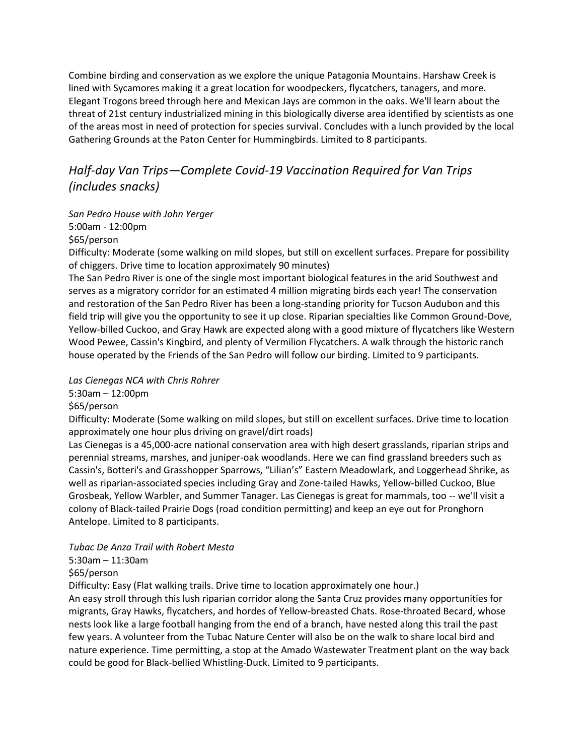Combine birding and conservation as we explore the unique Patagonia Mountains. Harshaw Creek is lined with Sycamores making it a great location for woodpeckers, flycatchers, tanagers, and more. Elegant Trogons breed through here and Mexican Jays are common in the oaks. We'll learn about the threat of 21st century industrialized mining in this biologically diverse area identified by scientists as one of the areas most in need of protection for species survival. Concludes with a lunch provided by the local Gathering Grounds at the Paton Center for Hummingbirds. Limited to 8 participants.

## *Half-day Van Trips—Complete Covid-19 Vaccination Required for Van Trips (includes snacks)*

*San Pedro House with John Yerger*
5:00am - 12:00pm
$65/person
Difficulty: Moderate (some walking on mild slopes, but still on excellent surfaces. Prepare for possibility of chiggers. Drive time to location approximately 90 minutes)
The San Pedro River is one of the single most important biological features in the arid Southwest and serves as a migratory corridor for an estimated 4 million migrating birds each year! The conservation and restoration of the San Pedro River has been a long-standing priority for Tucson Audubon and this field trip will give you the opportunity to see it up close. Riparian specialties like Common Ground-Dove, Yellow-billed Cuckoo, and Gray Hawk are expected along with a good mixture of flycatchers like Western Wood Pewee, Cassin's Kingbird, and plenty of Vermilion Flycatchers. A walk through the historic ranch house operated by the Friends of the San Pedro will follow our birding. Limited to 9 participants.

*Las Cienegas NCA with Chris Rohrer*
5:30am – 12:00pm
$65/person
Difficulty: Moderate (Some walking on mild slopes, but still on excellent surfaces. Drive time to location approximately one hour plus driving on gravel/dirt roads)
Las Cienegas is a 45,000-acre national conservation area with high desert grasslands, riparian strips and perennial streams, marshes, and juniper-oak woodlands. Here we can find grassland breeders such as Cassin's, Botteri's and Grasshopper Sparrows, "Lilian's" Eastern Meadowlark, and Loggerhead Shrike, as well as riparian-associated species including Gray and Zone-tailed Hawks, Yellow-billed Cuckoo, Blue Grosbeak, Yellow Warbler, and Summer Tanager. Las Cienegas is great for mammals, too -- we'll visit a colony of Black-tailed Prairie Dogs (road condition permitting) and keep an eye out for Pronghorn Antelope. Limited to 8 participants.

*Tubac De Anza Trail with Robert Mesta*
5:30am – 11:30am
$65/person
Difficulty: Easy (Flat walking trails. Drive time to location approximately one hour.)
An easy stroll through this lush riparian corridor along the Santa Cruz provides many opportunities for migrants, Gray Hawks, flycatchers, and hordes of Yellow-breasted Chats. Rose-throated Becard, whose nests look like a large football hanging from the end of a branch, have nested along this trail the past few years. A volunteer from the Tubac Nature Center will also be on the walk to share local bird and nature experience. Time permitting, a stop at the Amado Wastewater Treatment plant on the way back could be good for Black-bellied Whistling-Duck. Limited to 9 participants.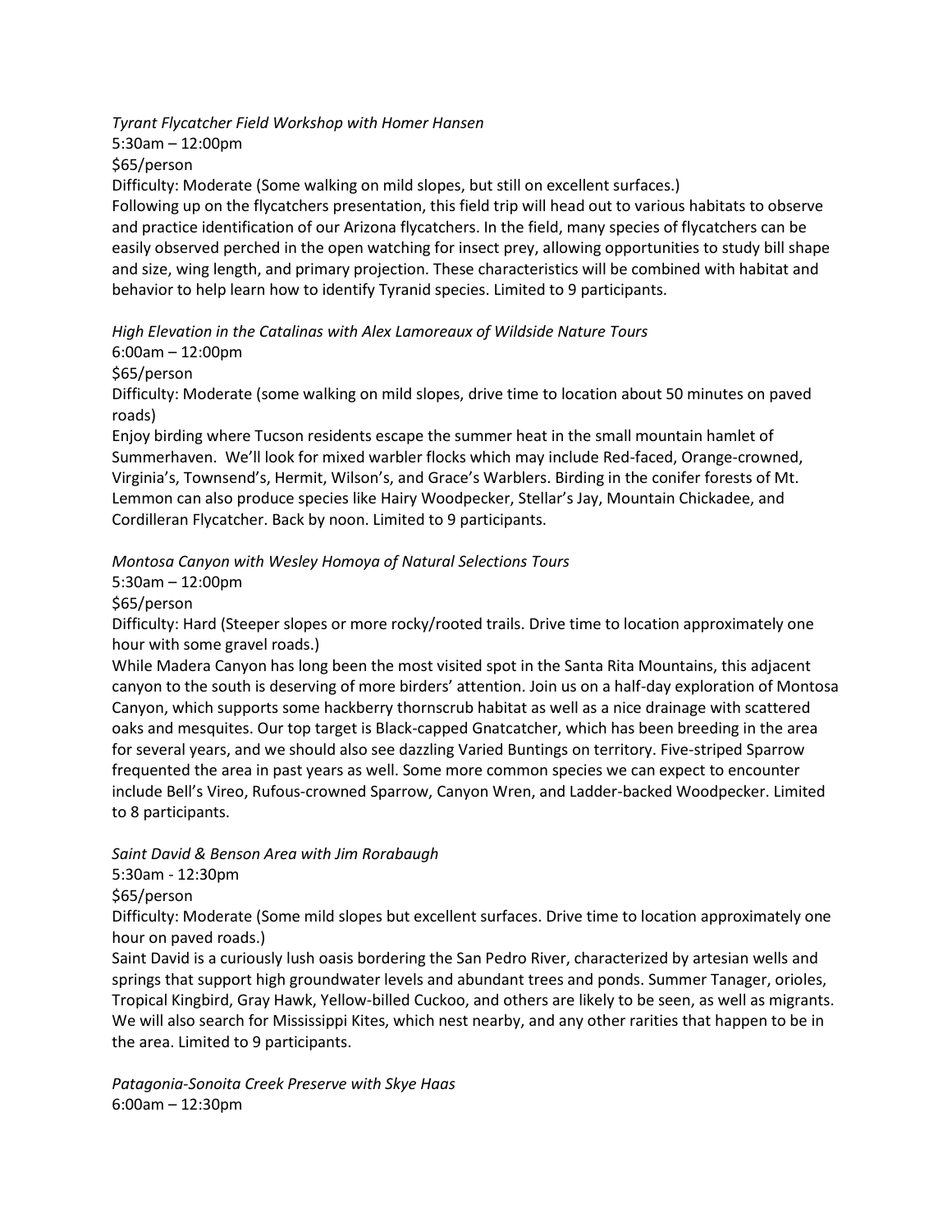*Tyrant Flycatcher Field Workshop with Homer Hansen*
5:30am – 12:00pm
$65/person
Difficulty: Moderate (Some walking on mild slopes, but still on excellent surfaces.)
Following up on the flycatchers presentation, this field trip will head out to various habitats to observe and practice identification of our Arizona flycatchers. In the field, many species of flycatchers can be easily observed perched in the open watching for insect prey, allowing opportunities to study bill shape and size, wing length, and primary projection. These characteristics will be combined with habitat and behavior to help learn how to identify Tyranid species. Limited to 9 participants.

*High Elevation in the Catalinas with Alex Lamoreaux of Wildside Nature Tours*
6:00am – 12:00pm
$65/person
Difficulty: Moderate (some walking on mild slopes, drive time to location about 50 minutes on paved roads)
Enjoy birding where Tucson residents escape the summer heat in the small mountain hamlet of Summerhaven. We'll look for mixed warbler flocks which may include Red-faced, Orange-crowned, Virginia's, Townsend's, Hermit, Wilson's, and Grace's Warblers. Birding in the conifer forests of Mt. Lemmon can also produce species like Hairy Woodpecker, Stellar's Jay, Mountain Chickadee, and Cordilleran Flycatcher. Back by noon. Limited to 9 participants.

*Montosa Canyon with Wesley Homoya of Natural Selections Tours*
5:30am – 12:00pm
$65/person
Difficulty: Hard (Steeper slopes or more rocky/rooted trails. Drive time to location approximately one hour with some gravel roads.)
While Madera Canyon has long been the most visited spot in the Santa Rita Mountains, this adjacent canyon to the south is deserving of more birders' attention. Join us on a half-day exploration of Montosa Canyon, which supports some hackberry thornscrub habitat as well as a nice drainage with scattered oaks and mesquites. Our top target is Black-capped Gnatcatcher, which has been breeding in the area for several years, and we should also see dazzling Varied Buntings on territory. Five-striped Sparrow frequented the area in past years as well. Some more common species we can expect to encounter include Bell's Vireo, Rufous-crowned Sparrow, Canyon Wren, and Ladder-backed Woodpecker. Limited to 8 participants.

*Saint David & Benson Area with Jim Rorabaugh*
5:30am - 12:30pm
$65/person
Difficulty: Moderate (Some mild slopes but excellent surfaces. Drive time to location approximately one hour on paved roads.)
Saint David is a curiously lush oasis bordering the San Pedro River, characterized by artesian wells and springs that support high groundwater levels and abundant trees and ponds. Summer Tanager, orioles, Tropical Kingbird, Gray Hawk, Yellow-billed Cuckoo, and others are likely to be seen, as well as migrants. We will also search for Mississippi Kites, which nest nearby, and any other rarities that happen to be in the area. Limited to 9 participants.

*Patagonia-Sonoita Creek Preserve with Skye Haas*
6:00am – 12:30pm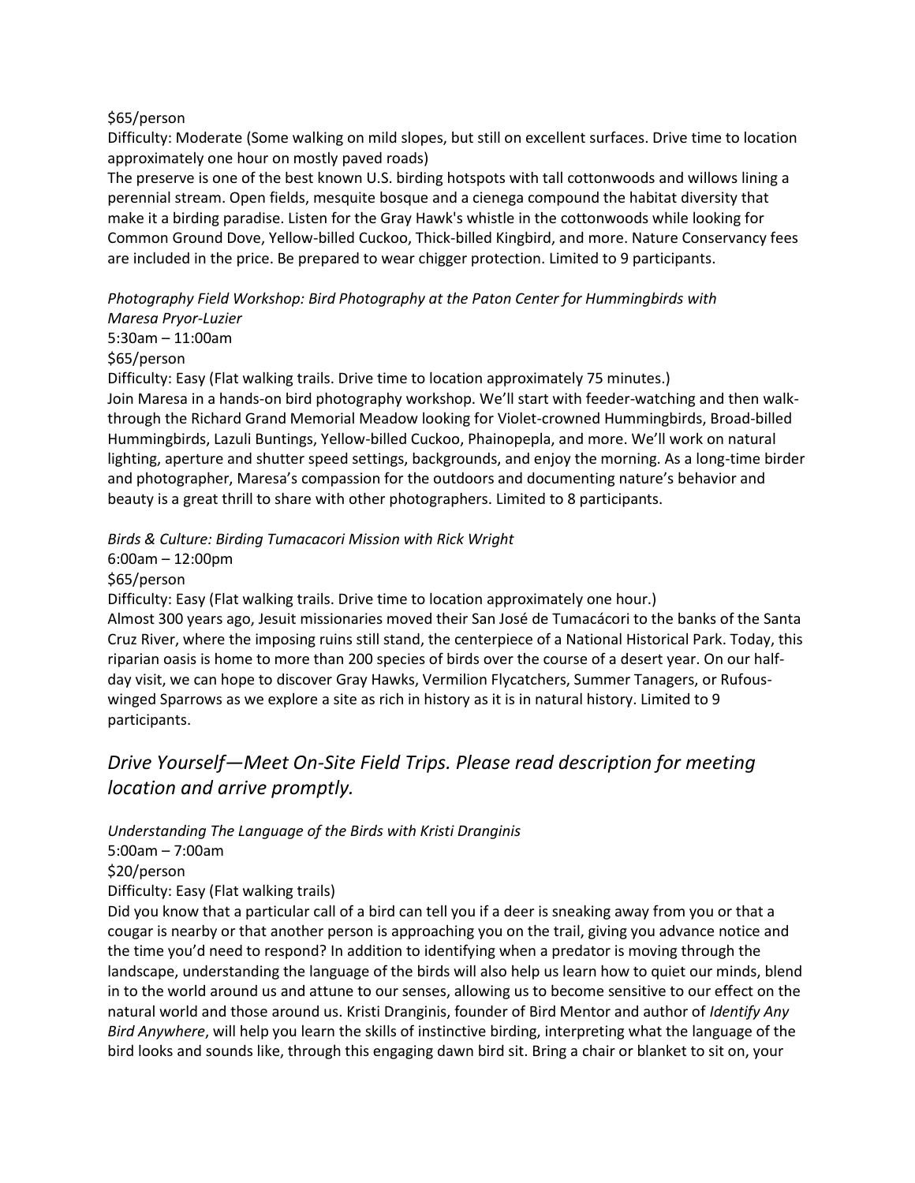$65/person

Difficulty: Moderate (Some walking on mild slopes, but still on excellent surfaces. Drive time to location approximately one hour on mostly paved roads)

The preserve is one of the best known U.S. birding hotspots with tall cottonwoods and willows lining a perennial stream. Open fields, mesquite bosque and a cienega compound the habitat diversity that make it a birding paradise. Listen for the Gray Hawk's whistle in the cottonwoods while looking for Common Ground Dove, Yellow-billed Cuckoo, Thick-billed Kingbird, and more. Nature Conservancy fees are included in the price. Be prepared to wear chigger protection. Limited to 9 participants.

*Photography Field Workshop: Bird Photography at the Paton Center for Hummingbirds with Maresa Pryor-Luzier*

5:30am – 11:00am

$65/person

Difficulty: Easy (Flat walking trails. Drive time to location approximately 75 minutes.)

Join Maresa in a hands-on bird photography workshop. We'll start with feeder-watching and then walk-through the Richard Grand Memorial Meadow looking for Violet-crowned Hummingbirds, Broad-billed Hummingbirds, Lazuli Buntings, Yellow-billed Cuckoo, Phainopepla, and more. We'll work on natural lighting, aperture and shutter speed settings, backgrounds, and enjoy the morning. As a long-time birder and photographer, Maresa's compassion for the outdoors and documenting nature's behavior and beauty is a great thrill to share with other photographers. Limited to 8 participants.

*Birds & Culture: Birding Tumacacori Mission with Rick Wright*

6:00am – 12:00pm

$65/person

Difficulty: Easy (Flat walking trails. Drive time to location approximately one hour.)

Almost 300 years ago, Jesuit missionaries moved their San José de Tumacácori to the banks of the Santa Cruz River, where the imposing ruins still stand, the centerpiece of a National Historical Park. Today, this riparian oasis is home to more than 200 species of birds over the course of a desert year. On our half-day visit, we can hope to discover Gray Hawks, Vermilion Flycatchers, Summer Tanagers, or Rufous-winged Sparrows as we explore a site as rich in history as it is in natural history. Limited to 9 participants.

## *Drive Yourself—Meet On-Site Field Trips. Please read description for meeting location and arrive promptly.*

*Understanding The Language of the Birds with Kristi Dranginis*

5:00am – 7:00am

$20/person

Difficulty: Easy (Flat walking trails)

Did you know that a particular call of a bird can tell you if a deer is sneaking away from you or that a cougar is nearby or that another person is approaching you on the trail, giving you advance notice and the time you'd need to respond? In addition to identifying when a predator is moving through the landscape, understanding the language of the birds will also help us learn how to quiet our minds, blend in to the world around us and attune to our senses, allowing us to become sensitive to our effect on the natural world and those around us. Kristi Dranginis, founder of Bird Mentor and author of *Identify Any Bird Anywhere*, will help you learn the skills of instinctive birding, interpreting what the language of the bird looks and sounds like, through this engaging dawn bird sit. Bring a chair or blanket to sit on, your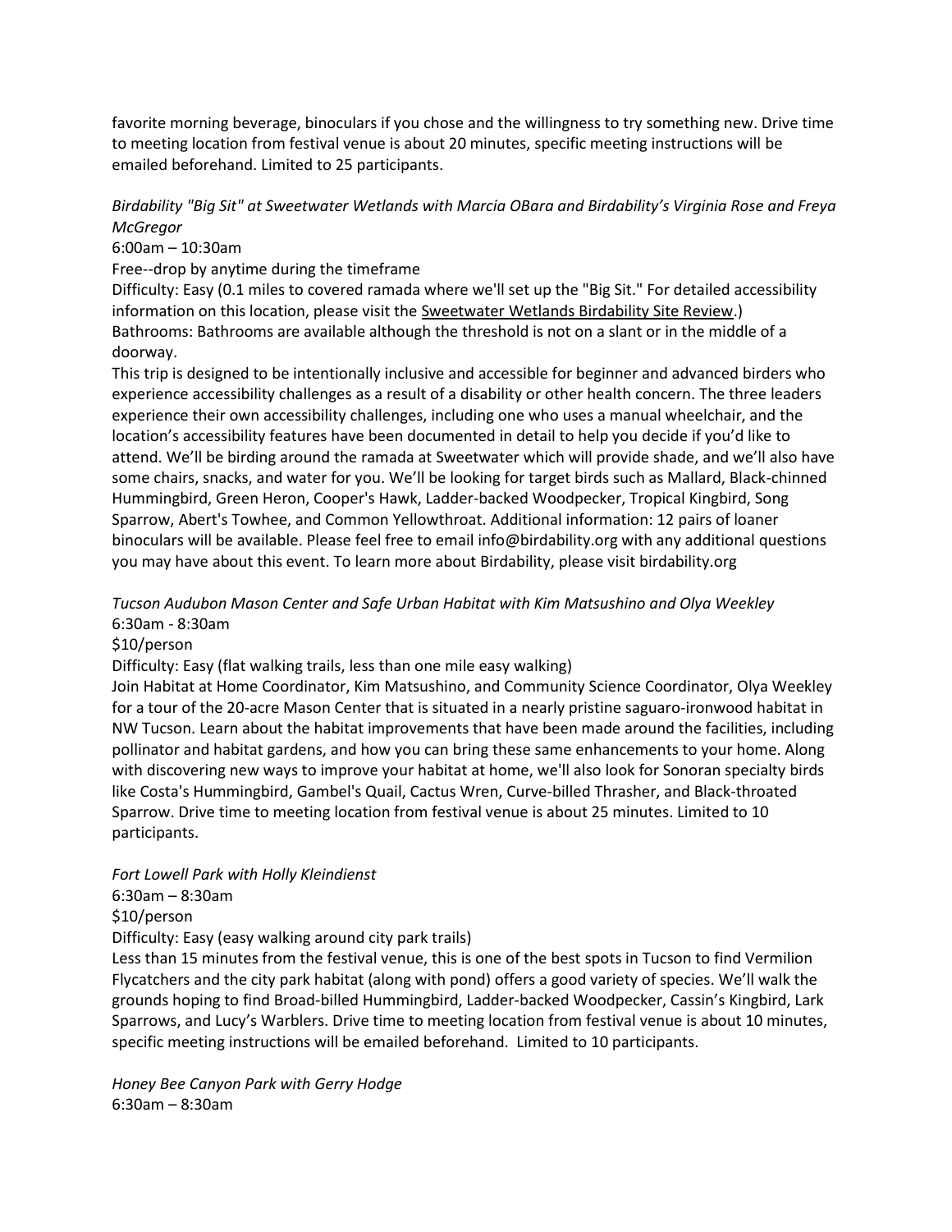favorite morning beverage, binoculars if you chose and the willingness to try something new. Drive time to meeting location from festival venue is about 20 minutes, specific meeting instructions will be emailed beforehand. Limited to 25 participants.

*Birdability "Big Sit" at Sweetwater Wetlands with Marcia OBara and Birdability's Virginia Rose and Freya McGregor*

6:00am – 10:30am

Free--drop by anytime during the timeframe

Difficulty: Easy (0.1 miles to covered ramada where we'll set up the "Big Sit." For detailed accessibility information on this location, please visit the Sweetwater Wetlands Birdability Site Review.)

Bathrooms: Bathrooms are available although the threshold is not on a slant or in the middle of a doorway.

This trip is designed to be intentionally inclusive and accessible for beginner and advanced birders who experience accessibility challenges as a result of a disability or other health concern. The three leaders experience their own accessibility challenges, including one who uses a manual wheelchair, and the location's accessibility features have been documented in detail to help you decide if you'd like to attend. We'll be birding around the ramada at Sweetwater which will provide shade, and we'll also have some chairs, snacks, and water for you. We'll be looking for target birds such as Mallard, Black-chinned Hummingbird, Green Heron, Cooper's Hawk, Ladder-backed Woodpecker, Tropical Kingbird, Song Sparrow, Abert's Towhee, and Common Yellowthroat. Additional information: 12 pairs of loaner binoculars will be available. Please feel free to email info@birdability.org with any additional questions you may have about this event. To learn more about Birdability, please visit birdability.org

*Tucson Audubon Mason Center and Safe Urban Habitat with Kim Matsushino and Olya Weekley*

6:30am - 8:30am

$10/person

Difficulty: Easy (flat walking trails, less than one mile easy walking)

Join Habitat at Home Coordinator, Kim Matsushino, and Community Science Coordinator, Olya Weekley for a tour of the 20-acre Mason Center that is situated in a nearly pristine saguaro-ironwood habitat in NW Tucson. Learn about the habitat improvements that have been made around the facilities, including pollinator and habitat gardens, and how you can bring these same enhancements to your home. Along with discovering new ways to improve your habitat at home, we'll also look for Sonoran specialty birds like Costa's Hummingbird, Gambel's Quail, Cactus Wren, Curve-billed Thrasher, and Black-throated Sparrow. Drive time to meeting location from festival venue is about 25 minutes. Limited to 10 participants.

*Fort Lowell Park with Holly Kleindienst*

6:30am – 8:30am

$10/person

Difficulty: Easy (easy walking around city park trails)

Less than 15 minutes from the festival venue, this is one of the best spots in Tucson to find Vermilion Flycatchers and the city park habitat (along with pond) offers a good variety of species. We'll walk the grounds hoping to find Broad-billed Hummingbird, Ladder-backed Woodpecker, Cassin's Kingbird, Lark Sparrows, and Lucy's Warblers. Drive time to meeting location from festival venue is about 10 minutes, specific meeting instructions will be emailed beforehand. Limited to 10 participants.

*Honey Bee Canyon Park with Gerry Hodge*

6:30am – 8:30am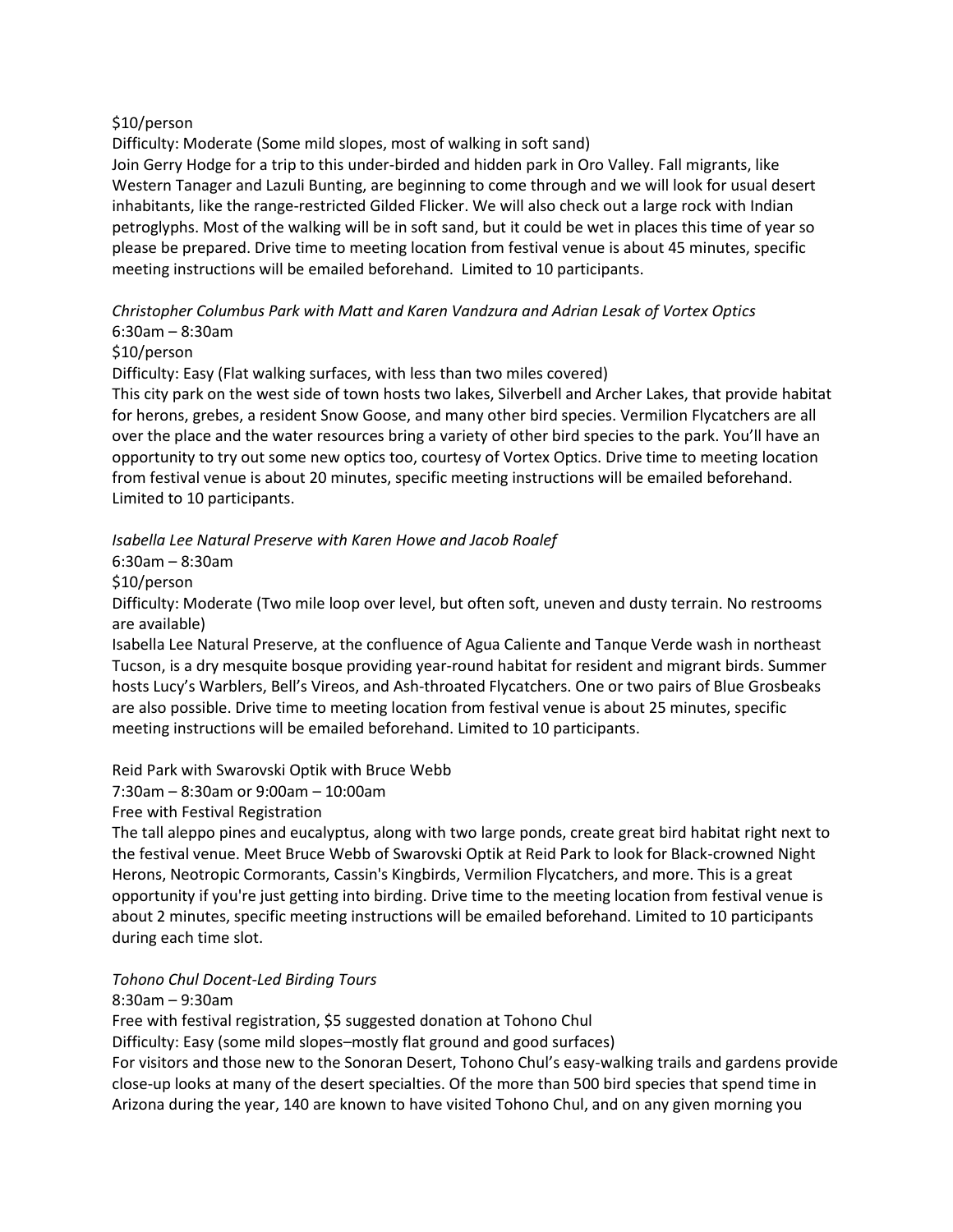$10/person

Difficulty: Moderate (Some mild slopes, most of walking in soft sand)

Join Gerry Hodge for a trip to this under-birded and hidden park in Oro Valley. Fall migrants, like Western Tanager and Lazuli Bunting, are beginning to come through and we will look for usual desert inhabitants, like the range-restricted Gilded Flicker. We will also check out a large rock with Indian petroglyphs. Most of the walking will be in soft sand, but it could be wet in places this time of year so please be prepared. Drive time to meeting location from festival venue is about 45 minutes, specific meeting instructions will be emailed beforehand. Limited to 10 participants.

*Christopher Columbus Park with Matt and Karen Vandzura and Adrian Lesak of Vortex Optics*

6:30am – 8:30am

$10/person

Difficulty: Easy (Flat walking surfaces, with less than two miles covered)

This city park on the west side of town hosts two lakes, Silverbell and Archer Lakes, that provide habitat for herons, grebes, a resident Snow Goose, and many other bird species. Vermilion Flycatchers are all over the place and the water resources bring a variety of other bird species to the park. You'll have an opportunity to try out some new optics too, courtesy of Vortex Optics. Drive time to meeting location from festival venue is about 20 minutes, specific meeting instructions will be emailed beforehand. Limited to 10 participants.

*Isabella Lee Natural Preserve with Karen Howe and Jacob Roalef*

6:30am – 8:30am

$10/person

Difficulty: Moderate (Two mile loop over level, but often soft, uneven and dusty terrain. No restrooms are available)

Isabella Lee Natural Preserve, at the confluence of Agua Caliente and Tanque Verde wash in northeast Tucson, is a dry mesquite bosque providing year-round habitat for resident and migrant birds. Summer hosts Lucy's Warblers, Bell's Vireos, and Ash-throated Flycatchers. One or two pairs of Blue Grosbeaks are also possible. Drive time to meeting location from festival venue is about 25 minutes, specific meeting instructions will be emailed beforehand. Limited to 10 participants.

Reid Park with Swarovski Optik with Bruce Webb

7:30am – 8:30am or 9:00am – 10:00am

Free with Festival Registration

The tall aleppo pines and eucalyptus, along with two large ponds, create great bird habitat right next to the festival venue. Meet Bruce Webb of Swarovski Optik at Reid Park to look for Black-crowned Night Herons, Neotropic Cormorants, Cassin's Kingbirds, Vermilion Flycatchers, and more. This is a great opportunity if you're just getting into birding. Drive time to the meeting location from festival venue is about 2 minutes, specific meeting instructions will be emailed beforehand. Limited to 10 participants during each time slot.

*Tohono Chul Docent-Led Birding Tours*

8:30am – 9:30am

Free with festival registration, $5 suggested donation at Tohono Chul

Difficulty: Easy (some mild slopes–mostly flat ground and good surfaces)

For visitors and those new to the Sonoran Desert, Tohono Chul's easy-walking trails and gardens provide close-up looks at many of the desert specialties. Of the more than 500 bird species that spend time in Arizona during the year, 140 are known to have visited Tohono Chul, and on any given morning you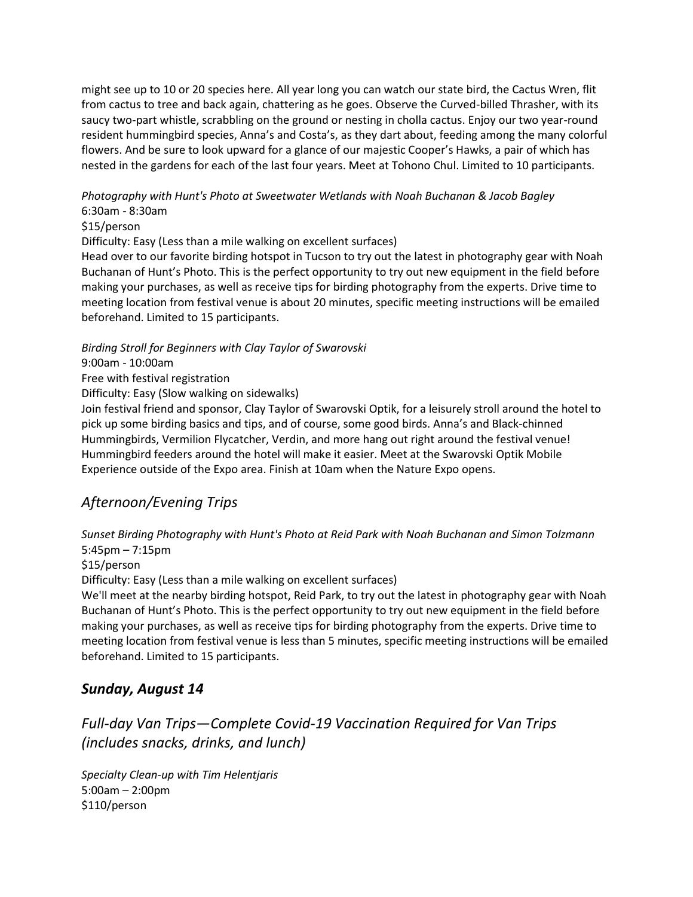might see up to 10 or 20 species here. All year long you can watch our state bird, the Cactus Wren, flit from cactus to tree and back again, chattering as he goes. Observe the Curved-billed Thrasher, with its saucy two-part whistle, scrabbling on the ground or nesting in cholla cactus. Enjoy our two year-round resident hummingbird species, Anna's and Costa's, as they dart about, feeding among the many colorful flowers. And be sure to look upward for a glance of our majestic Cooper's Hawks, a pair of which has nested in the gardens for each of the last four years. Meet at Tohono Chul. Limited to 10 participants.

*Photography with Hunt's Photo at Sweetwater Wetlands with Noah Buchanan & Jacob Bagley*
6:30am - 8:30am
$15/person
Difficulty: Easy (Less than a mile walking on excellent surfaces)
Head over to our favorite birding hotspot in Tucson to try out the latest in photography gear with Noah Buchanan of Hunt's Photo. This is the perfect opportunity to try out new equipment in the field before making your purchases, as well as receive tips for birding photography from the experts. Drive time to meeting location from festival venue is about 20 minutes, specific meeting instructions will be emailed beforehand. Limited to 15 participants.

*Birding Stroll for Beginners with Clay Taylor of Swarovski*
9:00am - 10:00am
Free with festival registration
Difficulty: Easy (Slow walking on sidewalks)
Join festival friend and sponsor, Clay Taylor of Swarovski Optik, for a leisurely stroll around the hotel to pick up some birding basics and tips, and of course, some good birds. Anna's and Black-chinned Hummingbirds, Vermilion Flycatcher, Verdin, and more hang out right around the festival venue! Hummingbird feeders around the hotel will make it easier. Meet at the Swarovski Optik Mobile Experience outside of the Expo area. Finish at 10am when the Nature Expo opens.

## *Afternoon/Evening Trips*

*Sunset Birding Photography with Hunt's Photo at Reid Park with Noah Buchanan and Simon Tolzmann*
5:45pm – 7:15pm
$15/person
Difficulty: Easy (Less than a mile walking on excellent surfaces)
We'll meet at the nearby birding hotspot, Reid Park, to try out the latest in photography gear with Noah Buchanan of Hunt's Photo. This is the perfect opportunity to try out new equipment in the field before making your purchases, as well as receive tips for birding photography from the experts. Drive time to meeting location from festival venue is less than 5 minutes, specific meeting instructions will be emailed beforehand. Limited to 15 participants.

## ***Sunday, August 14***

## *Full-day Van Trips—Complete Covid-19 Vaccination Required for Van Trips (includes snacks, drinks, and lunch)*

*Specialty Clean-up with Tim Helentjaris*
5:00am – 2:00pm
$110/person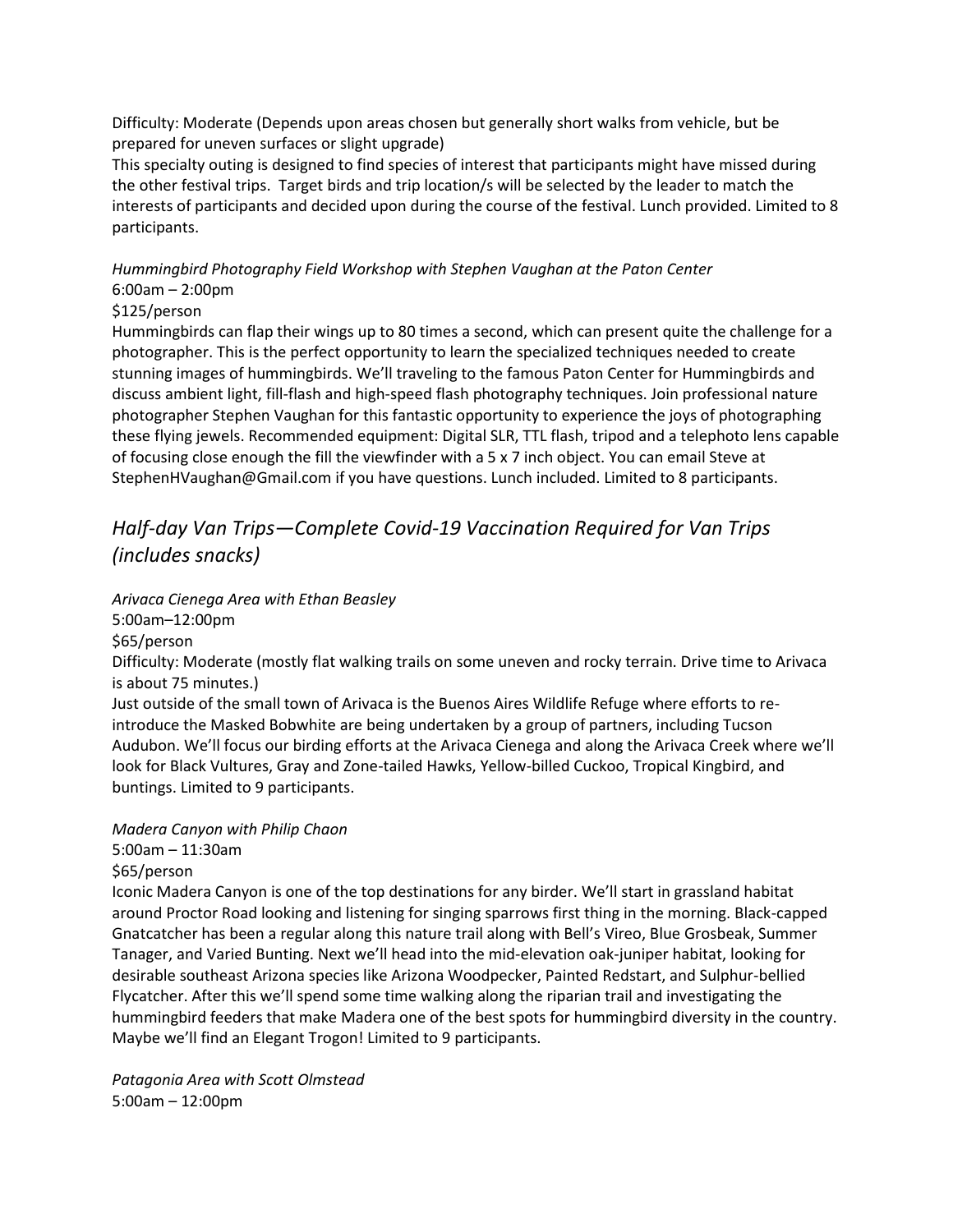Difficulty: Moderate (Depends upon areas chosen but generally short walks from vehicle, but be prepared for uneven surfaces or slight upgrade)

This specialty outing is designed to find species of interest that participants might have missed during the other festival trips. Target birds and trip location/s will be selected by the leader to match the interests of participants and decided upon during the course of the festival. Lunch provided. Limited to 8 participants.

*Hummingbird Photography Field Workshop with Stephen Vaughan at the Paton Center*

6:00am – 2:00pm

$125/person

Hummingbirds can flap their wings up to 80 times a second, which can present quite the challenge for a photographer. This is the perfect opportunity to learn the specialized techniques needed to create stunning images of hummingbirds. We'll traveling to the famous Paton Center for Hummingbirds and discuss ambient light, fill-flash and high-speed flash photography techniques. Join professional nature photographer Stephen Vaughan for this fantastic opportunity to experience the joys of photographing these flying jewels. Recommended equipment: Digital SLR, TTL flash, tripod and a telephoto lens capable of focusing close enough the fill the viewfinder with a 5 x 7 inch object. You can email Steve at StephenHVaughan@Gmail.com if you have questions. Lunch included. Limited to 8 participants.

## *Half-day Van Trips—Complete Covid-19 Vaccination Required for Van Trips (includes snacks)*

*Arivaca Cienega Area with Ethan Beasley*

5:00am–12:00pm

$65/person

Difficulty: Moderate (mostly flat walking trails on some uneven and rocky terrain. Drive time to Arivaca is about 75 minutes.)

Just outside of the small town of Arivaca is the Buenos Aires Wildlife Refuge where efforts to re-introduce the Masked Bobwhite are being undertaken by a group of partners, including Tucson Audubon. We'll focus our birding efforts at the Arivaca Cienega and along the Arivaca Creek where we'll look for Black Vultures, Gray and Zone-tailed Hawks, Yellow-billed Cuckoo, Tropical Kingbird, and buntings. Limited to 9 participants.

*Madera Canyon with Philip Chaon*

5:00am – 11:30am

$65/person

Iconic Madera Canyon is one of the top destinations for any birder. We'll start in grassland habitat around Proctor Road looking and listening for singing sparrows first thing in the morning. Black-capped Gnatcatcher has been a regular along this nature trail along with Bell's Vireo, Blue Grosbeak, Summer Tanager, and Varied Bunting. Next we'll head into the mid-elevation oak-juniper habitat, looking for desirable southeast Arizona species like Arizona Woodpecker, Painted Redstart, and Sulphur-bellied Flycatcher. After this we'll spend some time walking along the riparian trail and investigating the hummingbird feeders that make Madera one of the best spots for hummingbird diversity in the country. Maybe we'll find an Elegant Trogon! Limited to 9 participants.

*Patagonia Area with Scott Olmstead*

5:00am – 12:00pm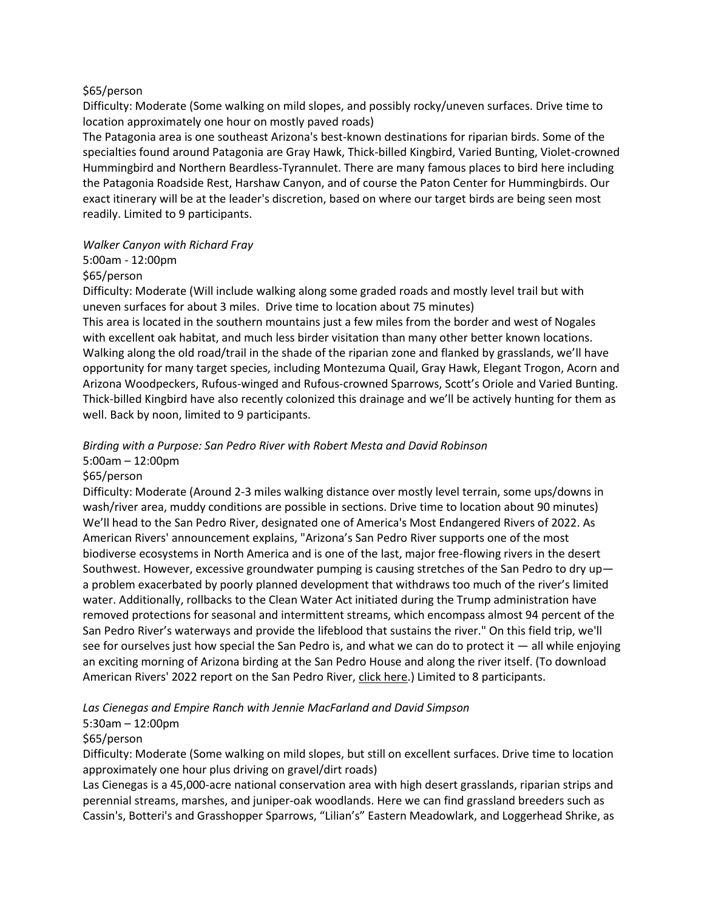$65/person

Difficulty: Moderate (Some walking on mild slopes, and possibly rocky/uneven surfaces. Drive time to location approximately one hour on mostly paved roads)

The Patagonia area is one southeast Arizona's best-known destinations for riparian birds. Some of the specialties found around Patagonia are Gray Hawk, Thick-billed Kingbird, Varied Bunting, Violet-crowned Hummingbird and Northern Beardless-Tyrannulet. There are many famous places to bird here including the Patagonia Roadside Rest, Harshaw Canyon, and of course the Paton Center for Hummingbirds. Our exact itinerary will be at the leader's discretion, based on where our target birds are being seen most readily. Limited to 9 participants.

*Walker Canyon with Richard Fray*

5:00am - 12:00pm

$65/person

Difficulty: Moderate (Will include walking along some graded roads and mostly level trail but with uneven surfaces for about 3 miles. Drive time to location about 75 minutes)

This area is located in the southern mountains just a few miles from the border and west of Nogales with excellent oak habitat, and much less birder visitation than many other better known locations. Walking along the old road/trail in the shade of the riparian zone and flanked by grasslands, we'll have opportunity for many target species, including Montezuma Quail, Gray Hawk, Elegant Trogon, Acorn and Arizona Woodpeckers, Rufous-winged and Rufous-crowned Sparrows, Scott's Oriole and Varied Bunting. Thick-billed Kingbird have also recently colonized this drainage and we'll be actively hunting for them as well. Back by noon, limited to 9 participants.

*Birding with a Purpose: San Pedro River with Robert Mesta and David Robinson*

5:00am – 12:00pm

$65/person

Difficulty: Moderate (Around 2-3 miles walking distance over mostly level terrain, some ups/downs in wash/river area, muddy conditions are possible in sections. Drive time to location about 90 minutes)

We'll head to the San Pedro River, designated one of America's Most Endangered Rivers of 2022. As American Rivers' announcement explains, "Arizona's San Pedro River supports one of the most biodiverse ecosystems in North America and is one of the last, major free-flowing rivers in the desert Southwest. However, excessive groundwater pumping is causing stretches of the San Pedro to dry up—a problem exacerbated by poorly planned development that withdraws too much of the river's limited water. Additionally, rollbacks to the Clean Water Act initiated during the Trump administration have removed protections for seasonal and intermittent streams, which encompass almost 94 percent of the San Pedro River's waterways and provide the lifeblood that sustains the river." On this field trip, we'll see for ourselves just how special the San Pedro is, and what we can do to protect it — all while enjoying an exciting morning of Arizona birding at the San Pedro House and along the river itself. (To download American Rivers' 2022 report on the San Pedro River, click here.) Limited to 8 participants.

*Las Cienegas and Empire Ranch with Jennie MacFarland and David Simpson*

5:30am – 12:00pm

$65/person

Difficulty: Moderate (Some walking on mild slopes, but still on excellent surfaces. Drive time to location approximately one hour plus driving on gravel/dirt roads)

Las Cienegas is a 45,000-acre national conservation area with high desert grasslands, riparian strips and perennial streams, marshes, and juniper-oak woodlands. Here we can find grassland breeders such as Cassin's, Botteri's and Grasshopper Sparrows, "Lilian's" Eastern Meadowlark, and Loggerhead Shrike, as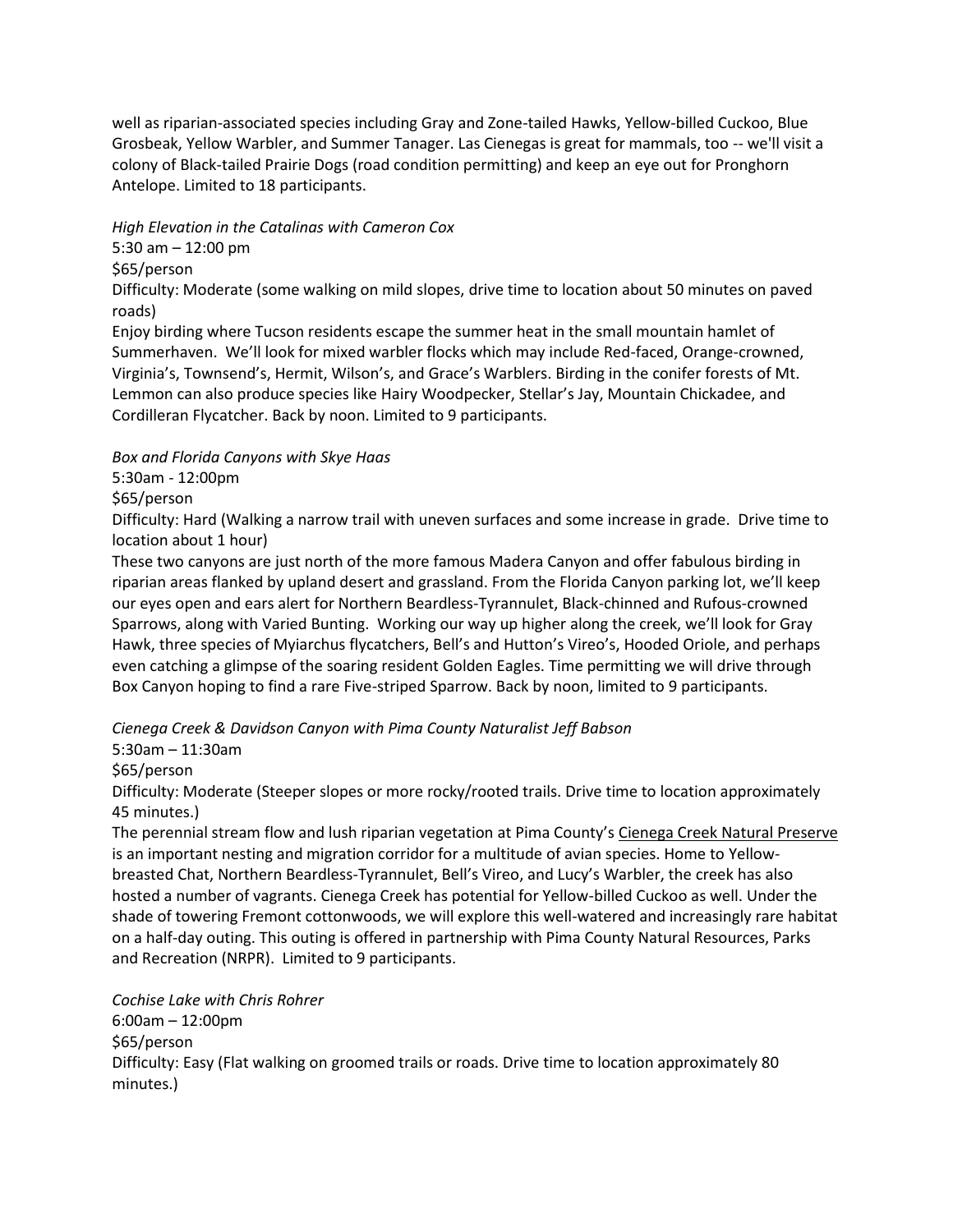well as riparian-associated species including Gray and Zone-tailed Hawks, Yellow-billed Cuckoo, Blue Grosbeak, Yellow Warbler, and Summer Tanager. Las Cienegas is great for mammals, too -- we'll visit a colony of Black-tailed Prairie Dogs (road condition permitting) and keep an eye out for Pronghorn Antelope. Limited to 18 participants.

*High Elevation in the Catalinas with Cameron Cox*

5:30 am – 12:00 pm

$65/person

Difficulty: Moderate (some walking on mild slopes, drive time to location about 50 minutes on paved roads)

Enjoy birding where Tucson residents escape the summer heat in the small mountain hamlet of Summerhaven. We'll look for mixed warbler flocks which may include Red-faced, Orange-crowned, Virginia's, Townsend's, Hermit, Wilson's, and Grace's Warblers. Birding in the conifer forests of Mt. Lemmon can also produce species like Hairy Woodpecker, Stellar's Jay, Mountain Chickadee, and Cordilleran Flycatcher. Back by noon. Limited to 9 participants.

*Box and Florida Canyons with Skye Haas*

5:30am - 12:00pm

$65/person

Difficulty: Hard (Walking a narrow trail with uneven surfaces and some increase in grade. Drive time to location about 1 hour)

These two canyons are just north of the more famous Madera Canyon and offer fabulous birding in riparian areas flanked by upland desert and grassland. From the Florida Canyon parking lot, we'll keep our eyes open and ears alert for Northern Beardless-Tyrannulet, Black-chinned and Rufous-crowned Sparrows, along with Varied Bunting. Working our way up higher along the creek, we'll look for Gray Hawk, three species of Myiarchus flycatchers, Bell's and Hutton's Vireo's, Hooded Oriole, and perhaps even catching a glimpse of the soaring resident Golden Eagles. Time permitting we will drive through Box Canyon hoping to find a rare Five-striped Sparrow. Back by noon, limited to 9 participants.

*Cienega Creek & Davidson Canyon with Pima County Naturalist Jeff Babson*

5:30am – 11:30am

$65/person

Difficulty: Moderate (Steeper slopes or more rocky/rooted trails. Drive time to location approximately 45 minutes.)

The perennial stream flow and lush riparian vegetation at Pima County's Cienega Creek Natural Preserve is an important nesting and migration corridor for a multitude of avian species. Home to Yellow-breasted Chat, Northern Beardless-Tyrannulet, Bell's Vireo, and Lucy's Warbler, the creek has also hosted a number of vagrants. Cienega Creek has potential for Yellow-billed Cuckoo as well. Under the shade of towering Fremont cottonwoods, we will explore this well-watered and increasingly rare habitat on a half-day outing. This outing is offered in partnership with Pima County Natural Resources, Parks and Recreation (NRPR). Limited to 9 participants.

*Cochise Lake with Chris Rohrer*

6:00am – 12:00pm

$65/person

Difficulty: Easy (Flat walking on groomed trails or roads. Drive time to location approximately 80 minutes.)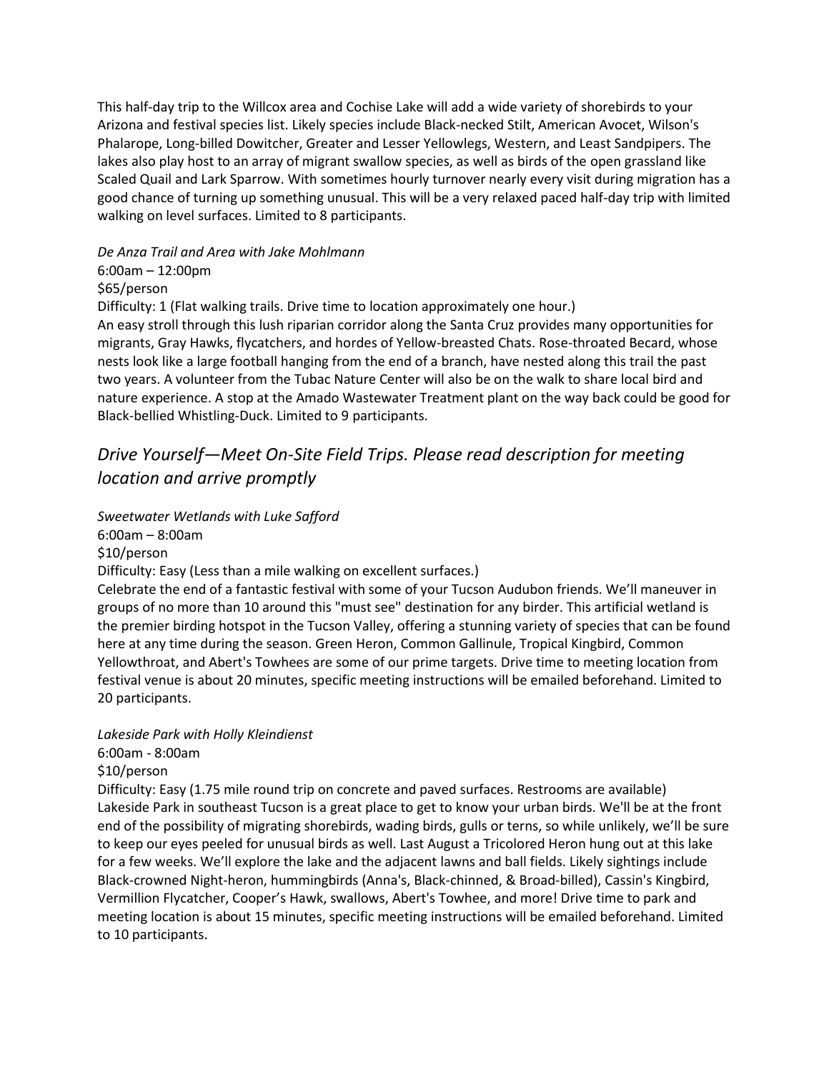This half-day trip to the Willcox area and Cochise Lake will add a wide variety of shorebirds to your Arizona and festival species list. Likely species include Black-necked Stilt, American Avocet, Wilson's Phalarope, Long-billed Dowitcher, Greater and Lesser Yellowlegs, Western, and Least Sandpipers. The lakes also play host to an array of migrant swallow species, as well as birds of the open grassland like Scaled Quail and Lark Sparrow. With sometimes hourly turnover nearly every visit during migration has a good chance of turning up something unusual. This will be a very relaxed paced half-day trip with limited walking on level surfaces. Limited to 8 participants.

*De Anza Trail and Area with Jake Mohlmann*
6:00am – 12:00pm
$65/person
Difficulty: 1 (Flat walking trails. Drive time to location approximately one hour.)
An easy stroll through this lush riparian corridor along the Santa Cruz provides many opportunities for migrants, Gray Hawks, flycatchers, and hordes of Yellow-breasted Chats. Rose-throated Becard, whose nests look like a large football hanging from the end of a branch, have nested along this trail the past two years. A volunteer from the Tubac Nature Center will also be on the walk to share local bird and nature experience. A stop at the Amado Wastewater Treatment plant on the way back could be good for Black-bellied Whistling-Duck. Limited to 9 participants.

## *Drive Yourself—Meet On-Site Field Trips. Please read description for meeting location and arrive promptly*

*Sweetwater Wetlands with Luke Safford*
6:00am – 8:00am
$10/person
Difficulty: Easy (Less than a mile walking on excellent surfaces.)
Celebrate the end of a fantastic festival with some of your Tucson Audubon friends. We'll maneuver in groups of no more than 10 around this "must see" destination for any birder. This artificial wetland is the premier birding hotspot in the Tucson Valley, offering a stunning variety of species that can be found here at any time during the season. Green Heron, Common Gallinule, Tropical Kingbird, Common Yellowthroat, and Abert's Towhees are some of our prime targets. Drive time to meeting location from festival venue is about 20 minutes, specific meeting instructions will be emailed beforehand. Limited to 20 participants.

*Lakeside Park with Holly Kleindienst*
6:00am - 8:00am
$10/person
Difficulty: Easy (1.75 mile round trip on concrete and paved surfaces. Restrooms are available)
Lakeside Park in southeast Tucson is a great place to get to know your urban birds. We'll be at the front end of the possibility of migrating shorebirds, wading birds, gulls or terns, so while unlikely, we'll be sure to keep our eyes peeled for unusual birds as well. Last August a Tricolored Heron hung out at this lake for a few weeks. We'll explore the lake and the adjacent lawns and ball fields. Likely sightings include Black-crowned Night-heron, hummingbirds (Anna's, Black-chinned, & Broad-billed), Cassin's Kingbird, Vermillion Flycatcher, Cooper's Hawk, swallows, Abert's Towhee, and more! Drive time to park and meeting location is about 15 minutes, specific meeting instructions will be emailed beforehand. Limited to 10 participants.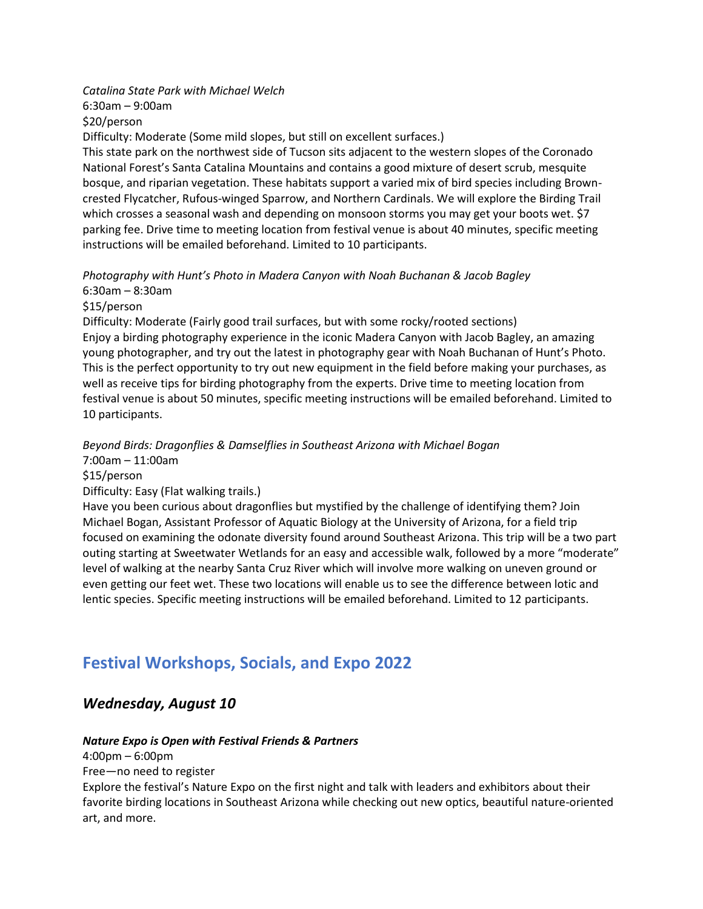*Catalina State Park with Michael Welch*
6:30am – 9:00am
$20/person
Difficulty: Moderate (Some mild slopes, but still on excellent surfaces.)
This state park on the northwest side of Tucson sits adjacent to the western slopes of the Coronado National Forest's Santa Catalina Mountains and contains a good mixture of desert scrub, mesquite bosque, and riparian vegetation. These habitats support a varied mix of bird species including Brown-crested Flycatcher, Rufous-winged Sparrow, and Northern Cardinals. We will explore the Birding Trail which crosses a seasonal wash and depending on monsoon storms you may get your boots wet. $7 parking fee. Drive time to meeting location from festival venue is about 40 minutes, specific meeting instructions will be emailed beforehand. Limited to 10 participants.

*Photography with Hunt's Photo in Madera Canyon with Noah Buchanan & Jacob Bagley*
6:30am – 8:30am
$15/person
Difficulty: Moderate (Fairly good trail surfaces, but with some rocky/rooted sections)
Enjoy a birding photography experience in the iconic Madera Canyon with Jacob Bagley, an amazing young photographer, and try out the latest in photography gear with Noah Buchanan of Hunt's Photo. This is the perfect opportunity to try out new equipment in the field before making your purchases, as well as receive tips for birding photography from the experts. Drive time to meeting location from festival venue is about 50 minutes, specific meeting instructions will be emailed beforehand. Limited to 10 participants.

*Beyond Birds: Dragonflies & Damselflies in Southeast Arizona with Michael Bogan*
7:00am – 11:00am
$15/person
Difficulty: Easy (Flat walking trails.)
Have you been curious about dragonflies but mystified by the challenge of identifying them? Join Michael Bogan, Assistant Professor of Aquatic Biology at the University of Arizona, for a field trip focused on examining the odonate diversity found around Southeast Arizona. This trip will be a two part outing starting at Sweetwater Wetlands for an easy and accessible walk, followed by a more "moderate" level of walking at the nearby Santa Cruz River which will involve more walking on uneven ground or even getting our feet wet. These two locations will enable us to see the difference between lotic and lentic species. Specific meeting instructions will be emailed beforehand. Limited to 12 participants.

## Festival Workshops, Socials, and Expo 2022

### *Wednesday, August 10*

***Nature Expo is Open with Festival Friends & Partners***
4:00pm – 6:00pm
Free—no need to register
Explore the festival's Nature Expo on the first night and talk with leaders and exhibitors about their favorite birding locations in Southeast Arizona while checking out new optics, beautiful nature-oriented art, and more.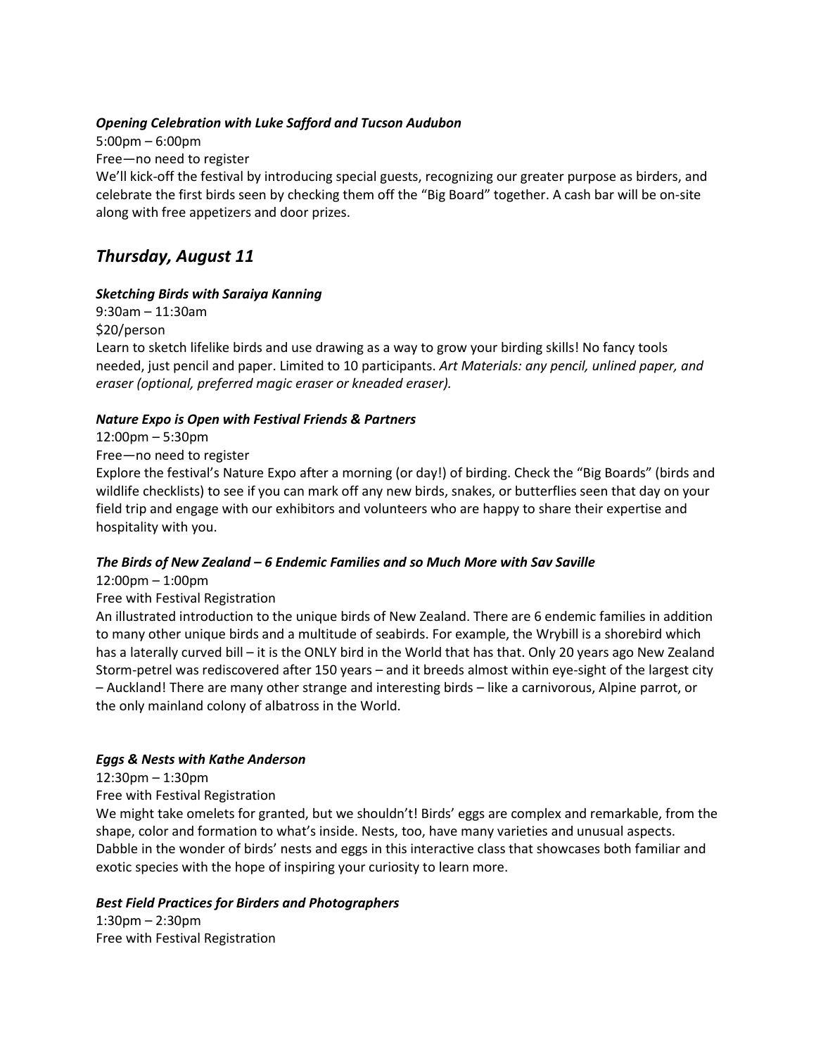***Opening Celebration with Luke Safford and Tucson Audubon***

5:00pm – 6:00pm

Free—no need to register

We'll kick-off the festival by introducing special guests, recognizing our greater purpose as birders, and celebrate the first birds seen by checking them off the "Big Board" together. A cash bar will be on-site along with free appetizers and door prizes.

## *Thursday, August 11*

***Sketching Birds with Saraiya Kanning***

9:30am – 11:30am

$20/person

Learn to sketch lifelike birds and use drawing as a way to grow your birding skills! No fancy tools needed, just pencil and paper. Limited to 10 participants. *Art Materials: any pencil, unlined paper, and eraser (optional, preferred magic eraser or kneaded eraser).*

***Nature Expo is Open with Festival Friends & Partners***

12:00pm – 5:30pm

Free—no need to register

Explore the festival's Nature Expo after a morning (or day!) of birding. Check the "Big Boards" (birds and wildlife checklists) to see if you can mark off any new birds, snakes, or butterflies seen that day on your field trip and engage with our exhibitors and volunteers who are happy to share their expertise and hospitality with you.

***The Birds of New Zealand – 6 Endemic Families and so Much More with Sav Saville***

12:00pm – 1:00pm

Free with Festival Registration

An illustrated introduction to the unique birds of New Zealand. There are 6 endemic families in addition to many other unique birds and a multitude of seabirds. For example, the Wrybill is a shorebird which has a laterally curved bill – it is the ONLY bird in the World that has that. Only 20 years ago New Zealand Storm-petrel was rediscovered after 150 years – and it breeds almost within eye-sight of the largest city – Auckland! There are many other strange and interesting birds – like a carnivorous, Alpine parrot, or the only mainland colony of albatross in the World.

***Eggs & Nests with Kathe Anderson***

12:30pm – 1:30pm

Free with Festival Registration

We might take omelets for granted, but we shouldn't! Birds' eggs are complex and remarkable, from the shape, color and formation to what's inside. Nests, too, have many varieties and unusual aspects. Dabble in the wonder of birds' nests and eggs in this interactive class that showcases both familiar and exotic species with the hope of inspiring your curiosity to learn more.

***Best Field Practices for Birders and Photographers***

1:30pm – 2:30pm

Free with Festival Registration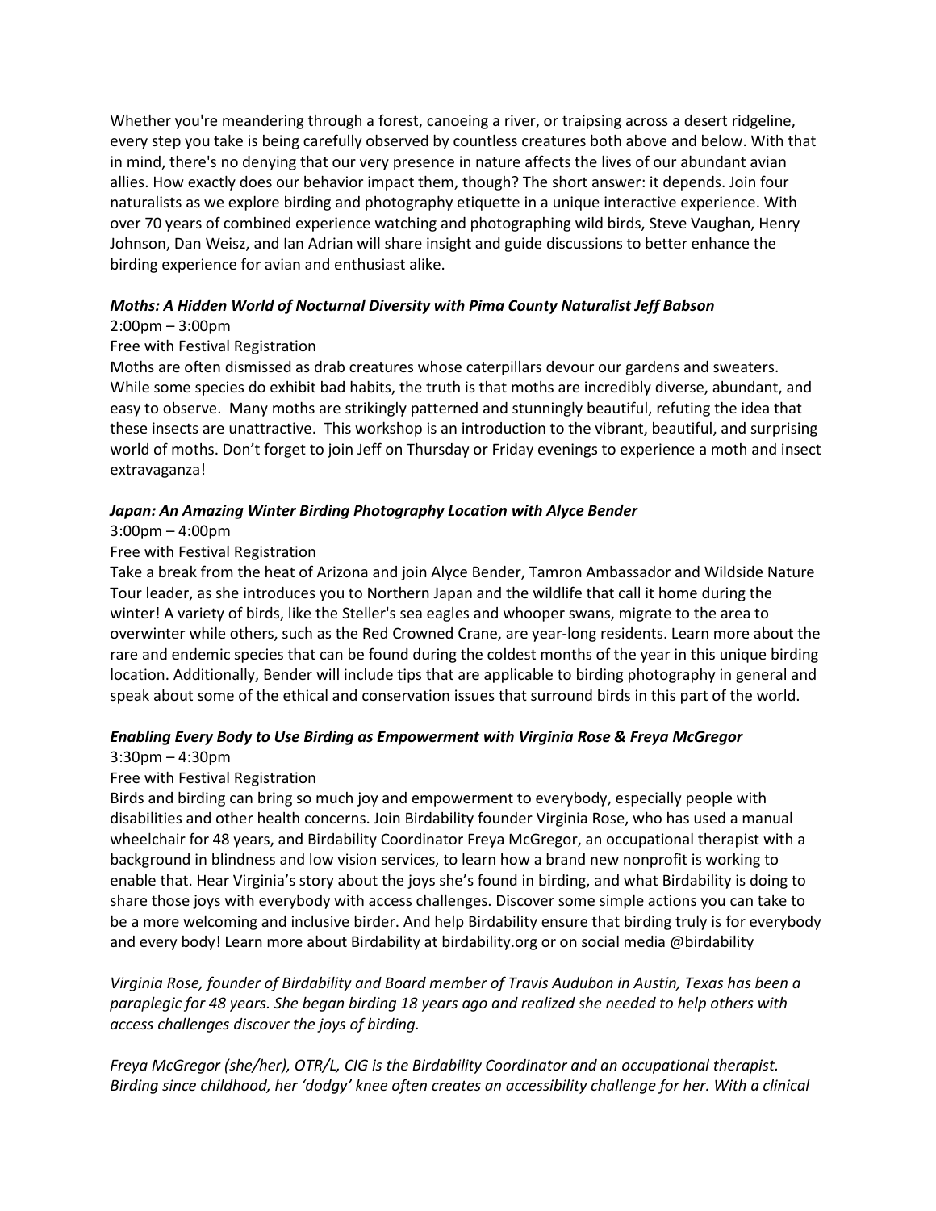Whether you're meandering through a forest, canoeing a river, or traipsing across a desert ridgeline, every step you take is being carefully observed by countless creatures both above and below. With that in mind, there's no denying that our very presence in nature affects the lives of our abundant avian allies. How exactly does our behavior impact them, though? The short answer: it depends. Join four naturalists as we explore birding and photography etiquette in a unique interactive experience. With over 70 years of combined experience watching and photographing wild birds, Steve Vaughan, Henry Johnson, Dan Weisz, and Ian Adrian will share insight and guide discussions to better enhance the birding experience for avian and enthusiast alike.

***Moths: A Hidden World of Nocturnal Diversity with Pima County Naturalist Jeff Babson***

2:00pm – 3:00pm

Free with Festival Registration

Moths are often dismissed as drab creatures whose caterpillars devour our gardens and sweaters. While some species do exhibit bad habits, the truth is that moths are incredibly diverse, abundant, and easy to observe. Many moths are strikingly patterned and stunningly beautiful, refuting the idea that these insects are unattractive. This workshop is an introduction to the vibrant, beautiful, and surprising world of moths. Don't forget to join Jeff on Thursday or Friday evenings to experience a moth and insect extravaganza!

***Japan: An Amazing Winter Birding Photography Location with Alyce Bender***

3:00pm – 4:00pm

Free with Festival Registration

Take a break from the heat of Arizona and join Alyce Bender, Tamron Ambassador and Wildside Nature Tour leader, as she introduces you to Northern Japan and the wildlife that call it home during the winter! A variety of birds, like the Steller's sea eagles and whooper swans, migrate to the area to overwinter while others, such as the Red Crowned Crane, are year-long residents. Learn more about the rare and endemic species that can be found during the coldest months of the year in this unique birding location. Additionally, Bender will include tips that are applicable to birding photography in general and speak about some of the ethical and conservation issues that surround birds in this part of the world.

***Enabling Every Body to Use Birding as Empowerment with Virginia Rose & Freya McGregor***

3:30pm – 4:30pm

Free with Festival Registration

Birds and birding can bring so much joy and empowerment to everybody, especially people with disabilities and other health concerns. Join Birdability founder Virginia Rose, who has used a manual wheelchair for 48 years, and Birdability Coordinator Freya McGregor, an occupational therapist with a background in blindness and low vision services, to learn how a brand new nonprofit is working to enable that. Hear Virginia's story about the joys she's found in birding, and what Birdability is doing to share those joys with everybody with access challenges. Discover some simple actions you can take to be a more welcoming and inclusive birder. And help Birdability ensure that birding truly is for everybody and every body! Learn more about Birdability at birdability.org or on social media @birdability

*Virginia Rose, founder of Birdability and Board member of Travis Audubon in Austin, Texas has been a paraplegic for 48 years. She began birding 18 years ago and realized she needed to help others with access challenges discover the joys of birding.*

*Freya McGregor (she/her), OTR/L, CIG is the Birdability Coordinator and an occupational therapist. Birding since childhood, her 'dodgy' knee often creates an accessibility challenge for her. With a clinical*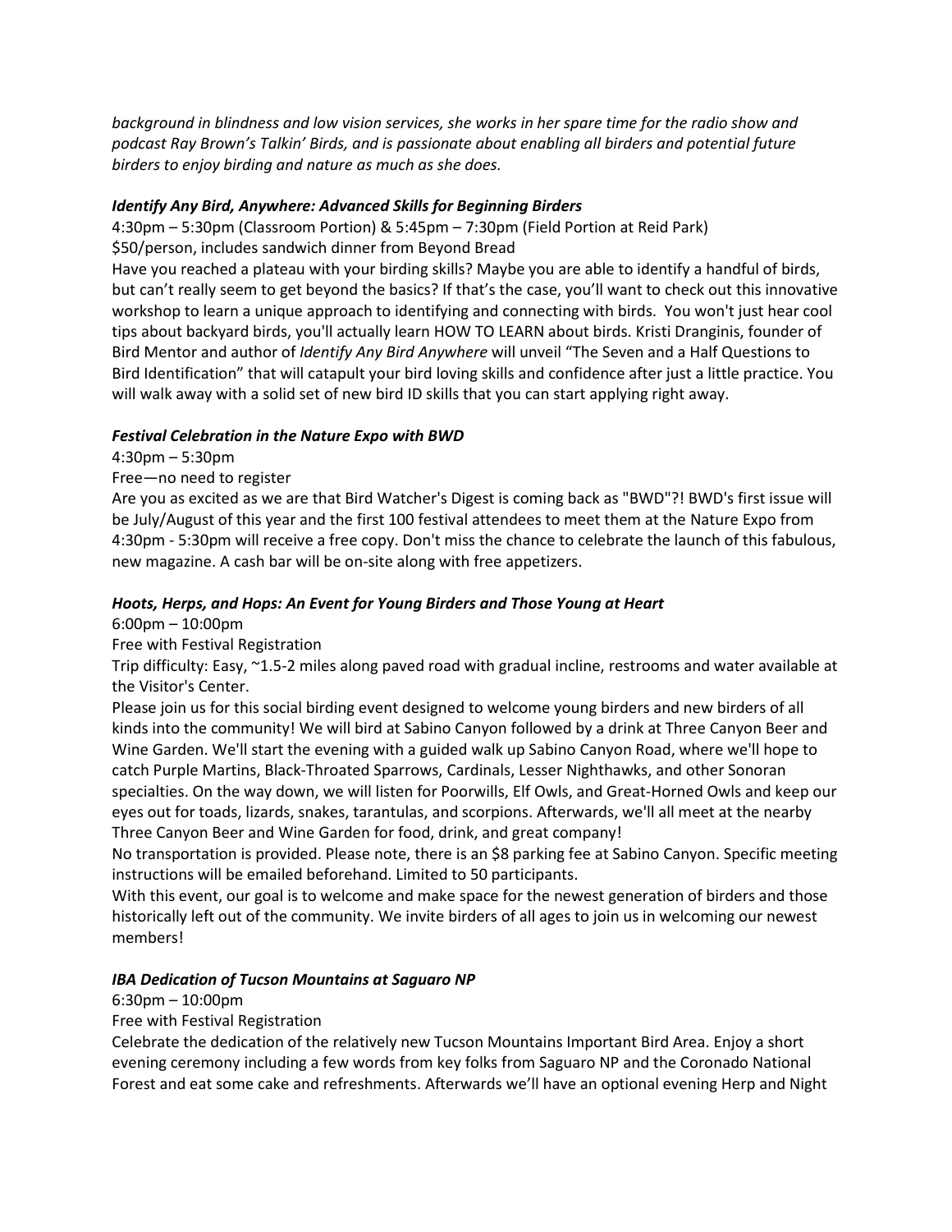*background in blindness and low vision services, she works in her spare time for the radio show and podcast Ray Brown's Talkin' Birds, and is passionate about enabling all birders and potential future birders to enjoy birding and nature as much as she does.*

***Identify Any Bird, Anywhere: Advanced Skills for Beginning Birders***

4:30pm – 5:30pm (Classroom Portion) & 5:45pm – 7:30pm (Field Portion at Reid Park)

$50/person, includes sandwich dinner from Beyond Bread

Have you reached a plateau with your birding skills? Maybe you are able to identify a handful of birds, but can't really seem to get beyond the basics? If that's the case, you'll want to check out this innovative workshop to learn a unique approach to identifying and connecting with birds. You won't just hear cool tips about backyard birds, you'll actually learn HOW TO LEARN about birds. Kristi Dranginis, founder of Bird Mentor and author of *Identify Any Bird Anywhere* will unveil "The Seven and a Half Questions to Bird Identification" that will catapult your bird loving skills and confidence after just a little practice. You will walk away with a solid set of new bird ID skills that you can start applying right away.

***Festival Celebration in the Nature Expo with BWD***

4:30pm – 5:30pm

Free—no need to register

Are you as excited as we are that Bird Watcher's Digest is coming back as "BWD"?! BWD's first issue will be July/August of this year and the first 100 festival attendees to meet them at the Nature Expo from 4:30pm - 5:30pm will receive a free copy. Don't miss the chance to celebrate the launch of this fabulous, new magazine. A cash bar will be on-site along with free appetizers.

***Hoots, Herps, and Hops: An Event for Young Birders and Those Young at Heart***

6:00pm – 10:00pm

Free with Festival Registration

Trip difficulty: Easy, ~1.5-2 miles along paved road with gradual incline, restrooms and water available at the Visitor's Center.

Please join us for this social birding event designed to welcome young birders and new birders of all kinds into the community! We will bird at Sabino Canyon followed by a drink at Three Canyon Beer and Wine Garden. We'll start the evening with a guided walk up Sabino Canyon Road, where we'll hope to catch Purple Martins, Black-Throated Sparrows, Cardinals, Lesser Nighthawks, and other Sonoran specialties. On the way down, we will listen for Poorwills, Elf Owls, and Great-Horned Owls and keep our eyes out for toads, lizards, snakes, tarantulas, and scorpions. Afterwards, we'll all meet at the nearby Three Canyon Beer and Wine Garden for food, drink, and great company!

No transportation is provided. Please note, there is an $8 parking fee at Sabino Canyon. Specific meeting instructions will be emailed beforehand. Limited to 50 participants.

With this event, our goal is to welcome and make space for the newest generation of birders and those historically left out of the community. We invite birders of all ages to join us in welcoming our newest members!

***IBA Dedication of Tucson Mountains at Saguaro NP***

6:30pm – 10:00pm

Free with Festival Registration

Celebrate the dedication of the relatively new Tucson Mountains Important Bird Area. Enjoy a short evening ceremony including a few words from key folks from Saguaro NP and the Coronado National Forest and eat some cake and refreshments. Afterwards we'll have an optional evening Herp and Night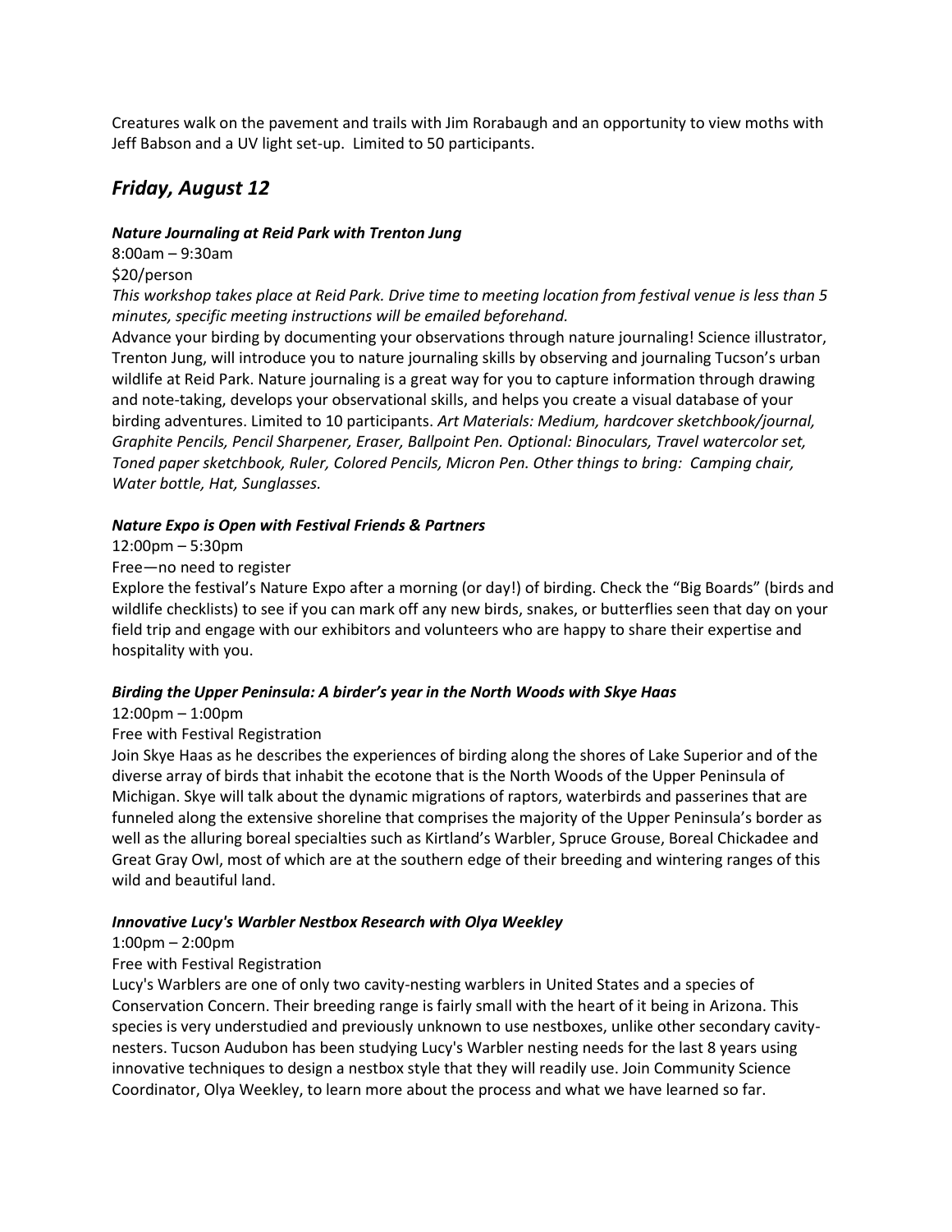Creatures walk on the pavement and trails with Jim Rorabaugh and an opportunity to view moths with Jeff Babson and a UV light set-up. Limited to 50 participants.

## *Friday, August 12*

***Nature Journaling at Reid Park with Trenton Jung***

8:00am – 9:30am

$20/person

*This workshop takes place at Reid Park. Drive time to meeting location from festival venue is less than 5 minutes, specific meeting instructions will be emailed beforehand.*

Advance your birding by documenting your observations through nature journaling! Science illustrator, Trenton Jung, will introduce you to nature journaling skills by observing and journaling Tucson's urban wildlife at Reid Park. Nature journaling is a great way for you to capture information through drawing and note-taking, develops your observational skills, and helps you create a visual database of your birding adventures. Limited to 10 participants. *Art Materials: Medium, hardcover sketchbook/journal, Graphite Pencils, Pencil Sharpener, Eraser, Ballpoint Pen. Optional: Binoculars, Travel watercolor set, Toned paper sketchbook, Ruler, Colored Pencils, Micron Pen. Other things to bring: Camping chair, Water bottle, Hat, Sunglasses.*

***Nature Expo is Open with Festival Friends & Partners***

12:00pm – 5:30pm

Free—no need to register

Explore the festival's Nature Expo after a morning (or day!) of birding. Check the "Big Boards" (birds and wildlife checklists) to see if you can mark off any new birds, snakes, or butterflies seen that day on your field trip and engage with our exhibitors and volunteers who are happy to share their expertise and hospitality with you.

***Birding the Upper Peninsula: A birder's year in the North Woods with Skye Haas***

12:00pm – 1:00pm

Free with Festival Registration

Join Skye Haas as he describes the experiences of birding along the shores of Lake Superior and of the diverse array of birds that inhabit the ecotone that is the North Woods of the Upper Peninsula of Michigan. Skye will talk about the dynamic migrations of raptors, waterbirds and passerines that are funneled along the extensive shoreline that comprises the majority of the Upper Peninsula's border as well as the alluring boreal specialties such as Kirtland's Warbler, Spruce Grouse, Boreal Chickadee and Great Gray Owl, most of which are at the southern edge of their breeding and wintering ranges of this wild and beautiful land.

***Innovative Lucy's Warbler Nestbox Research with Olya Weekley***

1:00pm – 2:00pm

Free with Festival Registration

Lucy's Warblers are one of only two cavity-nesting warblers in United States and a species of Conservation Concern. Their breeding range is fairly small with the heart of it being in Arizona. This species is very understudied and previously unknown to use nestboxes, unlike other secondary cavity-nesters. Tucson Audubon has been studying Lucy's Warbler nesting needs for the last 8 years using innovative techniques to design a nestbox style that they will readily use. Join Community Science Coordinator, Olya Weekley, to learn more about the process and what we have learned so far.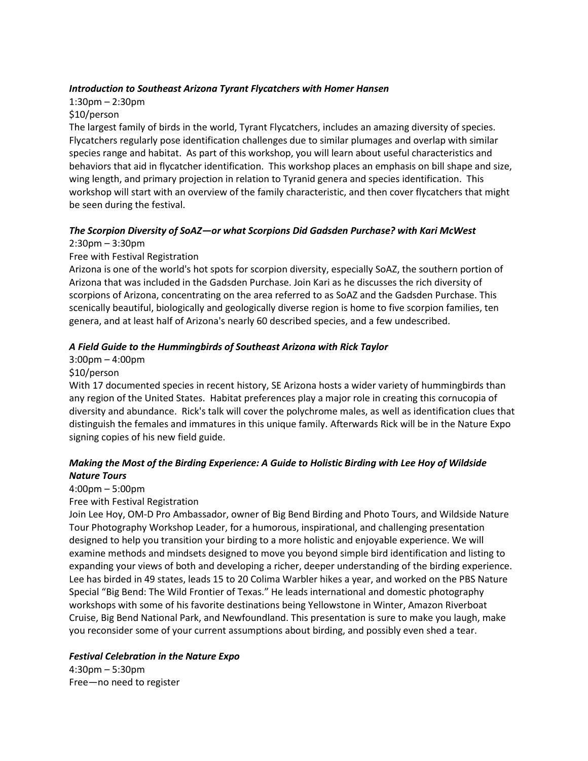***Introduction to Southeast Arizona Tyrant Flycatchers with Homer Hansen***

1:30pm – 2:30pm

$10/person

The largest family of birds in the world, Tyrant Flycatchers, includes an amazing diversity of species. Flycatchers regularly pose identification challenges due to similar plumages and overlap with similar species range and habitat. As part of this workshop, you will learn about useful characteristics and behaviors that aid in flycatcher identification. This workshop places an emphasis on bill shape and size, wing length, and primary projection in relation to Tyranid genera and species identification. This workshop will start with an overview of the family characteristic, and then cover flycatchers that might be seen during the festival.

***The Scorpion Diversity of SoAZ—or what Scorpions Did Gadsden Purchase? with Kari McWest***

2:30pm – 3:30pm

Free with Festival Registration

Arizona is one of the world's hot spots for scorpion diversity, especially SoAZ, the southern portion of Arizona that was included in the Gadsden Purchase. Join Kari as he discusses the rich diversity of scorpions of Arizona, concentrating on the area referred to as SoAZ and the Gadsden Purchase. This scenically beautiful, biologically and geologically diverse region is home to five scorpion families, ten genera, and at least half of Arizona's nearly 60 described species, and a few undescribed.

***A Field Guide to the Hummingbirds of Southeast Arizona with Rick Taylor***

3:00pm – 4:00pm

$10/person

With 17 documented species in recent history, SE Arizona hosts a wider variety of hummingbirds than any region of the United States. Habitat preferences play a major role in creating this cornucopia of diversity and abundance. Rick's talk will cover the polychrome males, as well as identification clues that distinguish the females and immatures in this unique family. Afterwards Rick will be in the Nature Expo signing copies of his new field guide.

***Making the Most of the Birding Experience: A Guide to Holistic Birding with Lee Hoy of Wildside Nature Tours***

4:00pm – 5:00pm

Free with Festival Registration

Join Lee Hoy, OM-D Pro Ambassador, owner of Big Bend Birding and Photo Tours, and Wildside Nature Tour Photography Workshop Leader, for a humorous, inspirational, and challenging presentation designed to help you transition your birding to a more holistic and enjoyable experience. We will examine methods and mindsets designed to move you beyond simple bird identification and listing to expanding your views of both and developing a richer, deeper understanding of the birding experience. Lee has birded in 49 states, leads 15 to 20 Colima Warbler hikes a year, and worked on the PBS Nature Special "Big Bend: The Wild Frontier of Texas." He leads international and domestic photography workshops with some of his favorite destinations being Yellowstone in Winter, Amazon Riverboat Cruise, Big Bend National Park, and Newfoundland. This presentation is sure to make you laugh, make you reconsider some of your current assumptions about birding, and possibly even shed a tear.

***Festival Celebration in the Nature Expo***

4:30pm – 5:30pm

Free—no need to register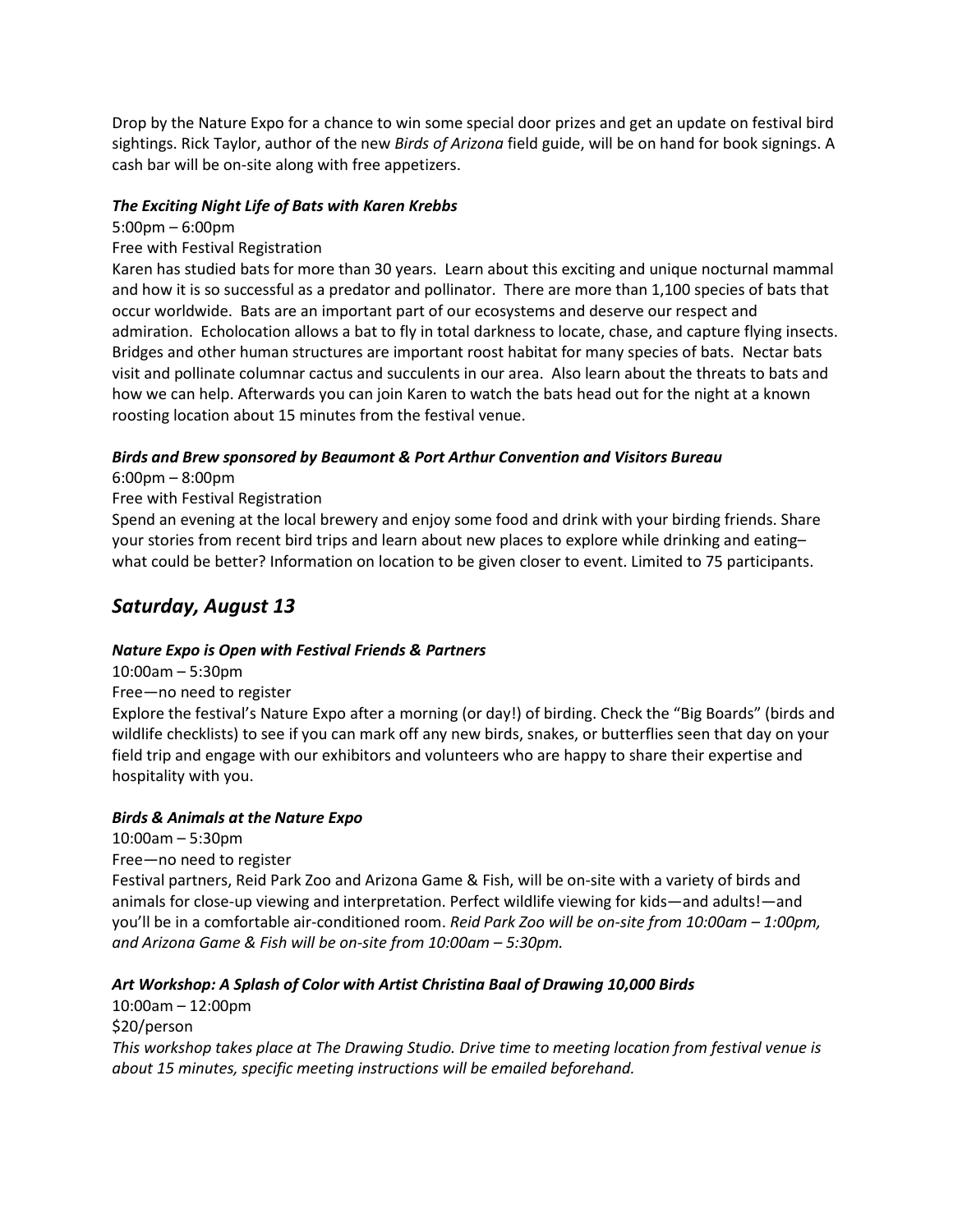Drop by the Nature Expo for a chance to win some special door prizes and get an update on festival bird sightings. Rick Taylor, author of the new *Birds of Arizona* field guide, will be on hand for book signings. A cash bar will be on-site along with free appetizers.

***The Exciting Night Life of Bats with Karen Krebbs***

5:00pm – 6:00pm

Free with Festival Registration

Karen has studied bats for more than 30 years. Learn about this exciting and unique nocturnal mammal and how it is so successful as a predator and pollinator. There are more than 1,100 species of bats that occur worldwide. Bats are an important part of our ecosystems and deserve our respect and admiration. Echolocation allows a bat to fly in total darkness to locate, chase, and capture flying insects. Bridges and other human structures are important roost habitat for many species of bats. Nectar bats visit and pollinate columnar cactus and succulents in our area. Also learn about the threats to bats and how we can help. Afterwards you can join Karen to watch the bats head out for the night at a known roosting location about 15 minutes from the festival venue.

***Birds and Brew sponsored by Beaumont & Port Arthur Convention and Visitors Bureau***

6:00pm – 8:00pm

Free with Festival Registration

Spend an evening at the local brewery and enjoy some food and drink with your birding friends. Share your stories from recent bird trips and learn about new places to explore while drinking and eating– what could be better? Information on location to be given closer to event. Limited to 75 participants.

## *Saturday, August 13*

***Nature Expo is Open with Festival Friends & Partners***

10:00am – 5:30pm

Free—no need to register

Explore the festival's Nature Expo after a morning (or day!) of birding. Check the "Big Boards" (birds and wildlife checklists) to see if you can mark off any new birds, snakes, or butterflies seen that day on your field trip and engage with our exhibitors and volunteers who are happy to share their expertise and hospitality with you.

***Birds & Animals at the Nature Expo***

10:00am – 5:30pm

Free—no need to register

Festival partners, Reid Park Zoo and Arizona Game & Fish, will be on-site with a variety of birds and animals for close-up viewing and interpretation. Perfect wildlife viewing for kids—and adults!—and you'll be in a comfortable air-conditioned room. *Reid Park Zoo will be on-site from 10:00am – 1:00pm, and Arizona Game & Fish will be on-site from 10:00am – 5:30pm.*

***Art Workshop: A Splash of Color with Artist Christina Baal of Drawing 10,000 Birds***

10:00am – 12:00pm

$20/person

*This workshop takes place at The Drawing Studio. Drive time to meeting location from festival venue is about 15 minutes, specific meeting instructions will be emailed beforehand.*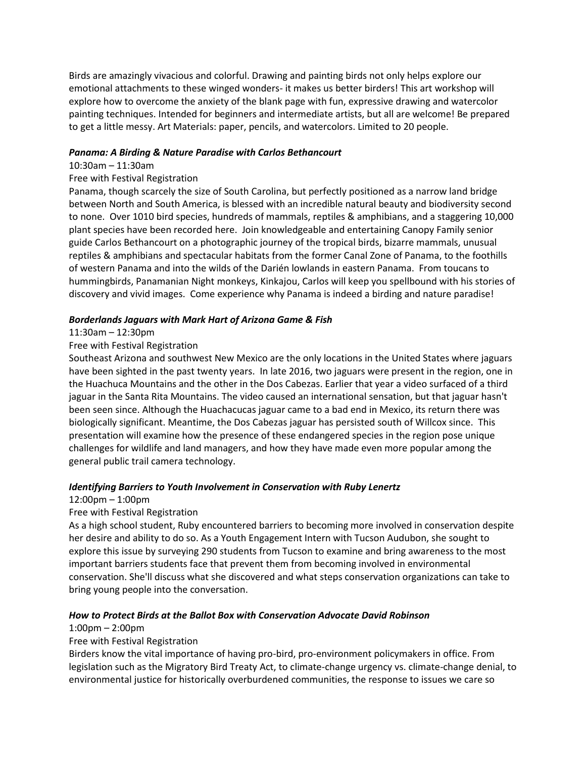Birds are amazingly vivacious and colorful. Drawing and painting birds not only helps explore our emotional attachments to these winged wonders- it makes us better birders! This art workshop will explore how to overcome the anxiety of the blank page with fun, expressive drawing and watercolor painting techniques. Intended for beginners and intermediate artists, but all are welcome! Be prepared to get a little messy. Art Materials: paper, pencils, and watercolors. Limited to 20 people.

***Panama: A Birding & Nature Paradise with Carlos Bethancourt***

10:30am – 11:30am

Free with Festival Registration

Panama, though scarcely the size of South Carolina, but perfectly positioned as a narrow land bridge between North and South America, is blessed with an incredible natural beauty and biodiversity second to none. Over 1010 bird species, hundreds of mammals, reptiles & amphibians, and a staggering 10,000 plant species have been recorded here. Join knowledgeable and entertaining Canopy Family senior guide Carlos Bethancourt on a photographic journey of the tropical birds, bizarre mammals, unusual reptiles & amphibians and spectacular habitats from the former Canal Zone of Panama, to the foothills of western Panama and into the wilds of the Darién lowlands in eastern Panama. From toucans to hummingbirds, Panamanian Night monkeys, Kinkajou, Carlos will keep you spellbound with his stories of discovery and vivid images. Come experience why Panama is indeed a birding and nature paradise!

***Borderlands Jaguars with Mark Hart of Arizona Game & Fish***

11:30am – 12:30pm

Free with Festival Registration

Southeast Arizona and southwest New Mexico are the only locations in the United States where jaguars have been sighted in the past twenty years. In late 2016, two jaguars were present in the region, one in the Huachuca Mountains and the other in the Dos Cabezas. Earlier that year a video surfaced of a third jaguar in the Santa Rita Mountains. The video caused an international sensation, but that jaguar hasn't been seen since. Although the Huachacucas jaguar came to a bad end in Mexico, its return there was biologically significant. Meantime, the Dos Cabezas jaguar has persisted south of Willcox since. This presentation will examine how the presence of these endangered species in the region pose unique challenges for wildlife and land managers, and how they have made even more popular among the general public trail camera technology.

***Identifying Barriers to Youth Involvement in Conservation with Ruby Lenertz***

12:00pm – 1:00pm

Free with Festival Registration

As a high school student, Ruby encountered barriers to becoming more involved in conservation despite her desire and ability to do so. As a Youth Engagement Intern with Tucson Audubon, she sought to explore this issue by surveying 290 students from Tucson to examine and bring awareness to the most important barriers students face that prevent them from becoming involved in environmental conservation. She'll discuss what she discovered and what steps conservation organizations can take to bring young people into the conversation.

***How to Protect Birds at the Ballot Box with Conservation Advocate David Robinson***

1:00pm – 2:00pm

Free with Festival Registration

Birders know the vital importance of having pro-bird, pro-environment policymakers in office. From legislation such as the Migratory Bird Treaty Act, to climate-change urgency vs. climate-change denial, to environmental justice for historically overburdened communities, the response to issues we care so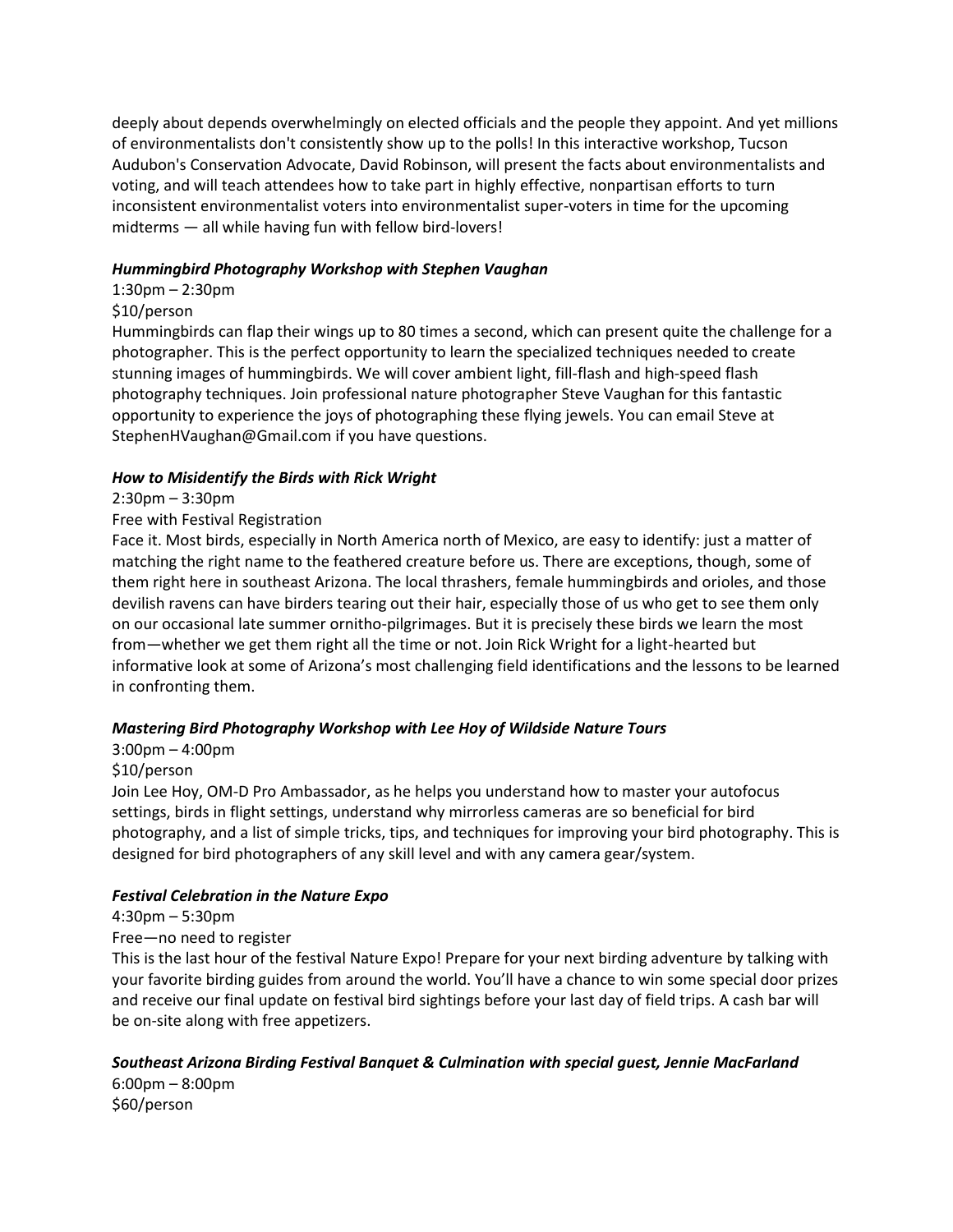deeply about depends overwhelmingly on elected officials and the people they appoint. And yet millions of environmentalists don't consistently show up to the polls! In this interactive workshop, Tucson Audubon's Conservation Advocate, David Robinson, will present the facts about environmentalists and voting, and will teach attendees how to take part in highly effective, nonpartisan efforts to turn inconsistent environmentalist voters into environmentalist super-voters in time for the upcoming midterms — all while having fun with fellow bird-lovers!

***Hummingbird Photography Workshop with Stephen Vaughan***

1:30pm – 2:30pm

$10/person

Hummingbirds can flap their wings up to 80 times a second, which can present quite the challenge for a photographer. This is the perfect opportunity to learn the specialized techniques needed to create stunning images of hummingbirds. We will cover ambient light, fill-flash and high-speed flash photography techniques. Join professional nature photographer Steve Vaughan for this fantastic opportunity to experience the joys of photographing these flying jewels. You can email Steve at StephenHVaughan@Gmail.com if you have questions.

***How to Misidentify the Birds with Rick Wright***

2:30pm – 3:30pm

Free with Festival Registration

Face it. Most birds, especially in North America north of Mexico, are easy to identify: just a matter of matching the right name to the feathered creature before us. There are exceptions, though, some of them right here in southeast Arizona. The local thrashers, female hummingbirds and orioles, and those devilish ravens can have birders tearing out their hair, especially those of us who get to see them only on our occasional late summer ornitho-pilgrimages. But it is precisely these birds we learn the most from—whether we get them right all the time or not. Join Rick Wright for a light-hearted but informative look at some of Arizona's most challenging field identifications and the lessons to be learned in confronting them.

***Mastering Bird Photography Workshop with Lee Hoy of Wildside Nature Tours***

3:00pm – 4:00pm

$10/person

Join Lee Hoy, OM-D Pro Ambassador, as he helps you understand how to master your autofocus settings, birds in flight settings, understand why mirrorless cameras are so beneficial for bird photography, and a list of simple tricks, tips, and techniques for improving your bird photography. This is designed for bird photographers of any skill level and with any camera gear/system.

***Festival Celebration in the Nature Expo***

4:30pm – 5:30pm

Free—no need to register

This is the last hour of the festival Nature Expo! Prepare for your next birding adventure by talking with your favorite birding guides from around the world. You'll have a chance to win some special door prizes and receive our final update on festival bird sightings before your last day of field trips. A cash bar will be on-site along with free appetizers.

***Southeast Arizona Birding Festival Banquet & Culmination with special guest, Jennie MacFarland***

6:00pm – 8:00pm

$60/person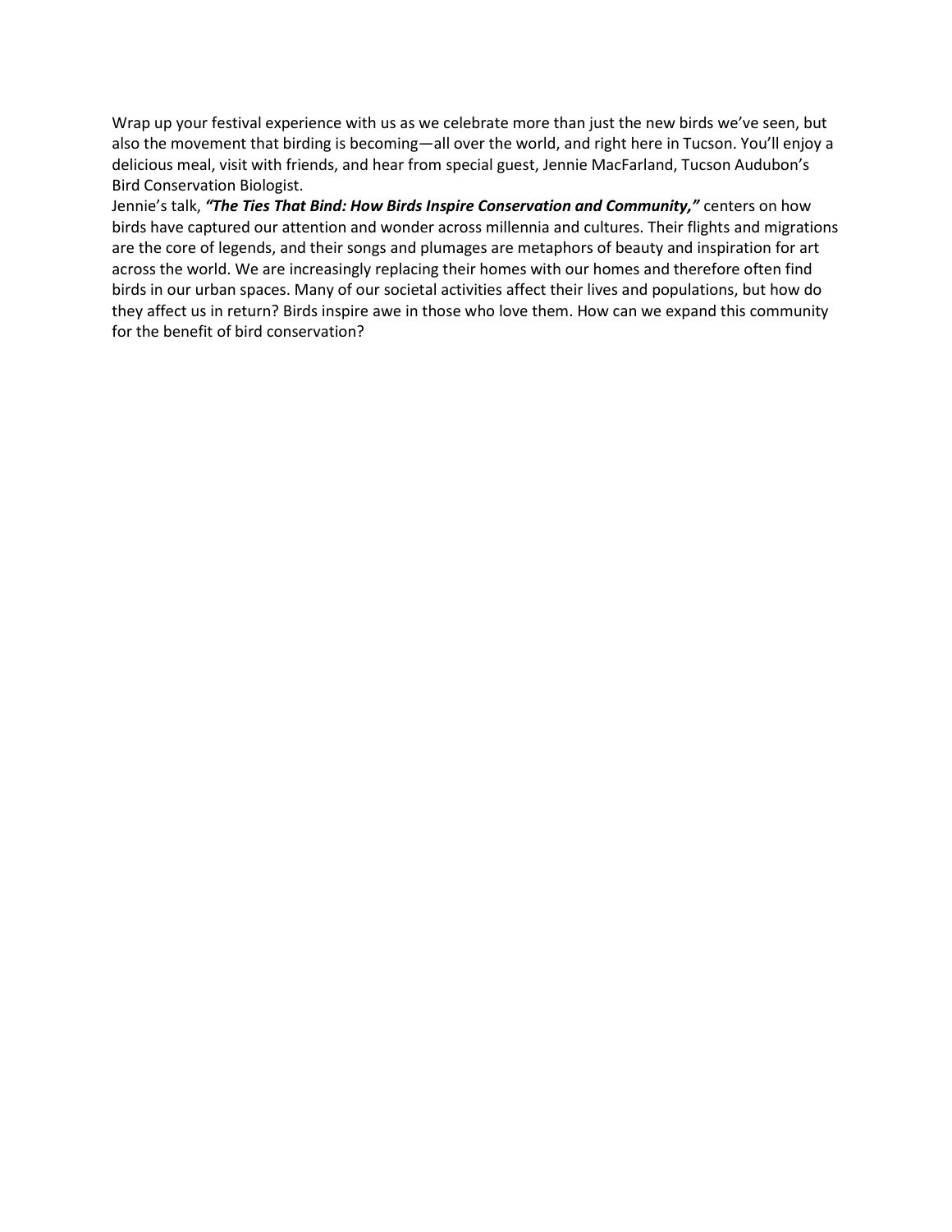Wrap up your festival experience with us as we celebrate more than just the new birds we've seen, but also the movement that birding is becoming—all over the world, and right here in Tucson. You'll enjoy a delicious meal, visit with friends, and hear from special guest, Jennie MacFarland, Tucson Audubon's Bird Conservation Biologist.

Jennie's talk, ***"The Ties That Bind: How Birds Inspire Conservation and Community,"*** centers on how birds have captured our attention and wonder across millennia and cultures. Their flights and migrations are the core of legends, and their songs and plumages are metaphors of beauty and inspiration for art across the world. We are increasingly replacing their homes with our homes and therefore often find birds in our urban spaces. Many of our societal activities affect their lives and populations, but how do they affect us in return? Birds inspire awe in those who love them. How can we expand this community for the benefit of bird conservation?